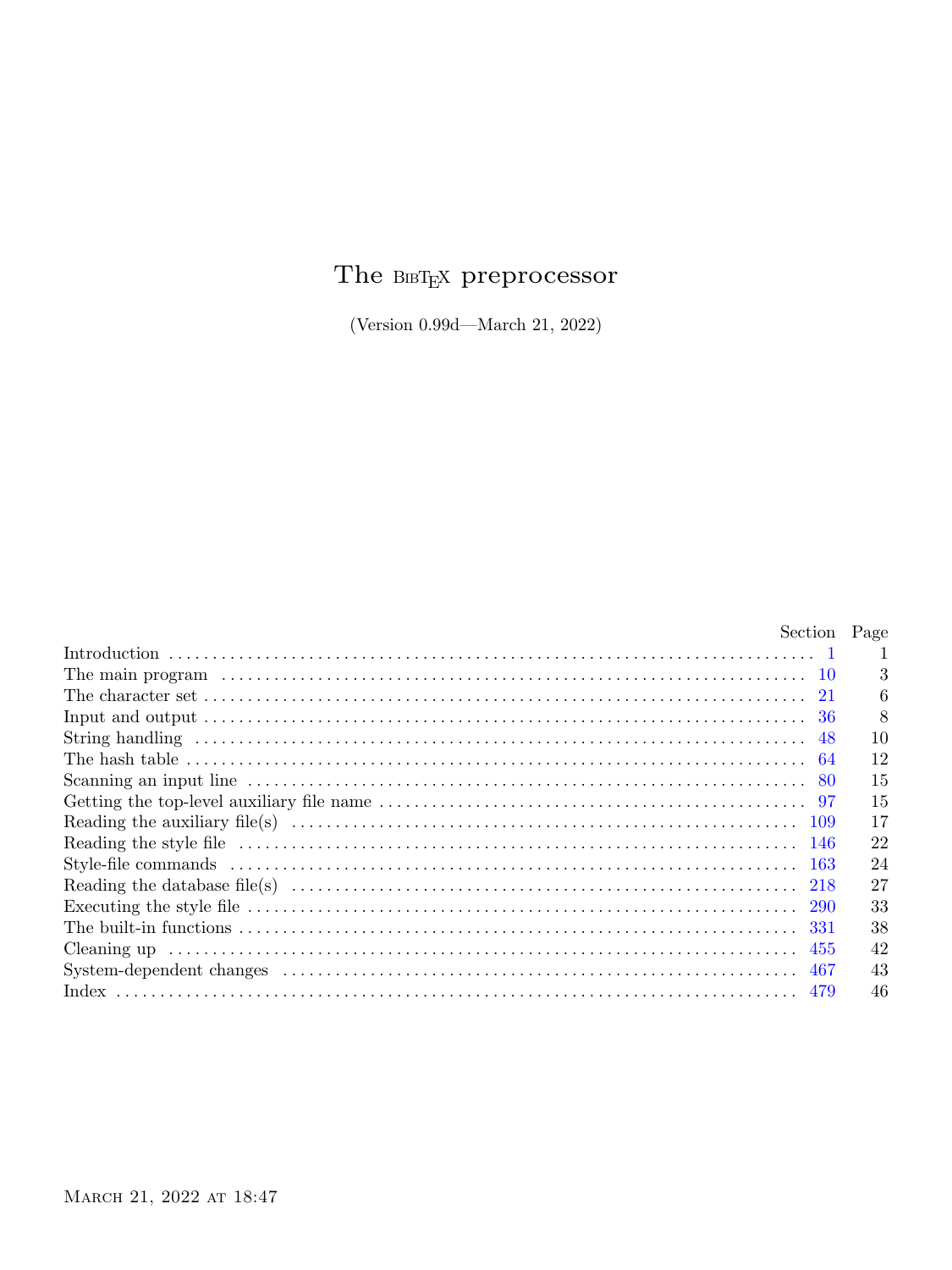# The BibTeX preprocessor

(Version 0.99d—March 21, 2022)

| | Section | Page |
|---|---|---|
| Introduction | 1 | 1 |
| The main program | 10 | 3 |
| The character set | 21 | 6 |
| Input and output | 36 | 8 |
| String handling | 48 | 10 |
| The hash table | 64 | 12 |
| Scanning an input line | 80 | 15 |
| Getting the top-level auxiliary file name | 97 | 15 |
| Reading the auxiliary file(s) | 109 | 17 |
| Reading the style file | 146 | 22 |
| Style-file commands | 163 | 24 |
| Reading the database file(s) | 218 | 27 |
| Executing the style file | 290 | 33 |
| The built-in functions | 331 | 38 |
| Cleaning up | 455 | 42 |
| System-dependent changes | 467 | 43 |
| Index | 479 | 46 |

March 21, 2022 at 18:47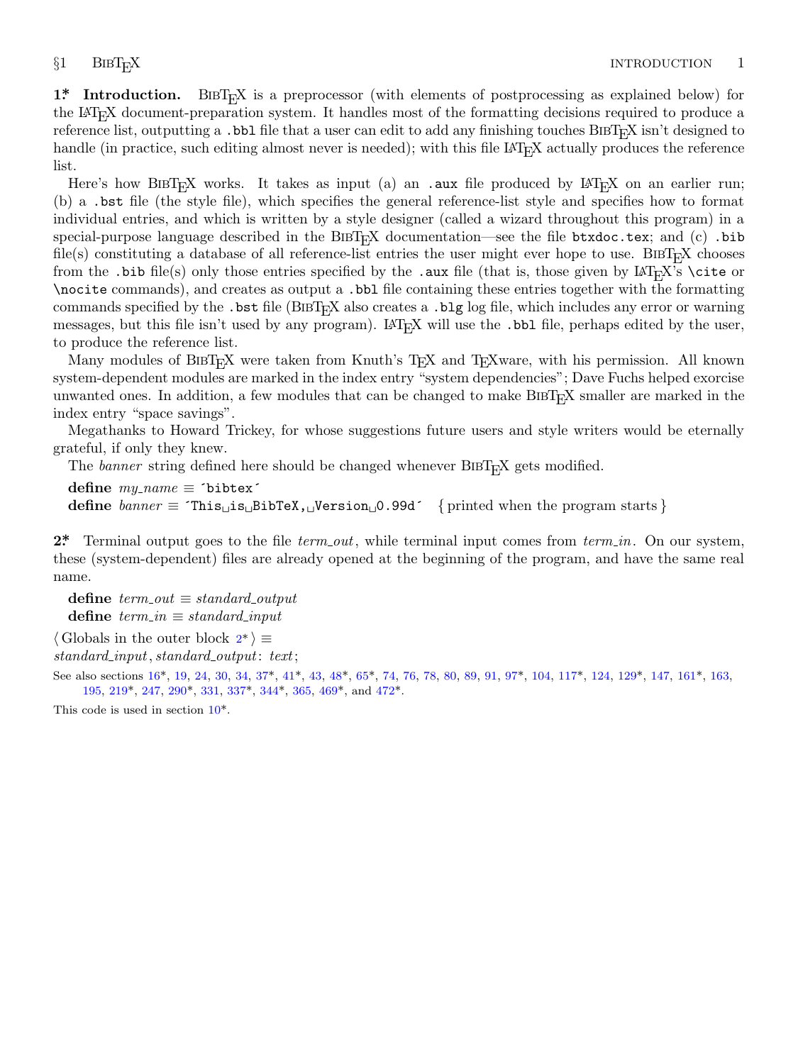**1\*. Introduction.** BibTeX is a preprocessor (with elements of postprocessing as explained below) for the LaTeX document-preparation system. It handles most of the formatting decisions required to produce a reference list, outputting a `.bbl` file that a user can edit to add any finishing touches BibTeX isn't designed to handle (in practice, such editing almost never is needed); with this file LaTeX actually produces the reference list.

Here's how BibTeX works. It takes as input (a) an `.aux` file produced by LaTeX on an earlier run; (b) a `.bst` file (the style file), which specifies the general reference-list style and specifies how to format individual entries, and which is written by a style designer (called a wizard throughout this program) in a special-purpose language described in the BibTeX documentation—see the file `btxdoc.tex`; and (c) `.bib` file(s) constituting a database of all reference-list entries the user might ever hope to use. BibTeX chooses from the `.bib` file(s) only those entries specified by the `.aux` file (that is, those given by LaTeX's `\cite` or `\nocite` commands), and creates as output a `.bbl` file containing these entries together with the formatting commands specified by the `.bst` file (BibTeX also creates a `.blg` log file, which includes any error or warning messages, but this file isn't used by any program). LaTeX will use the `.bbl` file, perhaps edited by the user, to produce the reference list.

Many modules of BibTeX were taken from Knuth's TeX and TeXware, with his permission. All known system-dependent modules are marked in the index entry "system dependencies"; Dave Fuchs helped exorcise unwanted ones. In addition, a few modules that can be changed to make BibTeX smaller are marked in the index entry "space savings".

Megathanks to Howard Trickey, for whose suggestions future users and style writers would be eternally grateful, if only they knew.

The *banner* string defined here should be changed whenever BibTeX gets modified.

**define** *my_name* ≡ ´bibtex´
**define** *banner* ≡ ´This␣is␣BibTeX,␣Version␣0.99d´ { printed when the program starts }

**2\*.** Terminal output goes to the file *term_out*, while terminal input comes from *term_in*. On our system, these (system-dependent) files are already opened at the beginning of the program, and have the same real name.

**define** *term_out* ≡ *standard_output*
**define** *term_in* ≡ *standard_input*

⟨ Globals in the outer block 2\* ⟩ ≡
*standard_input*, *standard_output*: *text*;

See also sections 16\*, 19, 24, 30, 34, 37\*, 41\*, 43, 48\*, 65\*, 74, 76, 78, 80, 89, 91, 97\*, 104, 117\*, 124, 129\*, 147, 161\*, 163, 195, 219\*, 247, 290\*, 331, 337\*, 344\*, 365, 469\*, and 472\*.

This code is used in section 10\*.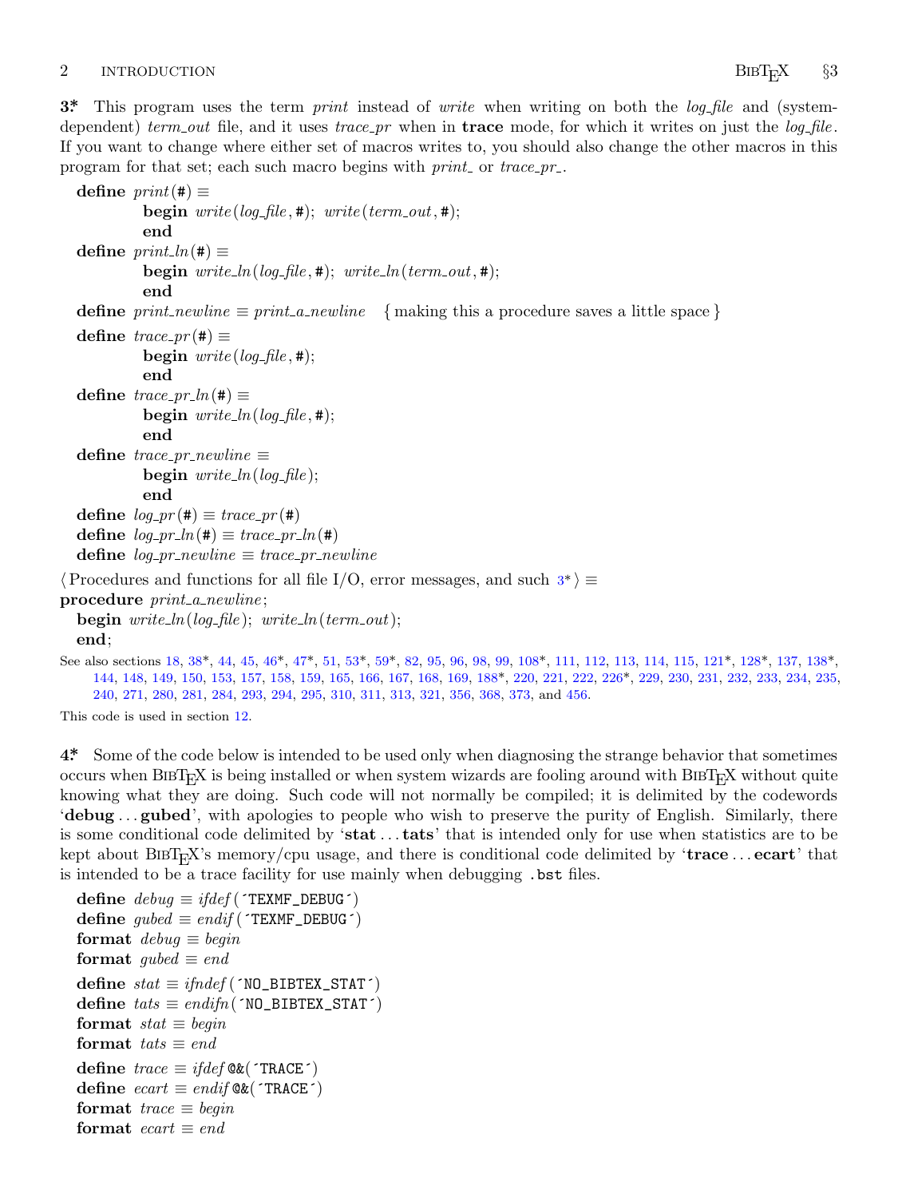**3\*** This program uses the term *print* instead of *write* when writing on both the *log_file* and (system-dependent) *term_out* file, and it uses *trace_pr* when in **trace** mode, for which it writes on just the *log_file*. If you want to change where either set of macros writes to, you should also change the other macros in this program for that set; each such macro begins with *print_* or *trace_pr_*.

```
define print(#) ≡
        begin write(log_file, #); write(term_out, #);
        end
define print_ln(#) ≡
        begin write_ln(log_file, #); write_ln(term_out, #);
        end
define print_newline ≡ print_a_newline   { making this a procedure saves a little space }
define trace_pr(#) ≡
        begin write(log_file, #);
        end
define trace_pr_ln(#) ≡
        begin write_ln(log_file, #);
        end
define trace_pr_newline ≡
        begin write_ln(log_file);
        end
define log_pr(#) ≡ trace_pr(#)
define log_pr_ln(#) ≡ trace_pr_ln(#)
define log_pr_newline ≡ trace_pr_newline
```

⟨ Procedures and functions for all file I/O, error messages, and such 3\* ⟩ ≡

```
procedure print_a_newline;
  begin write_ln(log_file); write_ln(term_out);
  end;
```

See also sections 18, 38\*, 44, 45, 46\*, 47\*, 51, 53\*, 59\*, 82, 95, 96, 98, 99, 108\*, 111, 112, 113, 114, 115, 121\*, 128\*, 137, 138\*, 144, 148, 149, 150, 153, 157, 158, 159, 165, 166, 167, 168, 169, 188\*, 220, 221, 222, 226\*, 229, 230, 231, 232, 233, 234, 235, 240, 271, 280, 281, 284, 293, 294, 295, 310, 311, 313, 321, 356, 368, 373, and 456.

This code is used in section 12.

**4\*** Some of the code below is intended to be used only when diagnosing the strange behavior that sometimes occurs when BibTeX is being installed or when system wizards are fooling around with BibTeX without quite knowing what they are doing. Such code will not normally be compiled; it is delimited by the codewords '**debug** ... **gubed**', with apologies to people who wish to preserve the purity of English. Similarly, there is some conditional code delimited by '**stat** ... **tats**' that is intended only for use when statistics are to be kept about BibTeX's memory/cpu usage, and there is conditional code delimited by '**trace** ... **ecart**' that is intended to be a trace facility for use mainly when debugging `.bst` files.

```
define debug ≡ ifdef(´TEXMF_DEBUG´)
define gubed ≡ endif(´TEXMF_DEBUG´)
format debug ≡ begin
format gubed ≡ end
define stat ≡ ifndef(´NO_BIBTEX_STAT´)
define tats ≡ endifn(´NO_BIBTEX_STAT´)
format stat ≡ begin
format tats ≡ end
define trace ≡ ifdef @&(´TRACE´)
define ecart ≡ endif @&(´TRACE´)
format trace ≡ begin
format ecart ≡ end
```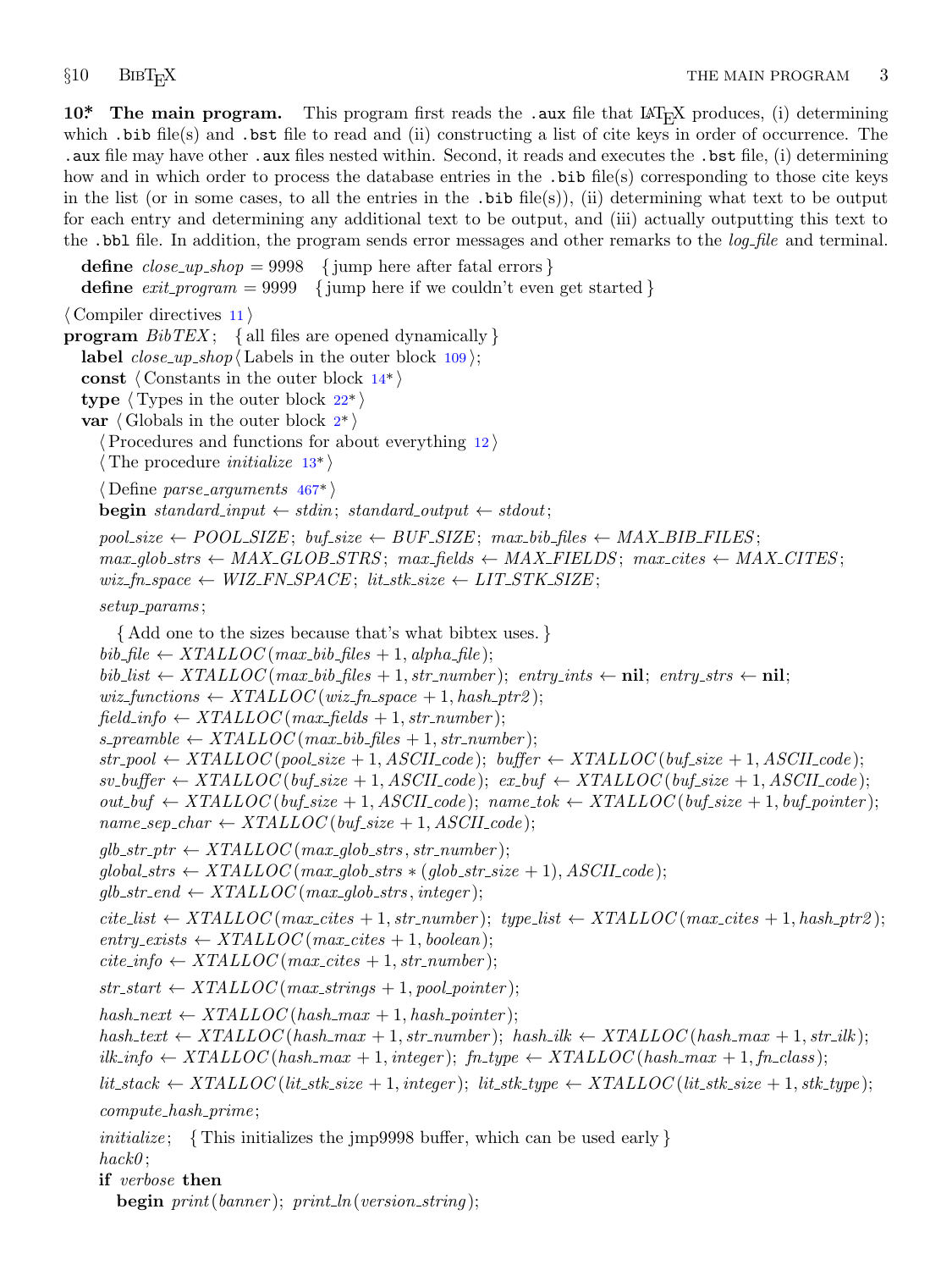**10\*. The main program.** This program first reads the `.aux` file that LaTeX produces, (i) determining which `.bib` file(s) and `.bst` file to read and (ii) constructing a list of cite keys in order of occurrence. The `.aux` file may have other `.aux` files nested within. Second, it reads and executes the `.bst` file, (i) determining how and in which order to process the database entries in the `.bib` file(s) corresponding to those cite keys in the list (or in some cases, to all the entries in the `.bib` file(s)), (ii) determining what text to be output for each entry and determining any additional text to be output, and (iii) actually outputting this text to the `.bbl` file. In addition, the program sends error messages and other remarks to the *log_file* and terminal.

```
define close_up_shop = 9998   { jump here after fatal errors }
define exit_program = 9999   { jump here if we couldn't even get started }

⟨ Compiler directives 11 ⟩
program BibTEX;   { all files are opened dynamically }
  label close_up_shop ⟨ Labels in the outer block 109 ⟩;
  const ⟨ Constants in the outer block 14* ⟩
  type ⟨ Types in the outer block 22* ⟩
  var ⟨ Globals in the outer block 2* ⟩
    ⟨ Procedures and functions for about everything 12 ⟩
    ⟨ The procedure initialize 13* ⟩
    ⟨ Define parse_arguments 467* ⟩
  begin standard_input ← stdin; standard_output ← stdout;
  pool_size ← POOL_SIZE; buf_size ← BUF_SIZE; max_bib_files ← MAX_BIB_FILES;
  max_glob_strs ← MAX_GLOB_STRS; max_fields ← MAX_FIELDS; max_cites ← MAX_CITES;
  wiz_fn_space ← WIZ_FN_SPACE; lit_stk_size ← LIT_STK_SIZE;
  setup_params;
    { Add one to the sizes because that's what bibtex uses. }
  bib_file ← XTALLOC(max_bib_files + 1, alpha_file);
  bib_list ← XTALLOC(max_bib_files + 1, str_number); entry_ints ← nil; entry_strs ← nil;
  wiz_functions ← XTALLOC(wiz_fn_space + 1, hash_ptr2);
  field_info ← XTALLOC(max_fields + 1, str_number);
  s_preamble ← XTALLOC(max_bib_files + 1, str_number);
  str_pool ← XTALLOC(pool_size + 1, ASCII_code); buffer ← XTALLOC(buf_size + 1, ASCII_code);
  sv_buffer ← XTALLOC(buf_size + 1, ASCII_code); ex_buf ← XTALLOC(buf_size + 1, ASCII_code);
  out_buf ← XTALLOC(buf_size + 1, ASCII_code); name_tok ← XTALLOC(buf_size + 1, buf_pointer);
  name_sep_char ← XTALLOC(buf_size + 1, ASCII_code);
  glb_str_ptr ← XTALLOC(max_glob_strs, str_number);
  global_strs ← XTALLOC(max_glob_strs * (glob_str_size + 1), ASCII_code);
  glb_str_end ← XTALLOC(max_glob_strs, integer);
  cite_list ← XTALLOC(max_cites + 1, str_number); type_list ← XTALLOC(max_cites + 1, hash_ptr2);
  entry_exists ← XTALLOC(max_cites + 1, boolean);
  cite_info ← XTALLOC(max_cites + 1, str_number);
  str_start ← XTALLOC(max_strings + 1, pool_pointer);
  hash_next ← XTALLOC(hash_max + 1, hash_pointer);
  hash_text ← XTALLOC(hash_max + 1, str_number); hash_ilk ← XTALLOC(hash_max + 1, str_ilk);
  ilk_info ← XTALLOC(hash_max + 1, integer); fn_type ← XTALLOC(hash_max + 1, fn_class);
  lit_stack ← XTALLOC(lit_stk_size + 1, integer); lit_stk_type ← XTALLOC(lit_stk_size + 1, stk_type);
  compute_hash_prime;
  initialize;   { This initializes the jmp9998 buffer, which can be used early }
  hack0;
  if verbose then
    begin print(banner); print_ln(version_string);
```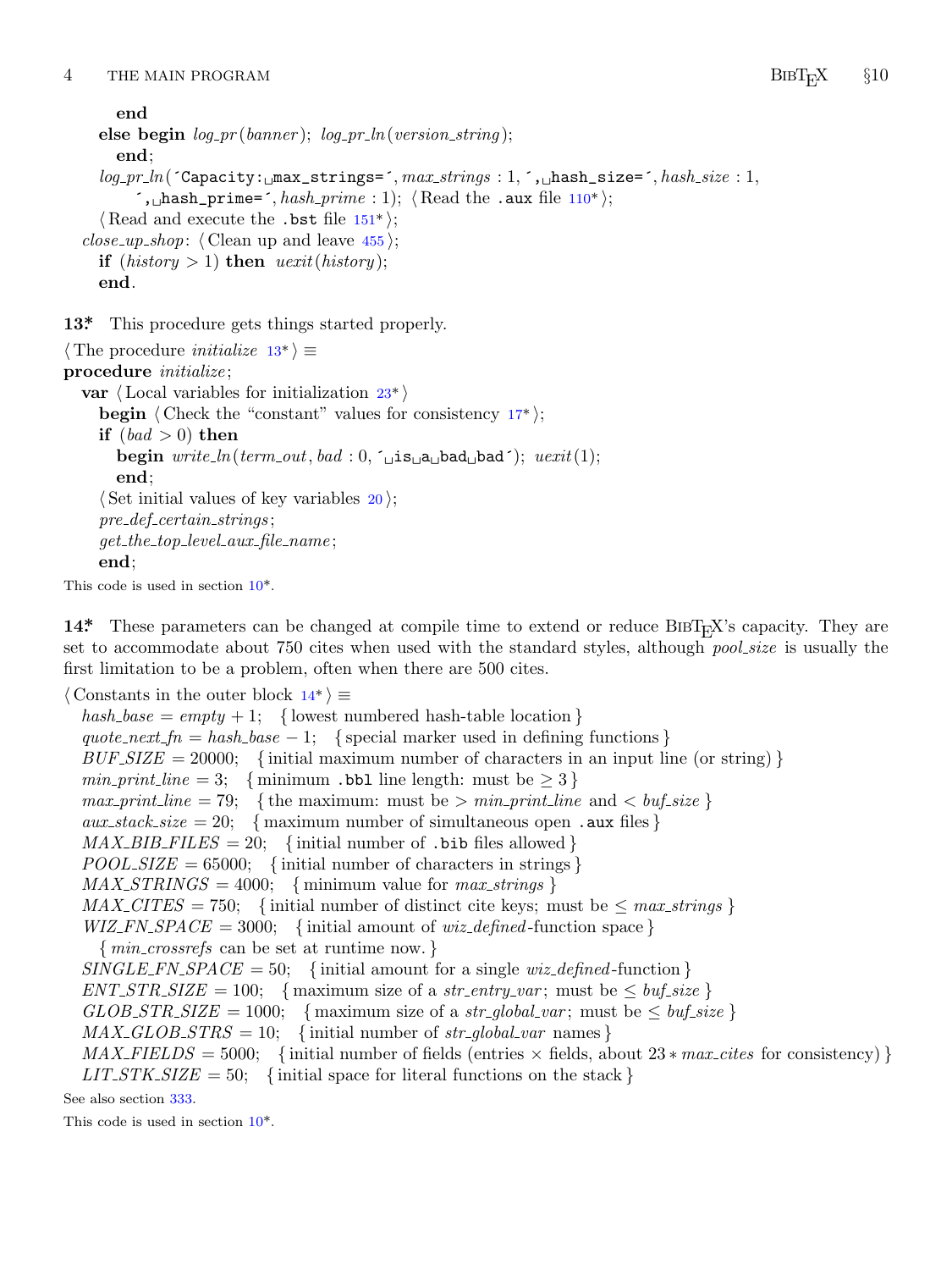```
      end
    else begin log_pr(banner); log_pr_ln(version_string);
      end;
    log_pr_ln('Capacity: max_strings=', max_strings : 1, ', hash_size=', hash_size : 1,
        ', hash_prime=', hash_prime : 1); ⟨Read the .aux file 110*⟩;
  ⟨Read and execute the .bst file 151*⟩;
close_up_shop: ⟨Clean up and leave 455⟩;
  if (history > 1) then uexit(history);
  end.
```

**13\*** This procedure gets things started properly.

```
⟨The procedure initialize 13*⟩ ≡
procedure initialize;
  var ⟨Local variables for initialization 23*⟩
  begin ⟨Check the "constant" values for consistency 17*⟩;
  if (bad > 0) then
    begin write_ln(term_out, bad : 0, ' is a bad bad'); uexit(1);
    end;
  ⟨Set initial values of key variables 20⟩;
  pre_def_certain_strings;
  get_the_top_level_aux_file_name;
  end;
```

This code is used in section 10\*.

**14\*** These parameters can be changed at compile time to extend or reduce BibTeX's capacity. They are set to accommodate about 750 cites when used with the standard styles, although *pool_size* is usually the first limitation to be a problem, often when there are 500 cites.

```
⟨Constants in the outer block 14*⟩ ≡
  hash_base = empty + 1;  { lowest numbered hash-table location }
  quote_next_fn = hash_base − 1;  { special marker used in defining functions }
  BUF_SIZE = 20000;  { initial maximum number of characters in an input line (or string) }
  min_print_line = 3;  { minimum .bbl line length: must be ≥ 3 }
  max_print_line = 79;  { the maximum: must be > min_print_line and < buf_size }
  aux_stack_size = 20;  { maximum number of simultaneous open .aux files }
  MAX_BIB_FILES = 20;  { initial number of .bib files allowed }
  POOL_SIZE = 65000;  { initial number of characters in strings }
  MAX_STRINGS = 4000;  { minimum value for max_strings }
  MAX_CITES = 750;  { initial number of distinct cite keys; must be ≤ max_strings }
  WIZ_FN_SPACE = 3000;  { initial amount of wiz_defined-function space }
    { min_crossrefs can be set at runtime now. }
  SINGLE_FN_SPACE = 50;  { initial amount for a single wiz_defined-function }
  ENT_STR_SIZE = 100;  { maximum size of a str_entry_var; must be ≤ buf_size }
  GLOB_STR_SIZE = 1000;  { maximum size of a str_global_var; must be ≤ buf_size }
  MAX_GLOB_STRS = 10;  { initial number of str_global_var names }
  MAX_FIELDS = 5000;  { initial number of fields (entries × fields, about 23 ∗ max_cites for consistency) }
  LIT_STK_SIZE = 50;  { initial space for literal functions on the stack }
```

See also section 333.

This code is used in section 10\*.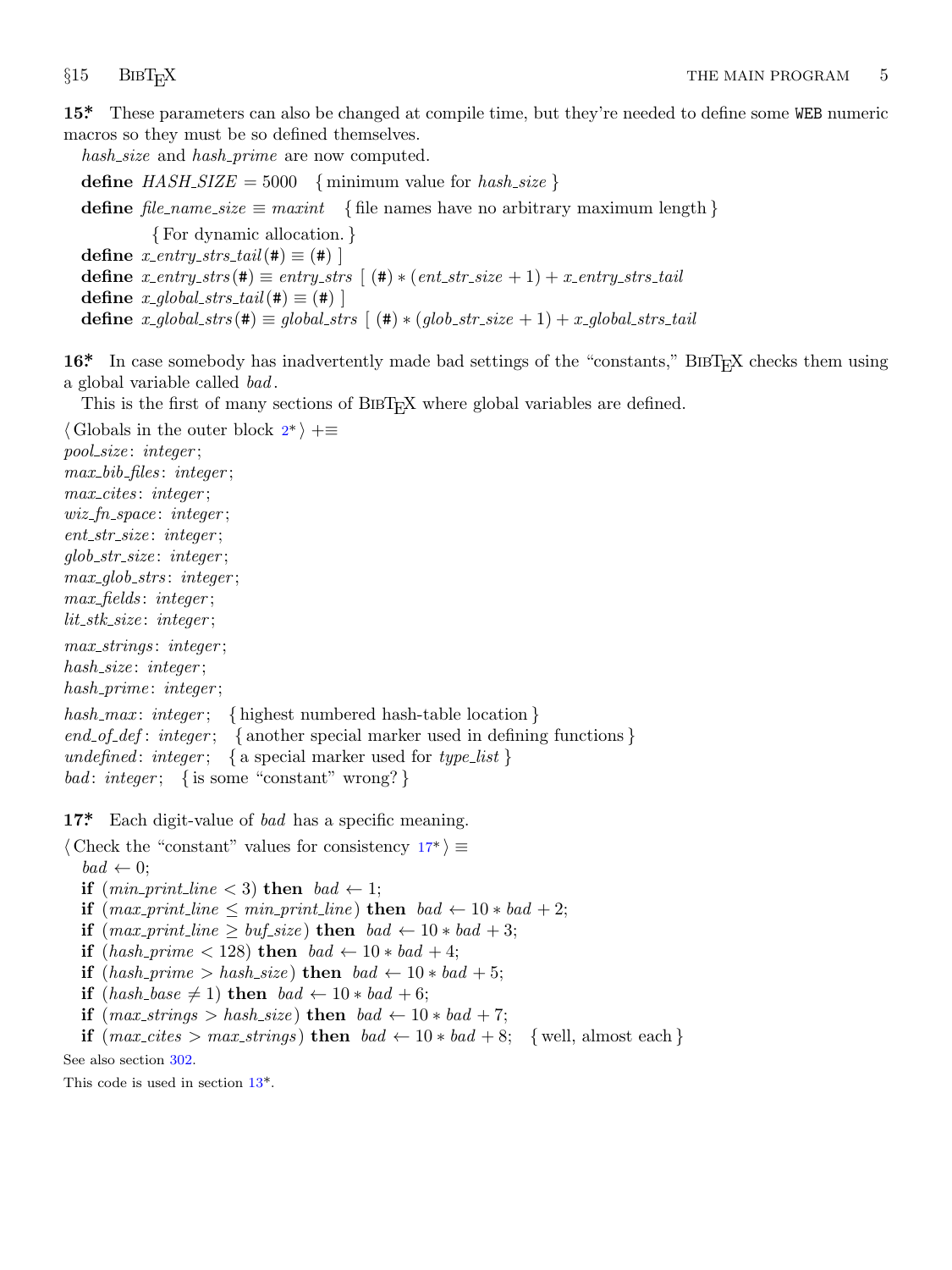**15\*** These parameters can also be changed at compile time, but they're needed to define some WEB numeric macros so they must be so defined themselves.

*hash_size* and *hash_prime* are now computed.

**define** *HASH_SIZE* = 5000 { minimum value for *hash_size* }
**define** *file_name_size* ≡ *maxint* { file names have no arbitrary maximum length }
{ For dynamic allocation. }
**define** *x_entry_strs_tail*(#) ≡ (#) ]
**define** *x_entry_strs*(#) ≡ *entry_strs* [ (#) ∗ (*ent_str_size* + 1) + *x_entry_strs_tail*
**define** *x_global_strs_tail*(#) ≡ (#) ]
**define** *x_global_strs*(#) ≡ *global_strs* [ (#) ∗ (*glob_str_size* + 1) + *x_global_strs_tail*

**16\*** In case somebody has inadvertently made bad settings of the "constants," BibTeX checks them using a global variable called *bad*.

This is the first of many sections of BibTeX where global variables are defined.

⟨ Globals in the outer block 2\* ⟩ +≡
*pool_size*: *integer*;
*max_bib_files*: *integer*;
*max_cites*: *integer*;
*wiz_fn_space*: *integer*;
*ent_str_size*: *integer*;
*glob_str_size*: *integer*;
*max_glob_strs*: *integer*;
*max_fields*: *integer*;
*lit_stk_size*: *integer*;
*max_strings*: *integer*;
*hash_size*: *integer*;
*hash_prime*: *integer*;
*hash_max*: *integer*; { highest numbered hash-table location }
*end_of_def*: *integer*; { another special marker used in defining functions }
*undefined*: *integer*; { a special marker used for *type_list* }
*bad*: *integer*; { is some "constant" wrong? }

**17\*** Each digit-value of *bad* has a specific meaning.

⟨ Check the "constant" values for consistency 17\* ⟩ ≡
*bad* ← 0;
**if** (*min_print_line* < 3) **then** *bad* ← 1;
**if** (*max_print_line* ≤ *min_print_line*) **then** *bad* ← 10 ∗ *bad* + 2;
**if** (*max_print_line* ≥ *buf_size*) **then** *bad* ← 10 ∗ *bad* + 3;
**if** (*hash_prime* < 128) **then** *bad* ← 10 ∗ *bad* + 4;
**if** (*hash_prime* > *hash_size*) **then** *bad* ← 10 ∗ *bad* + 5;
**if** (*hash_base* ≠ 1) **then** *bad* ← 10 ∗ *bad* + 6;
**if** (*max_strings* > *hash_size*) **then** *bad* ← 10 ∗ *bad* + 7;
**if** (*max_cites* > *max_strings*) **then** *bad* ← 10 ∗ *bad* + 8; { well, almost each }

See also section 302.

This code is used in section 13\*.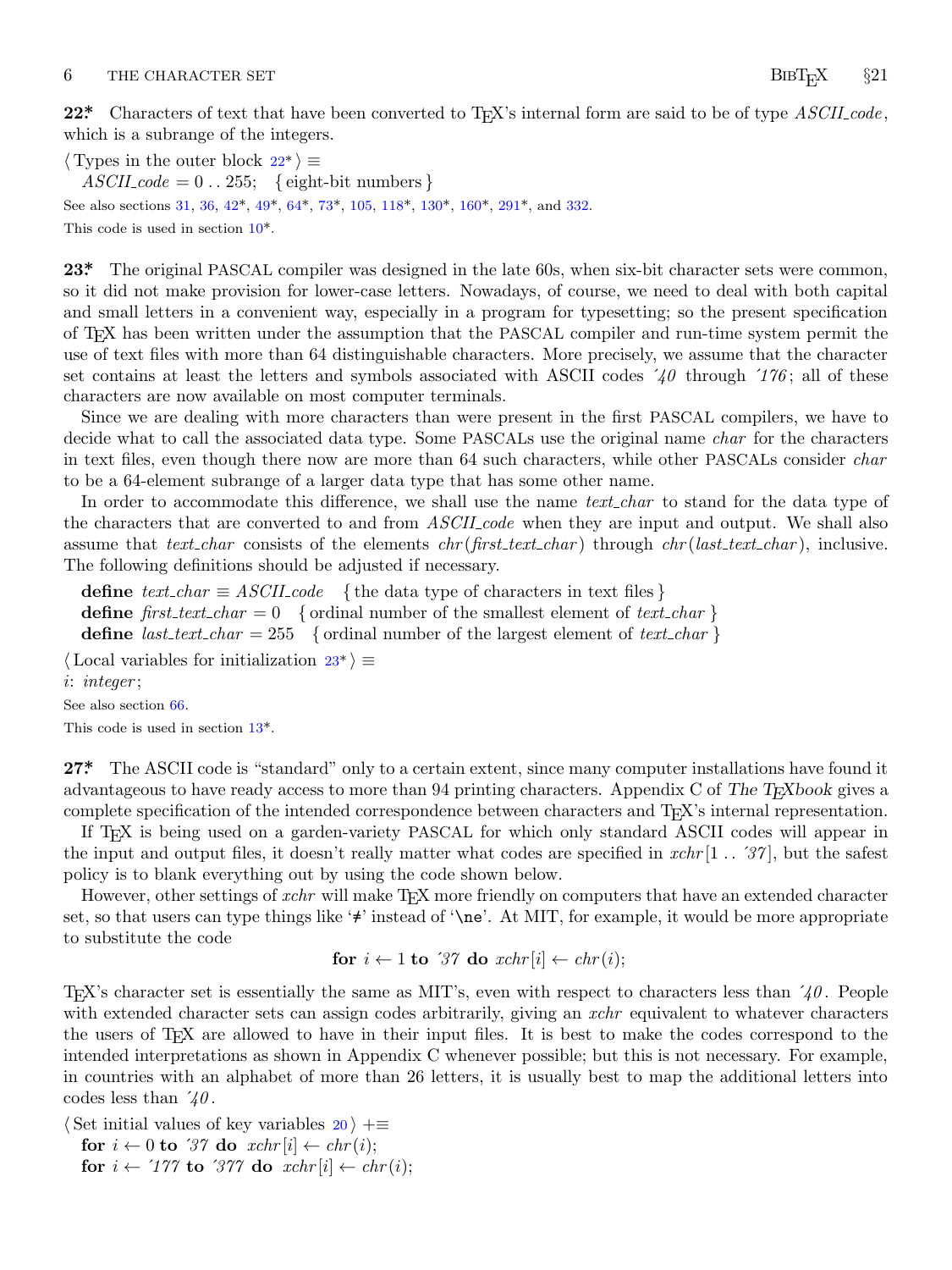**22\*** Characters of text that have been converted to TeX's internal form are said to be of type *ASCII_code*, which is a subrange of the integers.

⟨ Types in the outer block 22\* ⟩ ≡
  *ASCII_code* = 0 .. 255;  { eight-bit numbers }

See also sections 31, 36, 42\*, 49\*, 64\*, 73\*, 105, 118\*, 130\*, 160\*, 291\*, and 332.

This code is used in section 10\*.

**23\*** The original PASCAL compiler was designed in the late 60s, when six-bit character sets were common, so it did not make provision for lower-case letters. Nowadays, of course, we need to deal with both capital and small letters in a convenient way, especially in a program for typesetting; so the present specification of TeX has been written under the assumption that the PASCAL compiler and run-time system permit the use of text files with more than 64 distinguishable characters. More precisely, we assume that the character set contains at least the letters and symbols associated with ASCII codes ´*40* through ´*176*; all of these characters are now available on most computer terminals.

Since we are dealing with more characters than were present in the first PASCAL compilers, we have to decide what to call the associated data type. Some PASCALs use the original name *char* for the characters in text files, even though there now are more than 64 such characters, while other PASCALs consider *char* to be a 64-element subrange of a larger data type that has some other name.

In order to accommodate this difference, we shall use the name *text_char* to stand for the data type of the characters that are converted to and from *ASCII_code* when they are input and output. We shall also assume that *text_char* consists of the elements *chr*(*first_text_char*) through *chr*(*last_text_char*), inclusive. The following definitions should be adjusted if necessary.

  **define** *text_char* ≡ *ASCII_code*  { the data type of characters in text files }
  **define** *first_text_char* = 0  { ordinal number of the smallest element of *text_char* }
  **define** *last_text_char* = 255  { ordinal number of the largest element of *text_char* }

⟨ Local variables for initialization 23\* ⟩ ≡
*i*: *integer*;

See also section 66.

This code is used in section 13\*.

**27\*** The ASCII code is "standard" only to a certain extent, since many computer installations have found it advantageous to have ready access to more than 94 printing characters. Appendix C of *The TeXbook* gives a complete specification of the intended correspondence between characters and TeX's internal representation.

If TeX is being used on a garden-variety PASCAL for which only standard ASCII codes will appear in the input and output files, it doesn't really matter what codes are specified in *xchr*[1 .. ´*37*], but the safest policy is to blank everything out by using the code shown below.

However, other settings of *xchr* will make TeX more friendly on computers that have an extended character set, so that users can type things like '≠' instead of '\ne'. At MIT, for example, it would be more appropriate to substitute the code

**for** *i* ← 1 **to** ´*37* **do** *xchr*[*i*] ← *chr*(*i*);

TeX's character set is essentially the same as MIT's, even with respect to characters less than ´*40*. People with extended character sets can assign codes arbitrarily, giving an *xchr* equivalent to whatever characters the users of TeX are allowed to have in their input files. It is best to make the codes correspond to the intended interpretations as shown in Appendix C whenever possible; but this is not necessary. For example, in countries with an alphabet of more than 26 letters, it is usually best to map the additional letters into codes less than ´*40*.

⟨ Set initial values of key variables 20 ⟩ +≡
  **for** *i* ← 0 **to** ´*37* **do** *xchr*[*i*] ← *chr*(*i*);
  **for** *i* ← ´*177* **to** ´*377* **do** *xchr*[*i*] ← *chr*(*i*);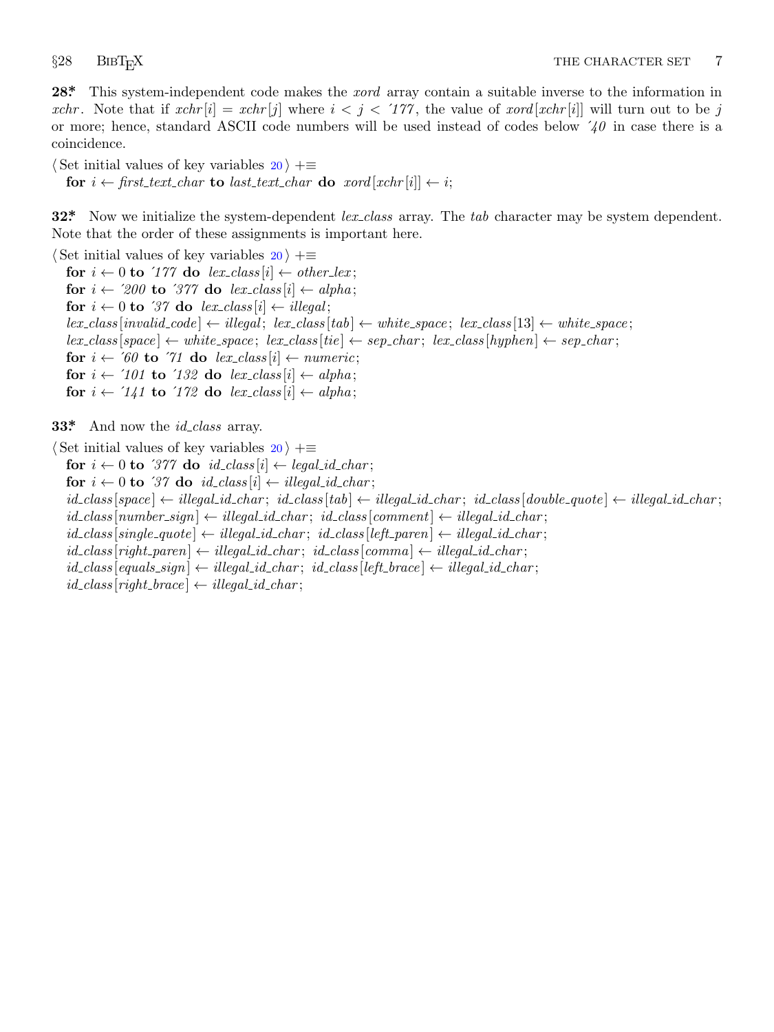**28*** This system-independent code makes the *xord* array contain a suitable inverse to the information in *xchr*. Note that if $xchr[i] = xchr[j]$ where $i < j < {'177}$, the value of $xord[xchr[i]]$ will turn out to be $j$ or more; hence, standard ASCII code numbers will be used instead of codes below ´*40* in case there is a coincidence.

⟨ Set initial values of key variables 20 ⟩ +≡
&nbsp;&nbsp;&nbsp;**for** $i \leftarrow$ *first_text_char* **to** *last_text_char* **do** $xord[xchr[i]] \leftarrow i$;

**32*** Now we initialize the system-dependent *lex_class* array. The *tab* character may be system dependent. Note that the order of these assignments is important here.

⟨ Set initial values of key variables 20 ⟩ +≡
&nbsp;&nbsp;&nbsp;**for** $i \leftarrow 0$ **to** ´*177* **do** $lex\_class[i] \leftarrow other\_lex$;
&nbsp;&nbsp;&nbsp;**for** $i \leftarrow$ ´*200* **to** ´*377* **do** $lex\_class[i] \leftarrow alpha$;
&nbsp;&nbsp;&nbsp;**for** $i \leftarrow 0$ **to** ´*37* **do** $lex\_class[i] \leftarrow illegal$;
&nbsp;&nbsp;&nbsp;$lex\_class[invalid\_code] \leftarrow illegal$; $lex\_class[tab] \leftarrow white\_space$; $lex\_class[13] \leftarrow white\_space$;
&nbsp;&nbsp;&nbsp;$lex\_class[space] \leftarrow white\_space$; $lex\_class[tie] \leftarrow sep\_char$; $lex\_class[hyphen] \leftarrow sep\_char$;
&nbsp;&nbsp;&nbsp;**for** $i \leftarrow$ ´*60* **to** ´*71* **do** $lex\_class[i] \leftarrow numeric$;
&nbsp;&nbsp;&nbsp;**for** $i \leftarrow$ ´*101* **to** ´*132* **do** $lex\_class[i] \leftarrow alpha$;
&nbsp;&nbsp;&nbsp;**for** $i \leftarrow$ ´*141* **to** ´*172* **do** $lex\_class[i] \leftarrow alpha$;

**33*** And now the *id_class* array.

⟨ Set initial values of key variables 20 ⟩ +≡
&nbsp;&nbsp;&nbsp;**for** $i \leftarrow 0$ **to** ´*377* **do** $id\_class[i] \leftarrow legal\_id\_char$;
&nbsp;&nbsp;&nbsp;**for** $i \leftarrow 0$ **to** ´*37* **do** $id\_class[i] \leftarrow illegal\_id\_char$;
&nbsp;&nbsp;&nbsp;$id\_class[space] \leftarrow illegal\_id\_char$; $id\_class[tab] \leftarrow illegal\_id\_char$; $id\_class[double\_quote] \leftarrow illegal\_id\_char$;
&nbsp;&nbsp;&nbsp;$id\_class[number\_sign] \leftarrow illegal\_id\_char$; $id\_class[comment] \leftarrow illegal\_id\_char$;
&nbsp;&nbsp;&nbsp;$id\_class[single\_quote] \leftarrow illegal\_id\_char$; $id\_class[left\_paren] \leftarrow illegal\_id\_char$;
&nbsp;&nbsp;&nbsp;$id\_class[right\_paren] \leftarrow illegal\_id\_char$; $id\_class[comma] \leftarrow illegal\_id\_char$;
&nbsp;&nbsp;&nbsp;$id\_class[equals\_sign] \leftarrow illegal\_id\_char$; $id\_class[left\_brace] \leftarrow illegal\_id\_char$;
&nbsp;&nbsp;&nbsp;$id\_class[right\_brace] \leftarrow illegal\_id\_char$;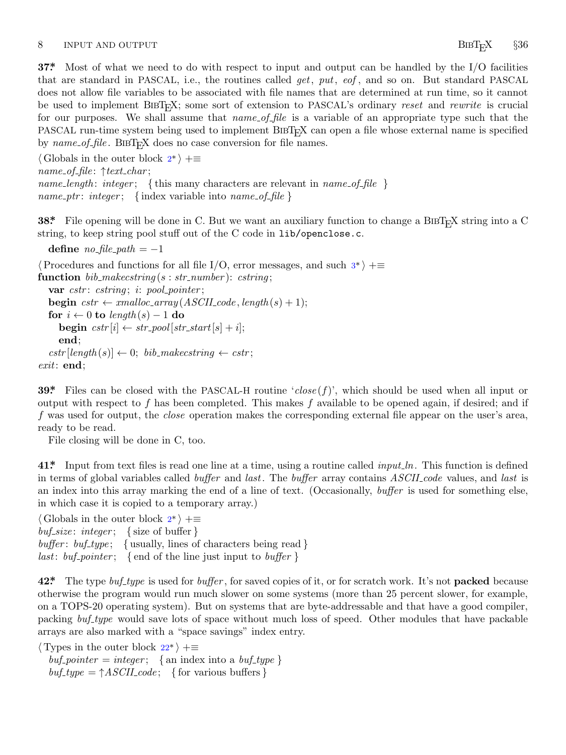**37\*** Most of what we need to do with respect to input and output can be handled by the I/O facilities that are standard in PASCAL, i.e., the routines called *get*, *put*, *eof*, and so on. But standard PASCAL does not allow file variables to be associated with file names that are determined at run time, so it cannot be used to implement BibTeX; some sort of extension to PASCAL's ordinary *reset* and *rewrite* is crucial for our purposes. We shall assume that *name_of_file* is a variable of an appropriate type such that the PASCAL run-time system being used to implement BibTeX can open a file whose external name is specified by *name_of_file*. BibTeX does no case conversion for file names.

⟨ Globals in the outer block 2\* ⟩ +≡
*name_of_file*: ↑*text_char*;
*name_length*: *integer*; { this many characters are relevant in *name_of_file* }
*name_ptr*: *integer*; { index variable into *name_of_file* }

**38\*** File opening will be done in C. But we want an auxiliary function to change a BibTeX string into a C string, to keep string pool stuff out of the C code in `lib/openclose.c`.

**define** *no_file_path* = −1

⟨ Procedures and functions for all file I/O, error messages, and such 3\* ⟩ +≡
**function** *bib_makecstring*(*s* : *str_number*): *cstring*;
  **var** *cstr*: *cstring*; *i*: *pool_pointer*;
  **begin** *cstr* ← *xmalloc_array*(*ASCII_code*, *length*(*s*) + 1);
  **for** *i* ← 0 **to** *length*(*s*) − 1 **do**
    **begin** *cstr*[*i*] ← *str_pool*[*str_start*[*s*] + *i*];
    **end**;
  *cstr*[*length*(*s*)] ← 0; *bib_makecstring* ← *cstr*;
*exit*: **end**;

**39\*** Files can be closed with the PASCAL-H routine '*close*(*f*)', which should be used when all input or output with respect to *f* has been completed. This makes *f* available to be opened again, if desired; and if *f* was used for output, the *close* operation makes the corresponding external file appear on the user's area, ready to be read.

File closing will be done in C, too.

**41\*** Input from text files is read one line at a time, using a routine called *input_ln*. This function is defined in terms of global variables called *buffer* and *last*. The *buffer* array contains *ASCII_code* values, and *last* is an index into this array marking the end of a line of text. (Occasionally, *buffer* is used for something else, in which case it is copied to a temporary array.)

⟨ Globals in the outer block 2\* ⟩ +≡
*buf_size*: *integer*; { size of buffer }
*buffer*: *buf_type*; { usually, lines of characters being read }
*last*: *buf_pointer*; { end of the line just input to *buffer* }

**42\*** The type *buf_type* is used for *buffer*, for saved copies of it, or for scratch work. It's not **packed** because otherwise the program would run much slower on some systems (more than 25 percent slower, for example, on a TOPS-20 operating system). But on systems that are byte-addressable and that have a good compiler, packing *buf_type* would save lots of space without much loss of speed. Other modules that have packable arrays are also marked with a "space savings" index entry.

⟨ Types in the outer block 22\* ⟩ +≡
  *buf_pointer* = *integer*; { an index into a *buf_type* }
  *buf_type* = ↑*ASCII_code*; { for various buffers }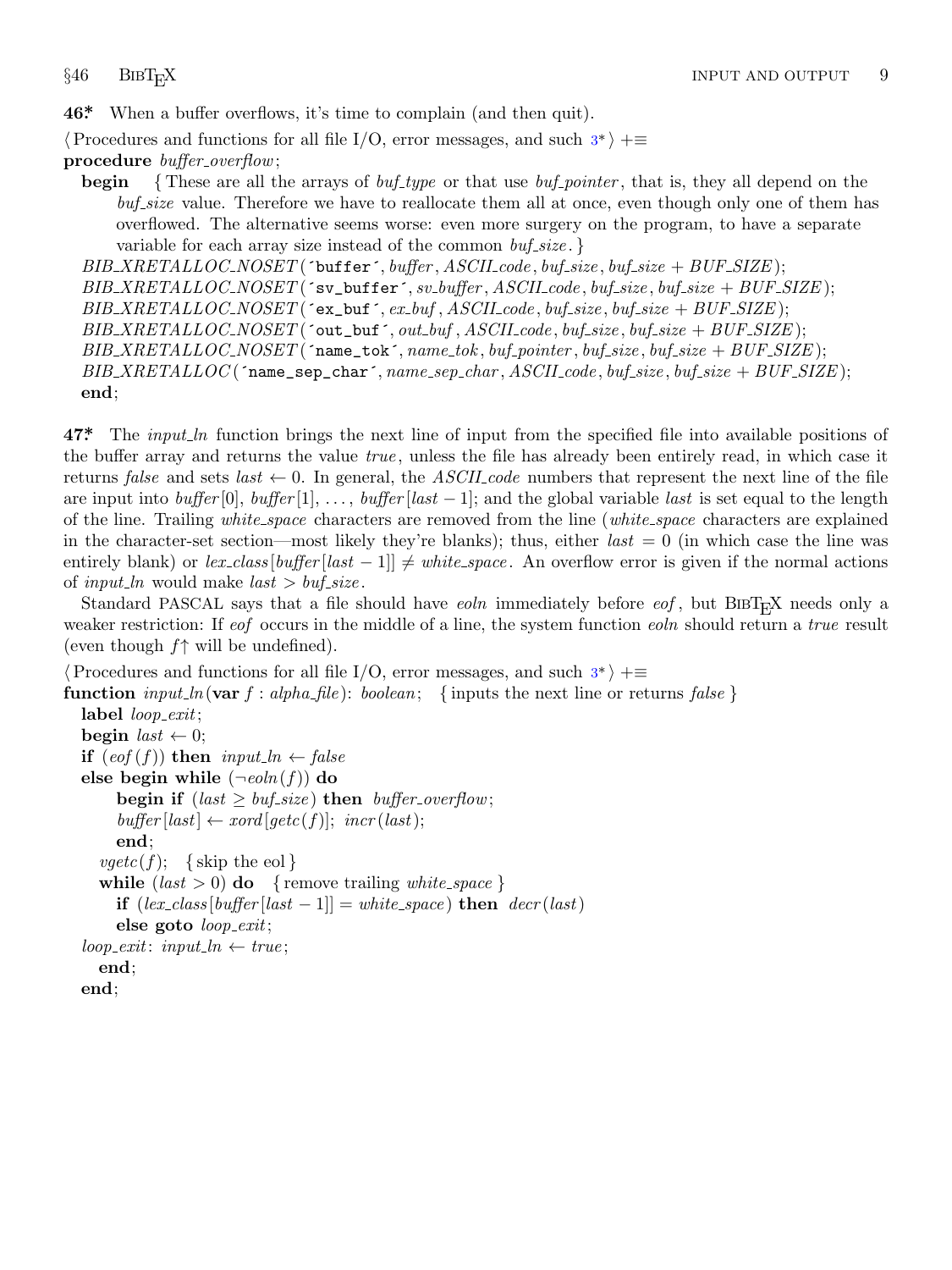**46\*** When a buffer overflows, it's time to complain (and then quit).

⟨ Procedures and functions for all file I/O, error messages, and such 3\* ⟩ +≡

```
procedure buffer_overflow;
  begin { These are all the arrays of buf_type or that use buf_pointer, that is, they all depend on the
        buf_size value. Therefore we have to reallocate them all at once, even though only one of them has
        overflowed. The alternative seems worse: even more surgery on the program, to have a separate
        variable for each array size instead of the common buf_size. }
  BIB_XRETALLOC_NOSET(´buffer´, buffer, ASCII_code, buf_size, buf_size + BUF_SIZE);
  BIB_XRETALLOC_NOSET(´sv_buffer´, sv_buffer, ASCII_code, buf_size, buf_size + BUF_SIZE);
  BIB_XRETALLOC_NOSET(´ex_buf´, ex_buf, ASCII_code, buf_size, buf_size + BUF_SIZE);
  BIB_XRETALLOC_NOSET(´out_buf´, out_buf, ASCII_code, buf_size, buf_size + BUF_SIZE);
  BIB_XRETALLOC_NOSET(´name_tok´, name_tok, buf_pointer, buf_size, buf_size + BUF_SIZE);
  BIB_XRETALLOC(´name_sep_char´, name_sep_char, ASCII_code, buf_size, buf_size + BUF_SIZE);
  end;
```

**47\*** The *input_ln* function brings the next line of input from the specified file into available positions of the buffer array and returns the value *true*, unless the file has already been entirely read, in which case it returns *false* and sets $last \leftarrow 0$. In general, the *ASCII_code* numbers that represent the next line of the file are input into $buffer[0]$, $buffer[1]$, ..., $buffer[last - 1]$; and the global variable *last* is set equal to the length of the line. Trailing *white_space* characters are removed from the line (*white_space* characters are explained in the character-set section—most likely they're blanks); thus, either $last = 0$ (in which case the line was entirely blank) or $lex\_class[buffer[last - 1]] \neq white\_space$. An overflow error is given if the normal actions of *input_ln* would make $last > buf\_size$.

Standard PASCAL says that a file should have *eoln* immediately before *eof*, but BibTeX needs only a weaker restriction: If *eof* occurs in the middle of a line, the system function *eoln* should return a *true* result (even though $f\uparrow$ will be undefined).

⟨ Procedures and functions for all file I/O, error messages, and such 3\* ⟩ +≡

```
function input_ln(var f : alpha_file): boolean; { inputs the next line or returns false }
  label loop_exit;
  begin last ← 0;
  if (eof(f)) then input_ln ← false
  else begin while (¬eoln(f)) do
      begin if (last ≥ buf_size) then buffer_overflow;
      buffer[last] ← xord[getc(f)]; incr(last);
      end;
    vgetc(f); { skip the eol }
    while (last > 0) do { remove trailing white_space }
      if (lex_class[buffer[last − 1]] = white_space) then decr(last)
      else goto loop_exit;
  loop_exit: input_ln ← true;
    end;
  end;
```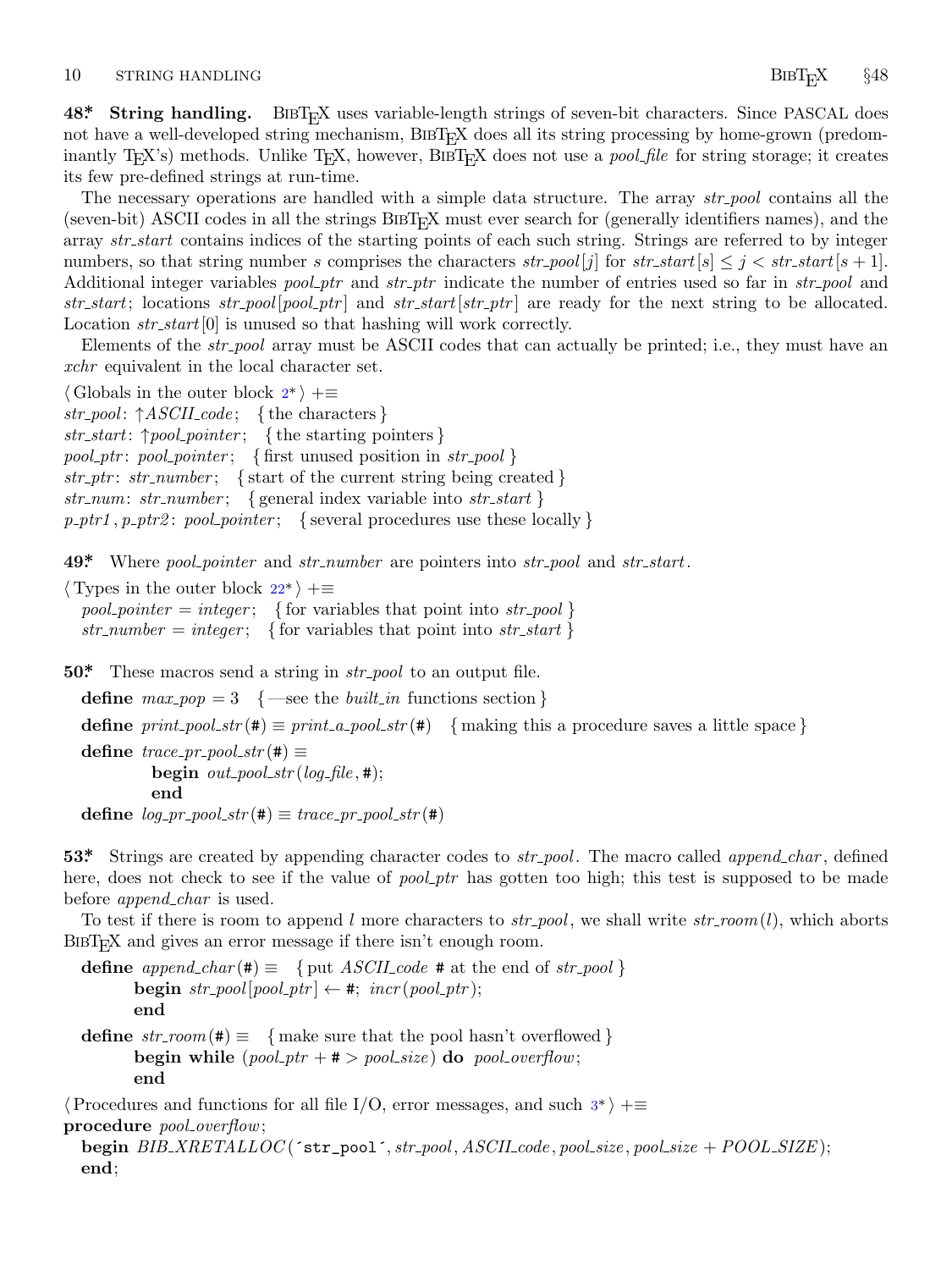**48\*. String handling.** BibTeX uses variable-length strings of seven-bit characters. Since PASCAL does not have a well-developed string mechanism, BibTeX does all its string processing by home-grown (predominantly TeX's) methods. Unlike TeX, however, BibTeX does not use a *pool_file* for string storage; it creates its few pre-defined strings at run-time.

The necessary operations are handled with a simple data structure. The array *str_pool* contains all the (seven-bit) ASCII codes in all the strings BibTeX must ever search for (generally identifiers names), and the array *str_start* contains indices of the starting points of each such string. Strings are referred to by integer numbers, so that string number $s$ comprises the characters $str\_pool[j]$ for $str\_start[s] \le j < str\_start[s+1]$. Additional integer variables *pool_ptr* and *str_ptr* indicate the number of entries used so far in *str_pool* and *str_start*; locations *str_pool*[*pool_ptr*] and *str_start*[*str_ptr*] are ready for the next string to be allocated. Location *str_start*[0] is unused so that hashing will work correctly.

Elements of the *str_pool* array must be ASCII codes that can actually be printed; i.e., they must have an *xchr* equivalent in the local character set.

```
⟨ Globals in the outer block 2* ⟩ +≡
str_pool: ↑ASCII_code;   { the characters }
str_start: ↑pool_pointer;   { the starting pointers }
pool_ptr: pool_pointer;   { first unused position in str_pool }
str_ptr: str_number;   { start of the current string being created }
str_num: str_number;   { general index variable into str_start }
p_ptr1, p_ptr2: pool_pointer;   { several procedures use these locally }
```

**49\*.** Where *pool_pointer* and *str_number* are pointers into *str_pool* and *str_start*.

```
⟨ Types in the outer block 22* ⟩ +≡
  pool_pointer = integer;   { for variables that point into str_pool }
  str_number = integer;   { for variables that point into str_start }
```

**50\*.** These macros send a string in *str_pool* to an output file.

```
define max_pop = 3   { —see the built_in functions section }
define print_pool_str(#) ≡ print_a_pool_str(#)   { making this a procedure saves a little space }
define trace_pr_pool_str(#) ≡
          begin out_pool_str(log_file, #);
          end
define log_pr_pool_str(#) ≡ trace_pr_pool_str(#)
```

**53\*.** Strings are created by appending character codes to *str_pool*. The macro called *append_char*, defined here, does not check to see if the value of *pool_ptr* has gotten too high; this test is supposed to be made before *append_char* is used.

To test if there is room to append $l$ more characters to *str_pool*, we shall write *str_room*($l$), which aborts BibTeX and gives an error message if there isn't enough room.

```
define append_char(#) ≡   { put ASCII_code # at the end of str_pool }
        begin str_pool[pool_ptr] ← #; incr(pool_ptr);
        end
define str_room(#) ≡   { make sure that the pool hasn't overflowed }
        begin while (pool_ptr + # > pool_size) do pool_overflow;
        end

⟨ Procedures and functions for all file I/O, error messages, and such 3* ⟩ +≡
procedure pool_overflow;
  begin BIB_XRETALLOC(´str_pool´, str_pool, ASCII_code, pool_size, pool_size + POOL_SIZE);
  end;
```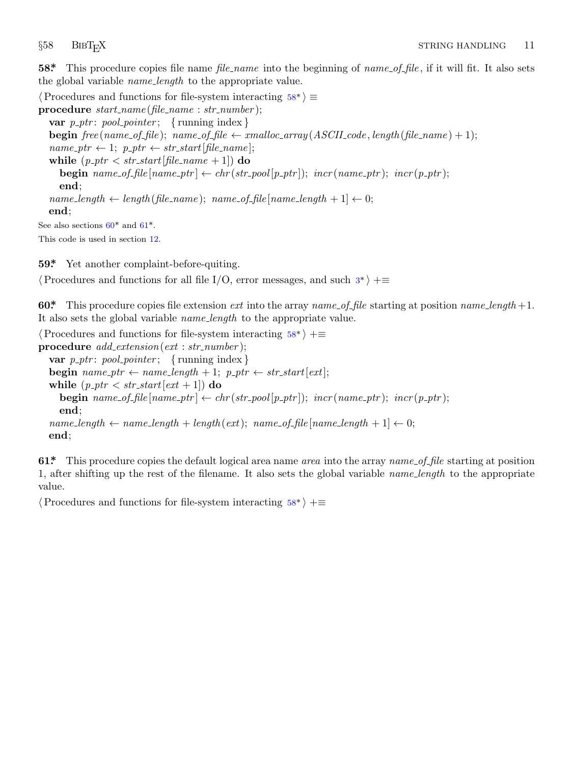**58\*** This procedure copies file name *file_name* into the beginning of *name_of_file*, if it will fit. It also sets the global variable *name_length* to the appropriate value.

⟨ Procedures and functions for file-system interacting 58\* ⟩ ≡

```
procedure start_name(file_name : str_number);
  var p_ptr: pool_pointer;  { running index }
  begin free(name_of_file); name_of_file ← xmalloc_array(ASCII_code, length(file_name) + 1);
  name_ptr ← 1; p_ptr ← str_start[file_name];
  while (p_ptr < str_start[file_name + 1]) do
    begin name_of_file[name_ptr] ← chr(str_pool[p_ptr]); incr(name_ptr); incr(p_ptr);
    end;
  name_length ← length(file_name); name_of_file[name_length + 1] ← 0;
  end;
```

See also sections 60\* and 61\*.

This code is used in section 12.

**59\*** Yet another complaint-before-quiting.

⟨ Procedures and functions for all file I/O, error messages, and such 3\* ⟩ +≡

**60\*** This procedure copies file extension *ext* into the array *name_of_file* starting at position *name_length*+1. It also sets the global variable *name_length* to the appropriate value.

⟨ Procedures and functions for file-system interacting 58\* ⟩ +≡

```
procedure add_extension(ext : str_number);
  var p_ptr: pool_pointer;  { running index }
  begin name_ptr ← name_length + 1; p_ptr ← str_start[ext];
  while (p_ptr < str_start[ext + 1]) do
    begin name_of_file[name_ptr] ← chr(str_pool[p_ptr]); incr(name_ptr); incr(p_ptr);
    end;
  name_length ← name_length + length(ext); name_of_file[name_length + 1] ← 0;
  end;
```

**61\*** This procedure copies the default logical area name *area* into the array *name_of_file* starting at position 1, after shifting up the rest of the filename. It also sets the global variable *name_length* to the appropriate value.

⟨ Procedures and functions for file-system interacting 58\* ⟩ +≡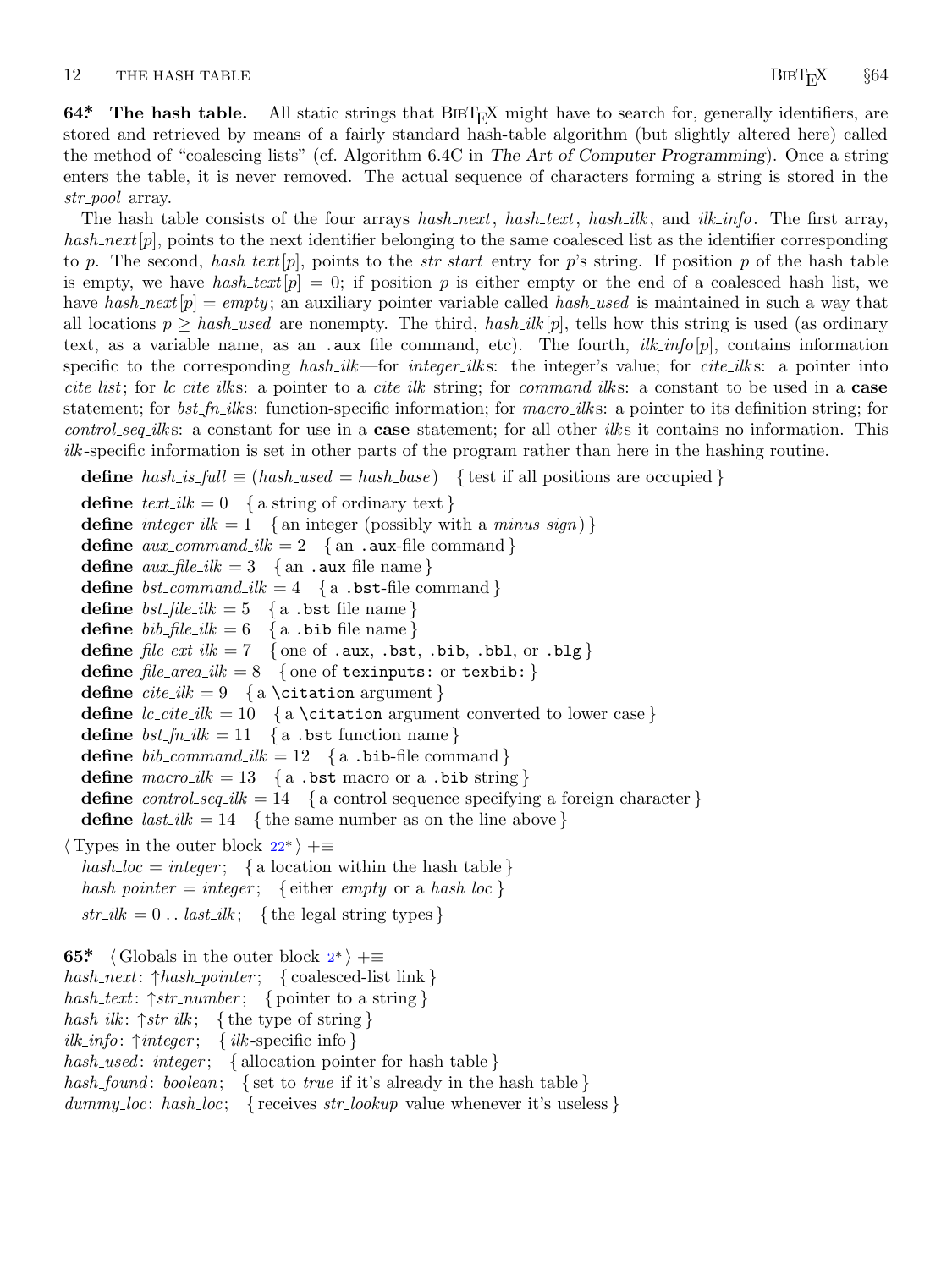**64\*. The hash table.** All static strings that BibTeX might have to search for, generally identifiers, are stored and retrieved by means of a fairly standard hash-table algorithm (but slightly altered here) called the method of "coalescing lists" (cf. Algorithm 6.4C in *The Art of Computer Programming*). Once a string enters the table, it is never removed. The actual sequence of characters forming a string is stored in the *str_pool* array.

The hash table consists of the four arrays *hash_next*, *hash_text*, *hash_ilk*, and *ilk_info*. The first array, *hash_next*[*p*], points to the next identifier belonging to the same coalesced list as the identifier corresponding to *p*. The second, *hash_text*[*p*], points to the *str_start* entry for *p*'s string. If position *p* of the hash table is empty, we have $hash\_text[p] = 0$; if position *p* is either empty or the end of a coalesced hash list, we have $hash\_next[p] = empty$; an auxiliary pointer variable called *hash_used* is maintained in such a way that all locations $p \ge hash\_used$ are nonempty. The third, *hash_ilk*[*p*], tells how this string is used (as ordinary text, as a variable name, as an `.aux` file command, etc). The fourth, *ilk_info*[*p*], contains information specific to the corresponding *hash_ilk*—for *integer_ilk*s: the integer's value; for *cite_ilk*s: a pointer into *cite_list*; for *lc_cite_ilk*s: a pointer to a *cite_ilk* string; for *command_ilk*s: a constant to be used in a **case** statement; for *bst_fn_ilk*s: function-specific information; for *macro_ilk*s: a pointer to its definition string; for *control_seq_ilk*s: a constant for use in a **case** statement; for all other *ilk*s it contains no information. This *ilk*-specific information is set in other parts of the program rather than here in the hashing routine.

**define** *hash_is_full* ≡ (*hash_used* = *hash_base*)  { test if all positions are occupied }
**define** *text_ilk* = 0  { a string of ordinary text }
**define** *integer_ilk* = 1  { an integer (possibly with a *minus_sign*) }
**define** *aux_command_ilk* = 2  { an `.aux`-file command }
**define** *aux_file_ilk* = 3  { an `.aux` file name }
**define** *bst_command_ilk* = 4  { a `.bst`-file command }
**define** *bst_file_ilk* = 5  { a `.bst` file name }
**define** *bib_file_ilk* = 6  { a `.bib` file name }
**define** *file_ext_ilk* = 7  { one of `.aux`, `.bst`, `.bib`, `.bbl`, or `.blg` }
**define** *file_area_ilk* = 8  { one of `texinputs:` or `texbib:` }
**define** *cite_ilk* = 9  { a `\citation` argument }
**define** *lc_cite_ilk* = 10  { a `\citation` argument converted to lower case }
**define** *bst_fn_ilk* = 11  { a `.bst` function name }
**define** *bib_command_ilk* = 12  { a `.bib`-file command }
**define** *macro_ilk* = 13  { a `.bst` macro or a `.bib` string }
**define** *control_seq_ilk* = 14  { a control sequence specifying a foreign character }
**define** *last_ilk* = 14  { the same number as on the line above }

⟨ Types in the outer block 22\* ⟩ +≡
*hash_loc* = *integer*;  { a location within the hash table }
*hash_pointer* = *integer*;  { either *empty* or a *hash_loc* }
*str_ilk* = 0 .. *last_ilk*;  { the legal string types }

**65\*.** ⟨ Globals in the outer block 2\* ⟩ +≡
*hash_next*: ↑*hash_pointer*;  { coalesced-list link }
*hash_text*: ↑*str_number*;  { pointer to a string }
*hash_ilk*: ↑*str_ilk*;  { the type of string }
*ilk_info*: ↑*integer*;  { *ilk*-specific info }
*hash_used*: *integer*;  { allocation pointer for hash table }
*hash_found*: *boolean*;  { set to *true* if it's already in the hash table }
*dummy_loc*: *hash_loc*;  { receives *str_lookup* value whenever it's useless }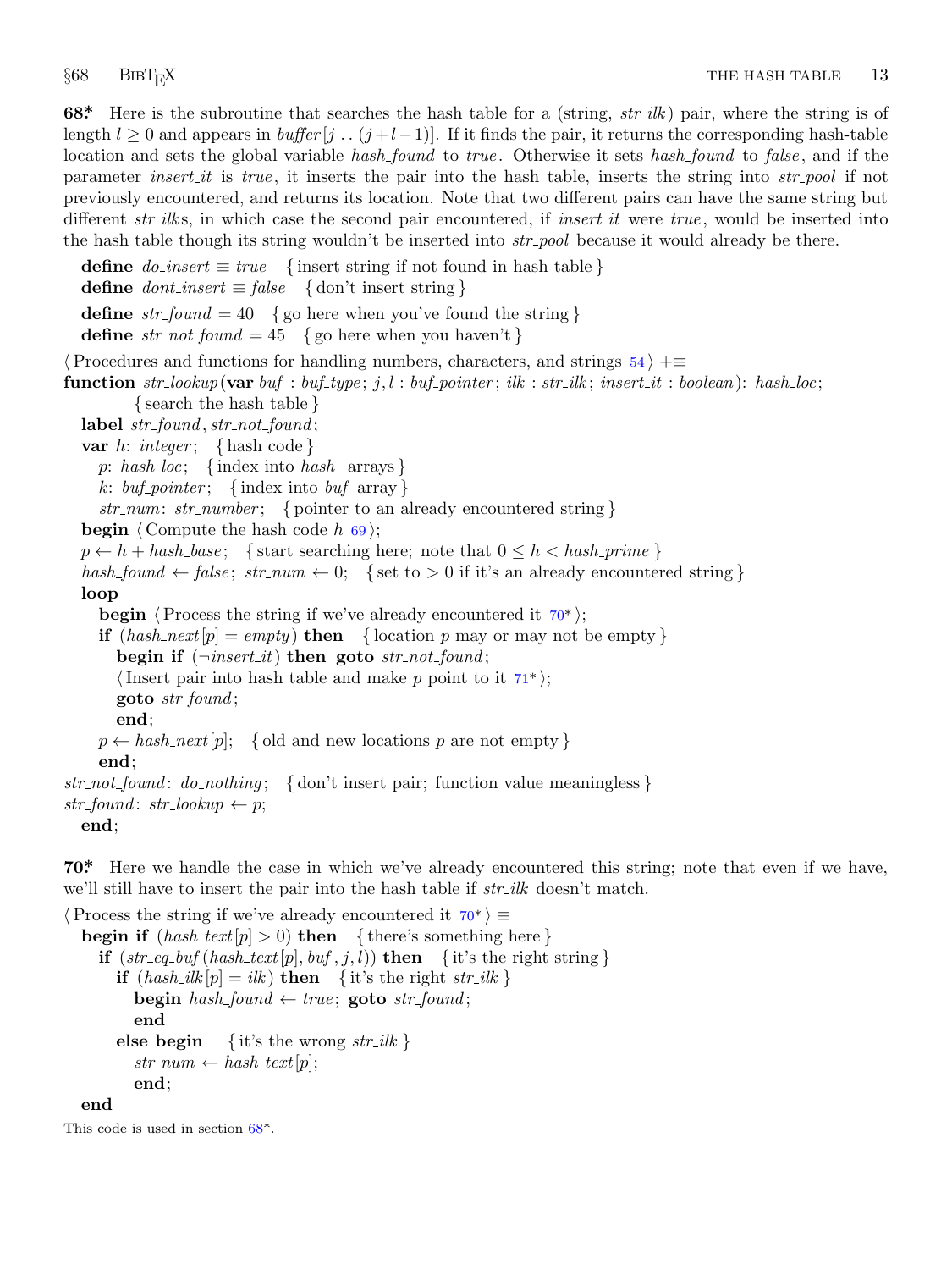**68\*.** Here is the subroutine that searches the hash table for a (string, *str_ilk*) pair, where the string is of length $l \ge 0$ and appears in *buffer*$[j \mathrel{..} (j+l-1)]$. If it finds the pair, it returns the corresponding hash-table location and sets the global variable *hash_found* to *true*. Otherwise it sets *hash_found* to *false*, and if the parameter *insert_it* is *true*, it inserts the pair into the hash table, inserts the string into *str_pool* if not previously encountered, and returns its location. Note that two different pairs can have the same string but different *str_ilk*s, in which case the second pair encountered, if *insert_it* were *true*, would be inserted into the hash table though its string wouldn't be inserted into *str_pool* because it would already be there.

```
define do_insert ≡ true   { insert string if not found in hash table }
define dont_insert ≡ false   { don't insert string }

define str_found = 40   { go here when you've found the string }
define str_not_found = 45   { go here when you haven't }

⟨ Procedures and functions for handling numbers, characters, and strings 54 ⟩ +≡
function str_lookup(var buf : buf_type; j, l : buf_pointer; ilk : str_ilk; insert_it : boolean): hash_loc;
        { search the hash table }
  label str_found, str_not_found;
  var h: integer;   { hash code }
    p: hash_loc;   { index into hash_ arrays }
    k: buf_pointer;   { index into buf array }
    str_num: str_number;   { pointer to an already encountered string }
  begin ⟨ Compute the hash code h 69 ⟩;
  p ← h + hash_base;   { start searching here; note that 0 ≤ h < hash_prime }
  hash_found ← false; str_num ← 0;   { set to > 0 if it's an already encountered string }
  loop
    begin ⟨ Process the string if we've already encountered it 70* ⟩;
    if (hash_next[p] = empty) then   { location p may or may not be empty }
      begin if (¬insert_it) then goto str_not_found;
      ⟨ Insert pair into hash table and make p point to it 71* ⟩;
      goto str_found;
      end;
    p ← hash_next[p];   { old and new locations p are not empty }
    end;
str_not_found: do_nothing;   { don't insert pair; function value meaningless }
str_found: str_lookup ← p;
  end;
```

**70\*.** Here we handle the case in which we've already encountered this string; note that even if we have, we'll still have to insert the pair into the hash table if *str_ilk* doesn't match.

```
⟨ Process the string if we've already encountered it 70* ⟩ ≡
  begin if (hash_text[p] > 0) then   { there's something here }
    if (str_eq_buf(hash_text[p], buf, j, l)) then   { it's the right string }
      if (hash_ilk[p] = ilk) then   { it's the right str_ilk }
        begin hash_found ← true; goto str_found;
        end
      else begin   { it's the wrong str_ilk }
        str_num ← hash_text[p];
        end;
  end
```

This code is used in section 68\*.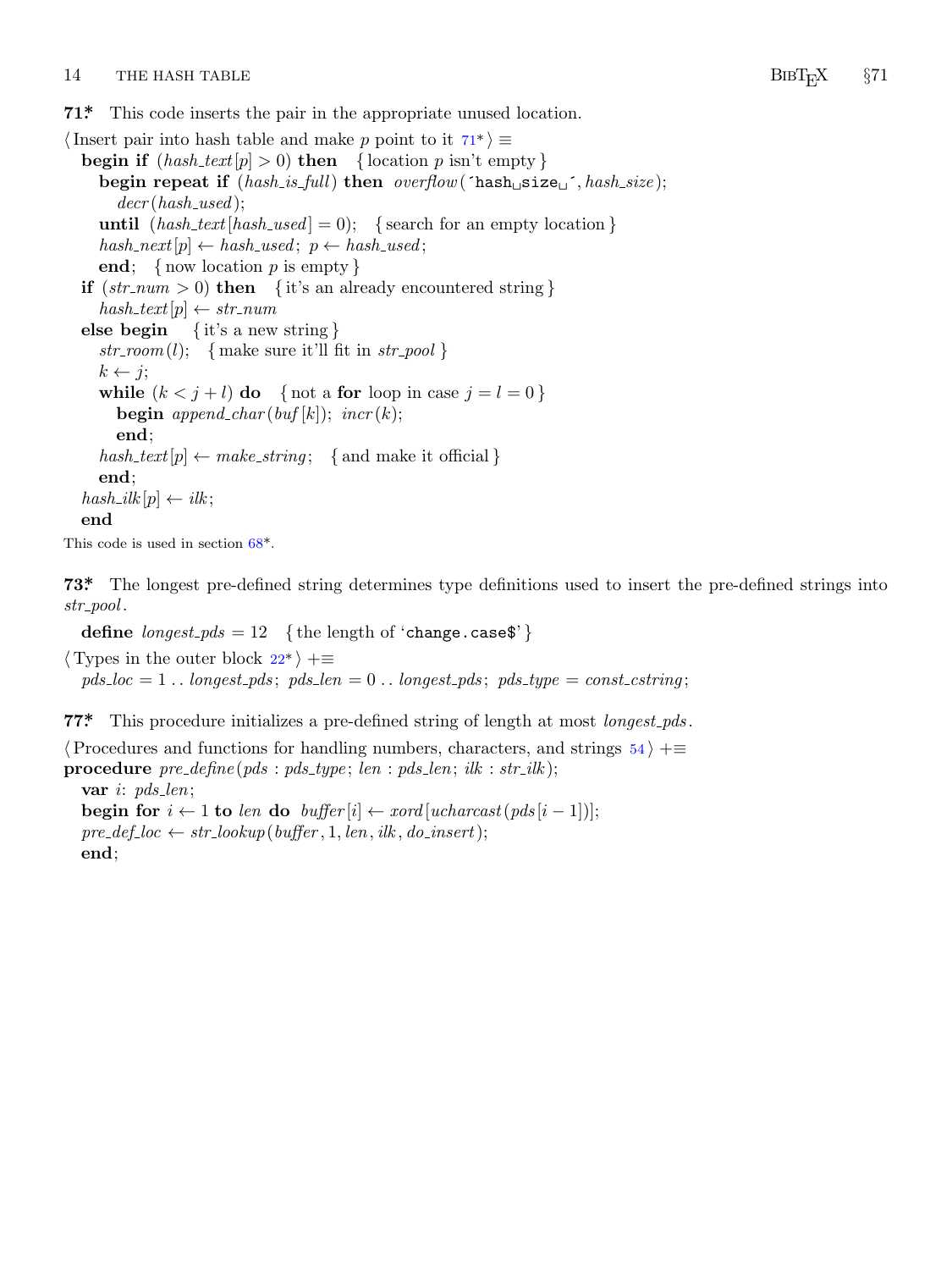**71\*.** This code inserts the pair in the appropriate unused location.

```
⟨Insert pair into hash table and make p point to it 71*⟩ ≡
  begin if (hash_text[p] > 0) then    { location p isn't empty }
    begin repeat if (hash_is_full) then overflow('hash␣size␣', hash_size);
      decr(hash_used);
    until (hash_text[hash_used] = 0);   { search for an empty location }
    hash_next[p] ← hash_used; p ← hash_used;
    end;   { now location p is empty }
  if (str_num > 0) then    { it's an already encountered string }
    hash_text[p] ← str_num
  else begin    { it's a new string }
    str_room(l);   { make sure it'll fit in str_pool }
    k ← j;
    while (k < j + l) do    { not a for loop in case j = l = 0 }
      begin append_char(buf[k]); incr(k);
      end;
    hash_text[p] ← make_string;   { and make it official }
    end;
  hash_ilk[p] ← ilk;
  end
```

This code is used in section 68\*.

**73\*.** The longest pre-defined string determines type definitions used to insert the pre-defined strings into *str_pool*.

```
define longest_pds = 12   { the length of 'change.case$' }
⟨Types in the outer block 22*⟩ +≡
  pds_loc = 1 .. longest_pds; pds_len = 0 .. longest_pds; pds_type = const_cstring;
```

**77\*.** This procedure initializes a pre-defined string of length at most *longest_pds*.

```
⟨Procedures and functions for handling numbers, characters, and strings 54⟩ +≡
procedure pre_define(pds : pds_type; len : pds_len; ilk : str_ilk);
  var i: pds_len;
  begin for i ← 1 to len do buffer[i] ← xord[ucharcast(pds[i − 1])];
  pre_def_loc ← str_lookup(buffer, 1, len, ilk, do_insert);
  end;
```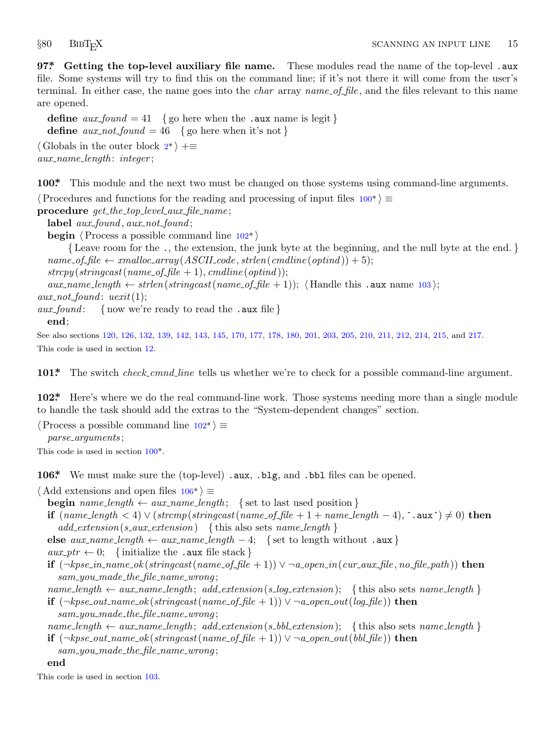**97\*. Getting the top-level auxiliary file name.** These modules read the name of the top-level `.aux` file. Some systems will try to find this on the command line; if it's not there it will come from the user's terminal. In either case, the name goes into the *char* array *name_of_file*, and the files relevant to this name are opened.

```
define aux_found = 41  { go here when the .aux name is legit }
define aux_not_found = 46  { go here when it's not }
```

```
⟨ Globals in the outer block 2* ⟩ +≡
aux_name_length: integer;
```

**100\*.** This module and the next two must be changed on those systems using command-line arguments.

```
⟨ Procedures and functions for the reading and processing of input files 100* ⟩ ≡
procedure get_the_top_level_aux_file_name;
  label aux_found, aux_not_found;
  begin ⟨ Process a possible command line 102* ⟩
      { Leave room for the ., the extension, the junk byte at the beginning, and the null byte at the end. }
  name_of_file ← xmalloc_array(ASCII_code, strlen(cmdline(optind)) + 5);
  strcpy(stringcast(name_of_file + 1), cmdline(optind));
  aux_name_length ← strlen(stringcast(name_of_file + 1)); ⟨ Handle this .aux name 103 ⟩;
aux_not_found: uexit(1);
aux_found:  { now we're ready to read the .aux file }
  end;
```

See also sections 120, 126, 132, 139, 142, 143, 145, 170, 177, 178, 180, 201, 203, 205, 210, 211, 212, 214, 215, and 217.

This code is used in section 12.

**101\*.** The switch *check_cmnd_line* tells us whether we're to check for a possible command-line argument.

**102\*.** Here's where we do the real command-line work. Those systems needing more than a single module to handle the task should add the extras to the "System-dependent changes" section.

```
⟨ Process a possible command line 102* ⟩ ≡
  parse_arguments;
```

This code is used in section 100\*.

**106\*.** We must make sure the (top-level) `.aux`, `.blg`, and `.bbl` files can be opened.

```
⟨ Add extensions and open files 106* ⟩ ≡
  begin name_length ← aux_name_length;  { set to last used position }
  if (name_length < 4) ∨ (strcmp(stringcast(name_of_file + 1 + name_length − 4), ´.aux´) ≠ 0) then
    add_extension(s_aux_extension)  { this also sets name_length }
  else aux_name_length ← aux_name_length − 4;  { set to length without .aux }
  aux_ptr ← 0;  { initialize the .aux file stack }
  if (¬kpse_in_name_ok(stringcast(name_of_file + 1)) ∨ ¬a_open_in(cur_aux_file, no_file_path)) then
    sam_you_made_the_file_name_wrong;
  name_length ← aux_name_length; add_extension(s_log_extension);  { this also sets name_length }
  if (¬kpse_out_name_ok(stringcast(name_of_file + 1)) ∨ ¬a_open_out(log_file)) then
    sam_you_made_the_file_name_wrong;
  name_length ← aux_name_length; add_extension(s_bbl_extension);  { this also sets name_length }
  if (¬kpse_out_name_ok(stringcast(name_of_file + 1)) ∨ ¬a_open_out(bbl_file)) then
    sam_you_made_the_file_name_wrong;
  end
```

This code is used in section 103.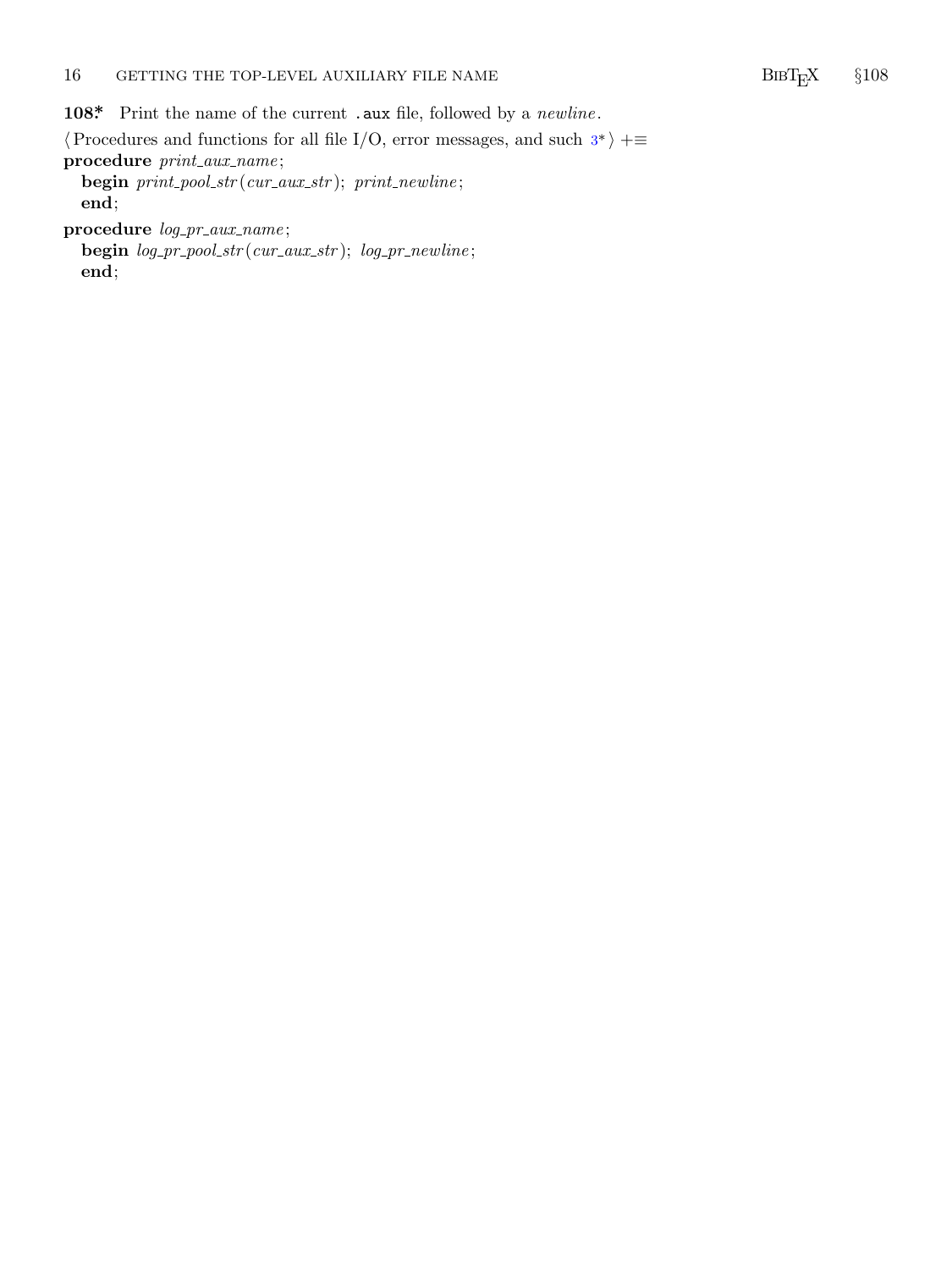**108\*** Print the name of the current `.aux` file, followed by a *newline*.

⟨ Procedures and functions for all file I/O, error messages, and such 3\* ⟩ +≡

**procedure** *print_aux_name*;
  **begin** *print_pool_str*(*cur_aux_str*); *print_newline*;
  **end**;

**procedure** *log_pr_aux_name*;
  **begin** *log_pr_pool_str*(*cur_aux_str*); *log_pr_newline*;
  **end**;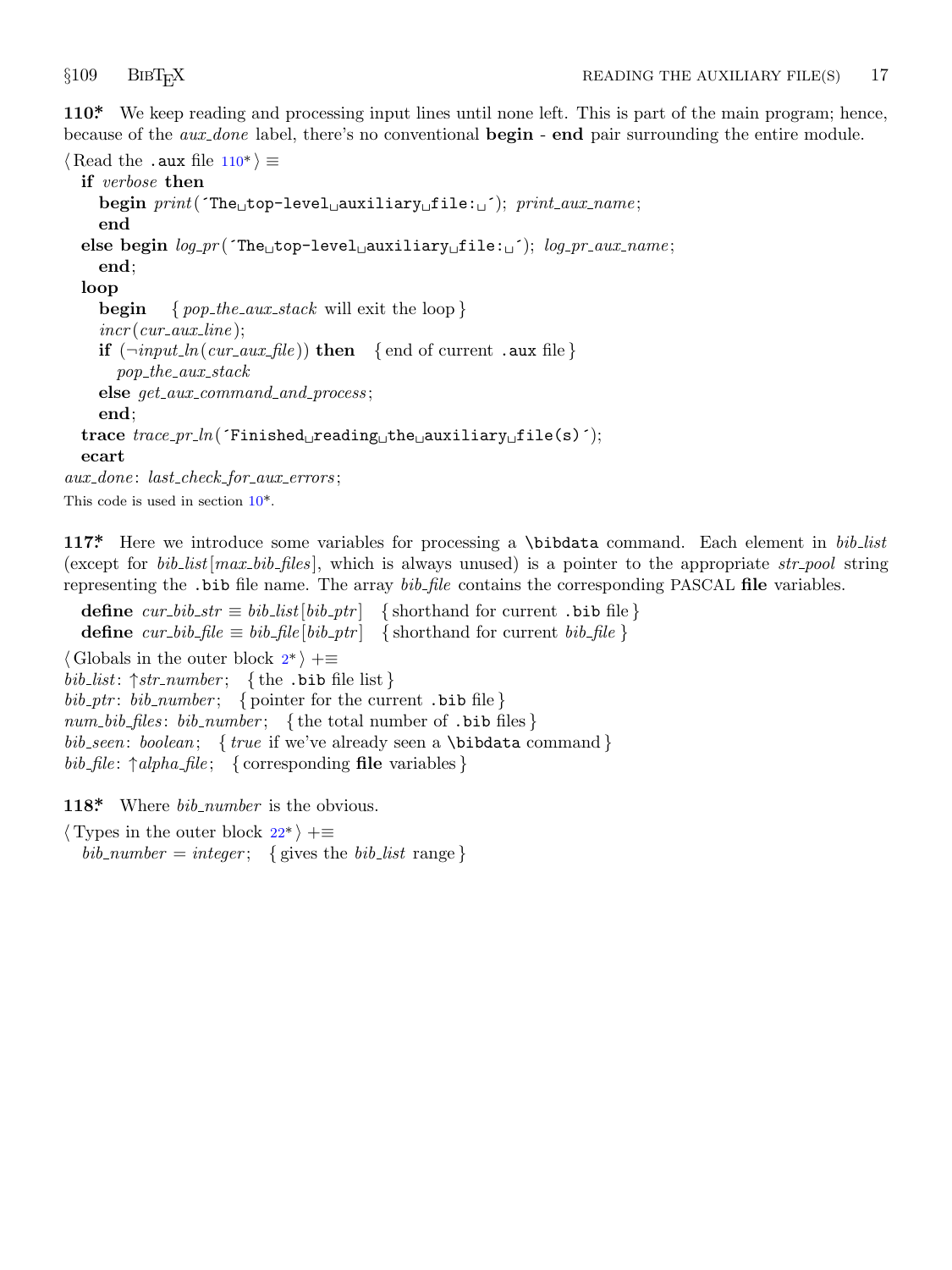**110\*** We keep reading and processing input lines until none left. This is part of the main program; hence, because of the *aux_done* label, there's no conventional **begin** - **end** pair surrounding the entire module.

⟨ Read the `.aux` file 110\* ⟩ ≡

```
if verbose then
   begin print('The␣top-level␣auxiliary␣file:␣'); print_aux_name;
   end
else begin log_pr('The␣top-level␣auxiliary␣file:␣'); log_pr_aux_name;
   end;
loop
   begin    { pop_the_aux_stack will exit the loop }
   incr(cur_aux_line);
   if (¬input_ln(cur_aux_file)) then   { end of current .aux file }
      pop_the_aux_stack
   else get_aux_command_and_process;
   end;
trace trace_pr_ln('Finished␣reading␣the␣auxiliary␣file(s)');
ecart
aux_done: last_check_for_aux_errors;
```

This code is used in section 10\*.

**117\*** Here we introduce some variables for processing a `\bibdata` command. Each element in *bib_list* (except for *bib_list*[*max_bib_files*], which is always unused) is a pointer to the appropriate *str_pool* string representing the `.bib` file name. The array *bib_file* contains the corresponding PASCAL **file** variables.

```
define cur_bib_str ≡ bib_list[bib_ptr]   { shorthand for current .bib file }
define cur_bib_file ≡ bib_file[bib_ptr]   { shorthand for current bib_file }
```

⟨ Globals in the outer block 2\* ⟩ +≡

```
bib_list: ↑str_number;   { the .bib file list }
bib_ptr: bib_number;   { pointer for the current .bib file }
num_bib_files: bib_number;   { the total number of .bib files }
bib_seen: boolean;   { true if we've already seen a \bibdata command }
bib_file: ↑alpha_file;   { corresponding file variables }
```

**118\*** Where *bib_number* is the obvious.

⟨ Types in the outer block 22\* ⟩ +≡

```
bib_number = integer;   { gives the bib_list range }
```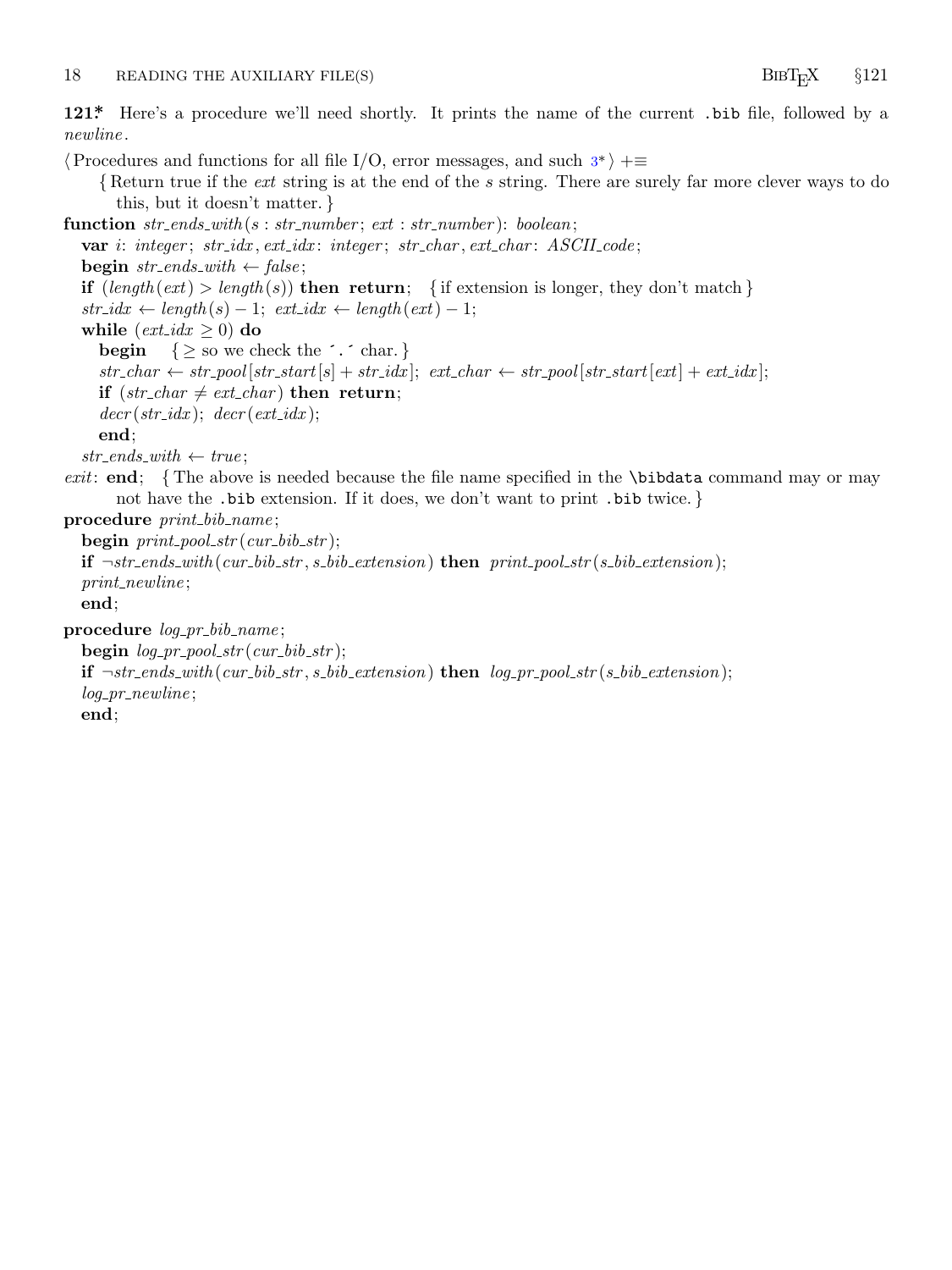**121*** Here's a procedure we'll need shortly. It prints the name of the current `.bib` file, followed by a *newline*.

⟨Procedures and functions for all file I/O, error messages, and such 3*⟩ +≡

```
    { Return true if the ext string is at the end of the s string. There are surely far more clever ways to do
      this, but it doesn't matter. }
function str_ends_with(s : str_number; ext : str_number): boolean;
  var i: integer; str_idx, ext_idx: integer; str_char, ext_char: ASCII_code;
  begin str_ends_with ← false;
  if (length(ext) > length(s)) then return;   { if extension is longer, they don't match }
  str_idx ← length(s) − 1; ext_idx ← length(ext) − 1;
  while (ext_idx ≥ 0) do
    begin   { ≥ so we check the '.' char. }
    str_char ← str_pool[str_start[s] + str_idx]; ext_char ← str_pool[str_start[ext] + ext_idx];
    if (str_char ≠ ext_char) then return;
    decr(str_idx); decr(ext_idx);
    end;
  str_ends_with ← true;
exit: end;   { The above is needed because the file name specified in the \bibdata command may or may
      not have the .bib extension. If it does, we don't want to print .bib twice. }
procedure print_bib_name;
  begin print_pool_str(cur_bib_str);
  if ¬str_ends_with(cur_bib_str, s_bib_extension) then print_pool_str(s_bib_extension);
  print_newline;
  end;

procedure log_pr_bib_name;
  begin log_pr_pool_str(cur_bib_str);
  if ¬str_ends_with(cur_bib_str, s_bib_extension) then log_pr_pool_str(s_bib_extension);
  log_pr_newline;
  end;
```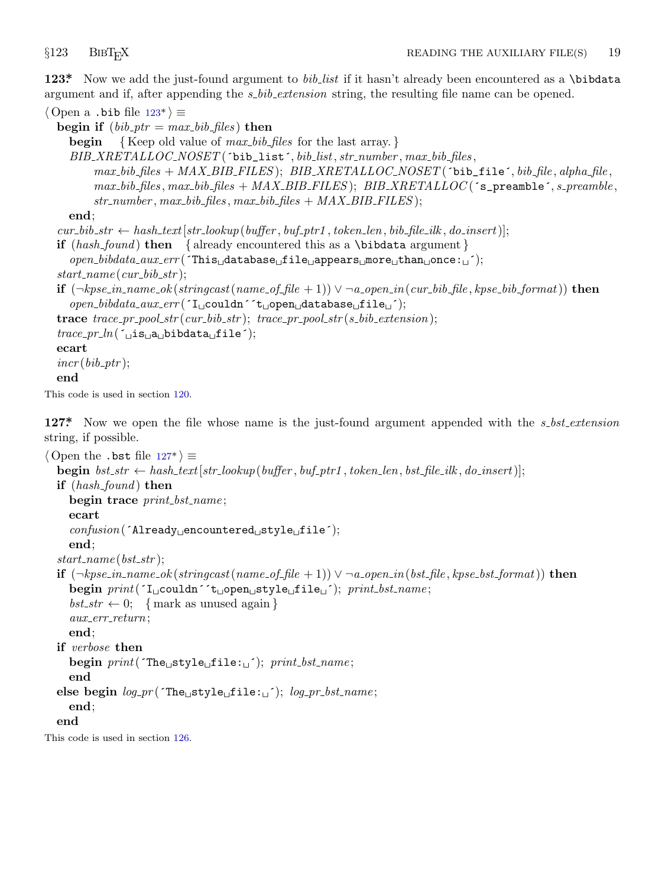**123\*** Now we add the just-found argument to *bib_list* if it hasn't already been encountered as a `\bibdata` argument and if, after appending the *s_bib_extension* string, the resulting file name can be opened.

```
⟨ Open a .bib file 123* ⟩ ≡
  begin if (bib_ptr = max_bib_files) then
    begin  { Keep old value of max_bib_files for the last array. }
    BIB_XRETALLOC_NOSET('bib_list', bib_list, str_number, max_bib_files,
        max_bib_files + MAX_BIB_FILES); BIB_XRETALLOC_NOSET('bib_file', bib_file, alpha_file,
        max_bib_files, max_bib_files + MAX_BIB_FILES); BIB_XRETALLOC('s_preamble', s_preamble,
        str_number, max_bib_files, max_bib_files + MAX_BIB_FILES);
    end;
  cur_bib_str ← hash_text[str_lookup(buffer, buf_ptr1, token_len, bib_file_ilk, do_insert)];
  if (hash_found) then  { already encountered this as a \bibdata argument }
    open_bibdata_aux_err('This database file appears more than once: ');
  start_name(cur_bib_str);
  if (¬kpse_in_name_ok(stringcast(name_of_file + 1)) ∨ ¬a_open_in(cur_bib_file, kpse_bib_format)) then
    open_bibdata_aux_err('I couldn''t open database file ');
  trace trace_pr_pool_str(cur_bib_str); trace_pr_pool_str(s_bib_extension);
  trace_pr_ln(' is a bibdata file');
  ecart
  incr(bib_ptr);
  end
```

This code is used in section 120.

**127\*** Now we open the file whose name is the just-found argument appended with the *s_bst_extension* string, if possible.

```
⟨ Open the .bst file 127* ⟩ ≡
  begin bst_str ← hash_text[str_lookup(buffer, buf_ptr1, token_len, bst_file_ilk, do_insert)];
  if (hash_found) then
    begin trace print_bst_name;
    ecart
    confusion('Already encountered style file');
    end;
  start_name(bst_str);
  if (¬kpse_in_name_ok(stringcast(name_of_file + 1)) ∨ ¬a_open_in(bst_file, kpse_bst_format)) then
    begin print('I couldn''t open style file '); print_bst_name;
    bst_str ← 0;  { mark as unused again }
    aux_err_return;
    end;
  if verbose then
    begin print('The style file: '); print_bst_name;
    end
  else begin log_pr('The style file: '); log_pr_bst_name;
    end;
  end
```

This code is used in section 126.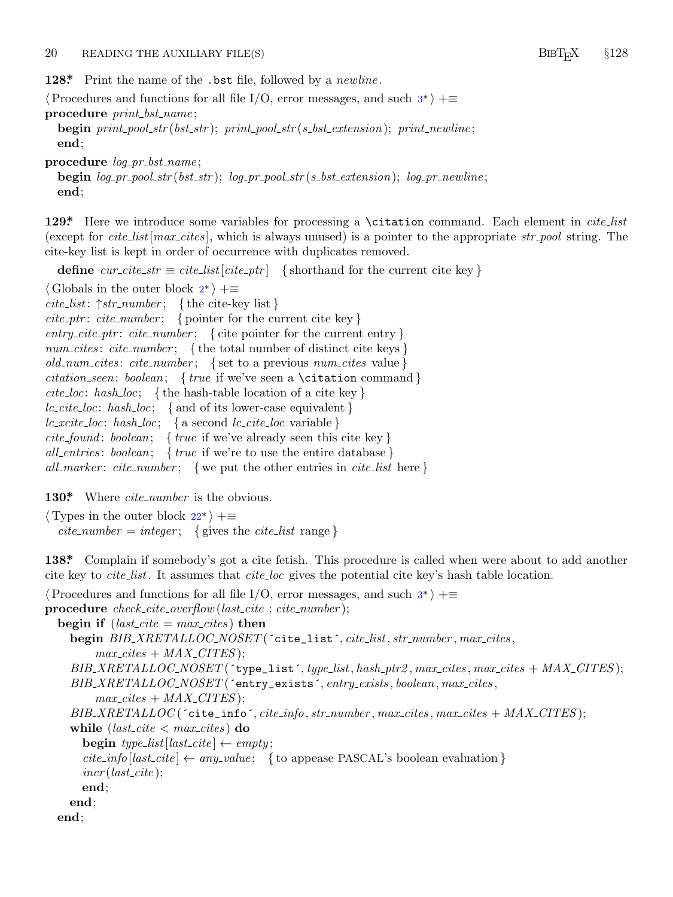**128\*** Print the name of the .bst file, followed by a *newline*.

⟨ Procedures and functions for all file I/O, error messages, and such 3\* ⟩ +≡

```
procedure print_bst_name;
  begin print_pool_str(bst_str); print_pool_str(s_bst_extension); print_newline;
  end;

procedure log_pr_bst_name;
  begin log_pr_pool_str(bst_str); log_pr_pool_str(s_bst_extension); log_pr_newline;
  end;
```

**129\*** Here we introduce some variables for processing a `\citation` command. Each element in *cite_list* (except for *cite_list*[*max_cites*], which is always unused) is a pointer to the appropriate *str_pool* string. The cite-key list is kept in order of occurrence with duplicates removed.

**define** *cur_cite_str* ≡ *cite_list*[*cite_ptr*] { shorthand for the current cite key }

⟨ Globals in the outer block 2\* ⟩ +≡

```
cite_list: ↑str_number;   { the cite-key list }
cite_ptr: cite_number;   { pointer for the current cite key }
entry_cite_ptr: cite_number;   { cite pointer for the current entry }
num_cites: cite_number;   { the total number of distinct cite keys }
old_num_cites: cite_number;   { set to a previous num_cites value }
citation_seen: boolean;   { true if we've seen a \citation command }
cite_loc: hash_loc;   { the hash-table location of a cite key }
lc_cite_loc: hash_loc;   { and of its lower-case equivalent }
lc_xcite_loc: hash_loc;   { a second lc_cite_loc variable }
cite_found: boolean;   { true if we've already seen this cite key }
all_entries: boolean;   { true if we're to use the entire database }
all_marker: cite_number;   { we put the other entries in cite_list here }
```

**130\*** Where *cite_number* is the obvious.

⟨ Types in the outer block 22\* ⟩ +≡

```
  cite_number = integer;   { gives the cite_list range }
```

**138\*** Complain if somebody's got a cite fetish. This procedure is called when were about to add another cite key to *cite_list*. It assumes that *cite_loc* gives the potential cite key's hash table location.

⟨ Procedures and functions for all file I/O, error messages, and such 3\* ⟩ +≡

```
procedure check_cite_overflow(last_cite : cite_number);
  begin if (last_cite = max_cites) then
    begin BIB_XRETALLOC_NOSET('cite_list', cite_list, str_number, max_cites,
          max_cites + MAX_CITES);
    BIB_XRETALLOC_NOSET('type_list', type_list, hash_ptr2, max_cites, max_cites + MAX_CITES);
    BIB_XRETALLOC_NOSET('entry_exists', entry_exists, boolean, max_cites,
          max_cites + MAX_CITES);
    BIB_XRETALLOC('cite_info', cite_info, str_number, max_cites, max_cites + MAX_CITES);
    while (last_cite < max_cites) do
      begin type_list[last_cite] ← empty;
      cite_info[last_cite] ← any_value;   { to appease PASCAL's boolean evaluation }
      incr(last_cite);
      end;
    end;
  end;
```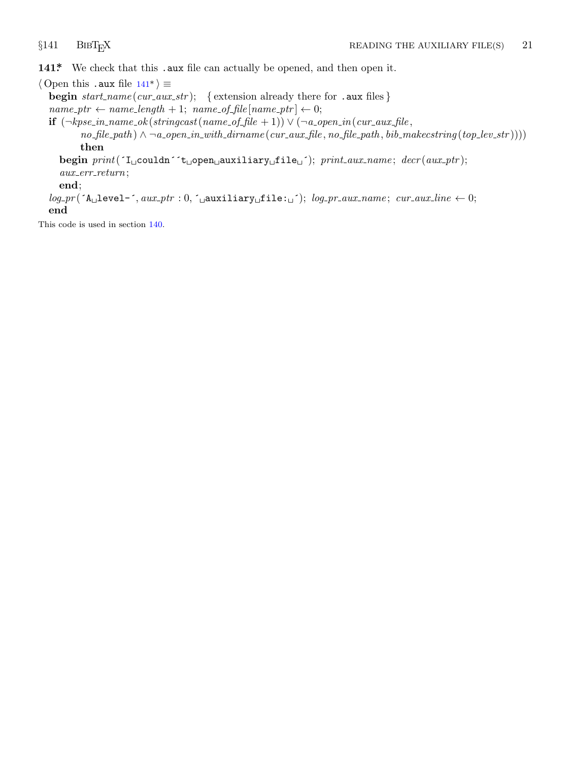**141\*** We check that this `.aux` file can actually be opened, and then open it.

⟨ Open this `.aux` file 141\* ⟩ ≡
**begin** *start_name*(*cur_aux_str*); { extension already there for `.aux` files }
*name_ptr* ← *name_length* + 1; *name_of_file*[*name_ptr*] ← 0;
**if** (¬*kpse_in_name_ok*(*stringcast*(*name_of_file* + 1)) ∨ (¬*a_open_in*(*cur_aux_file*, *no_file_path*) ∧ ¬*a_open_in_with_dirname*(*cur_aux_file*, *no_file_path*, *bib_makecstring*(*top_lev_str*)))) **then**
**begin** *print*(`´I couldn´´t open auxiliary file ´`); *print_aux_name*; *decr*(*aux_ptr*);
*aux_err_return*;
**end**;
*log_pr*(`´A level-´`, *aux_ptr* : 0, `´ auxiliary file: ´`); *log_pr_aux_name*; *cur_aux_line* ← 0;
**end**

This code is used in section 140.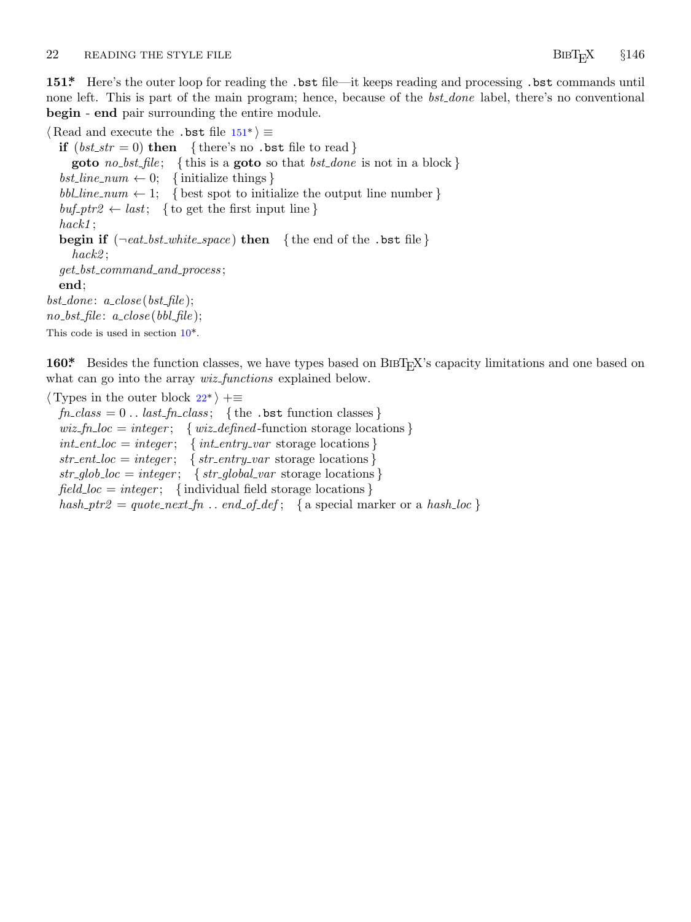**151\*** Here's the outer loop for reading the `.bst` file—it keeps reading and processing `.bst` commands until none left. This is part of the main program; hence, because of the *bst_done* label, there's no conventional **begin** - **end** pair surrounding the entire module.

⟨ Read and execute the `.bst` file 151\* ⟩ ≡

```
   if (bst_str = 0) then   { there's no .bst file to read }
      goto no_bst_file;   { this is a goto so that bst_done is not in a block }
   bst_line_num ← 0;   { initialize things }
   bbl_line_num ← 1;   { best spot to initialize the output line number }
   buf_ptr2 ← last;   { to get the first input line }
   hack1;
   begin if (¬eat_bst_white_space) then   { the end of the .bst file }
      hack2;
   get_bst_command_and_process;
   end;
bst_done: a_close(bst_file);
no_bst_file: a_close(bbl_file);
```

This code is used in section 10\*.

**160\*** Besides the function classes, we have types based on BibTeX's capacity limitations and one based on what can go into the array *wiz_functions* explained below.

⟨ Types in the outer block 22\* ⟩ +≡

```
   fn_class = 0 .. last_fn_class;   { the .bst function classes }
   wiz_fn_loc = integer;   { wiz_defined-function storage locations }
   int_ent_loc = integer;   { int_entry_var storage locations }
   str_ent_loc = integer;   { str_entry_var storage locations }
   str_glob_loc = integer;   { str_global_var storage locations }
   field_loc = integer;   { individual field storage locations }
   hash_ptr2 = quote_next_fn .. end_of_def;   { a special marker or a hash_loc }
```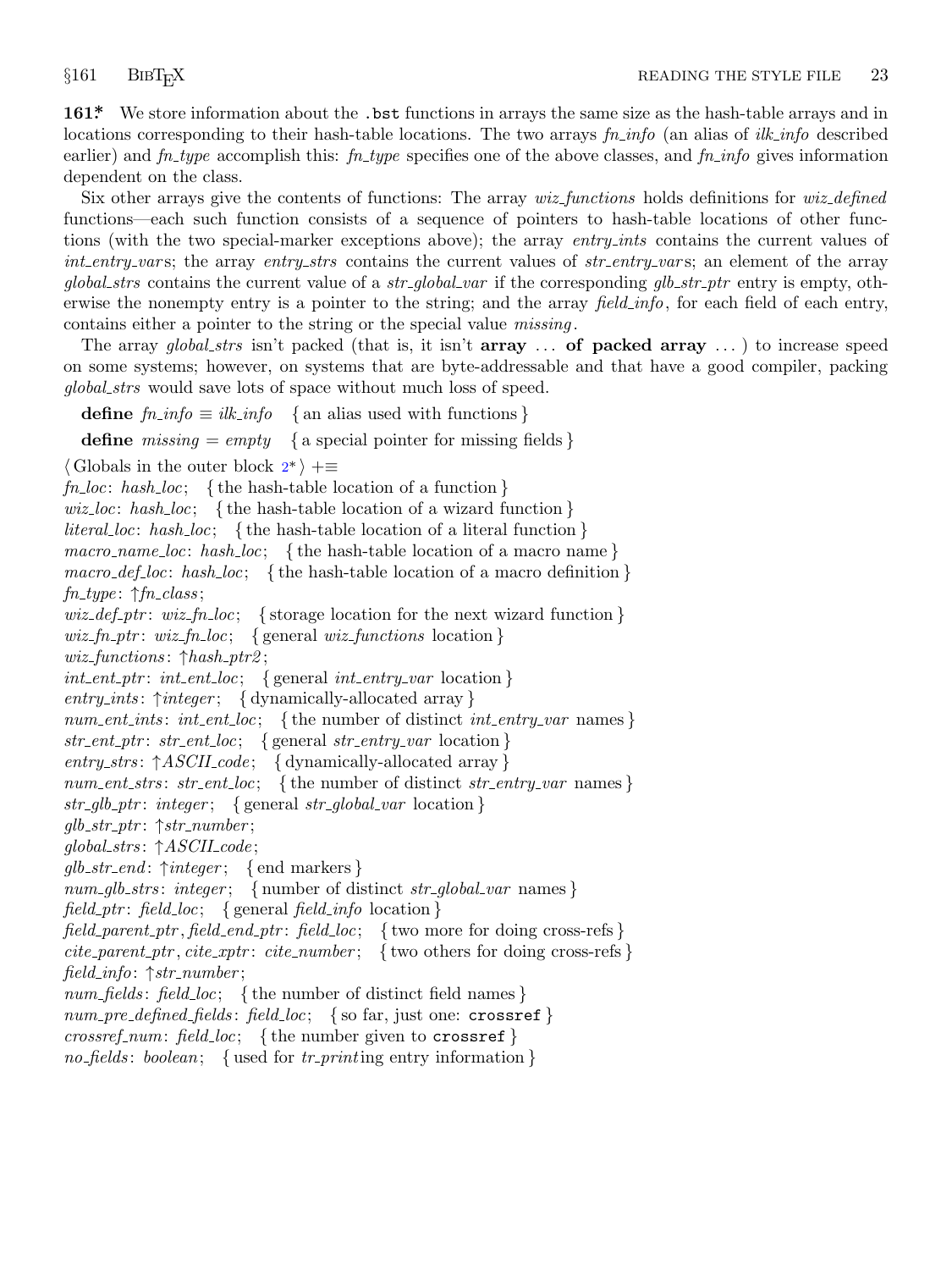**161\*** We store information about the `.bst` functions in arrays the same size as the hash-table arrays and in locations corresponding to their hash-table locations. The two arrays *fn_info* (an alias of *ilk_info* described earlier) and *fn_type* accomplish this: *fn_type* specifies one of the above classes, and *fn_info* gives information dependent on the class.

Six other arrays give the contents of functions: The array *wiz_functions* holds definitions for *wiz_defined* functions—each such function consists of a sequence of pointers to hash-table locations of other functions (with the two special-marker exceptions above); the array *entry_ints* contains the current values of *int_entry_var*s; the array *entry_strs* contains the current values of *str_entry_var*s; an element of the array *global_strs* contains the current value of a *str_global_var* if the corresponding *glb_str_ptr* entry is empty, otherwise the nonempty entry is a pointer to the string; and the array *field_info*, for each field of each entry, contains either a pointer to the string or the special value *missing*.

The array *global_strs* isn't packed (that is, it isn't **array** ... **of packed array** ... ) to increase speed on some systems; however, on systems that are byte-addressable and that have a good compiler, packing *global_strs* would save lots of space without much loss of speed.

**define** *fn_info* ≡ *ilk_info* { an alias used with functions }

**define** *missing* = *empty* { a special pointer for missing fields }

⟨ Globals in the outer block 2\* ⟩ +≡
*fn_loc*: *hash_loc*; { the hash-table location of a function }
*wiz_loc*: *hash_loc*; { the hash-table location of a wizard function }
*literal_loc*: *hash_loc*; { the hash-table location of a literal function }
*macro_name_loc*: *hash_loc*; { the hash-table location of a macro name }
*macro_def_loc*: *hash_loc*; { the hash-table location of a macro definition }
*fn_type*: ↑*fn_class*;
*wiz_def_ptr*: *wiz_fn_loc*; { storage location for the next wizard function }
*wiz_fn_ptr*: *wiz_fn_loc*; { general *wiz_functions* location }
*wiz_functions*: ↑*hash_ptr2*;
*int_ent_ptr*: *int_ent_loc*; { general *int_entry_var* location }
*entry_ints*: ↑*integer*; { dynamically-allocated array }
*num_ent_ints*: *int_ent_loc*; { the number of distinct *int_entry_var* names }
*str_ent_ptr*: *str_ent_loc*; { general *str_entry_var* location }
*entry_strs*: ↑*ASCII_code*; { dynamically-allocated array }
*num_ent_strs*: *str_ent_loc*; { the number of distinct *str_entry_var* names }
*str_glb_ptr*: *integer*; { general *str_global_var* location }
*glb_str_ptr*: ↑*str_number*;
*global_strs*: ↑*ASCII_code*;
*glb_str_end*: ↑*integer*; { end markers }
*num_glb_strs*: *integer*; { number of distinct *str_global_var* names }
*field_ptr*: *field_loc*; { general *field_info* location }
*field_parent_ptr*, *field_end_ptr*: *field_loc*; { two more for doing cross-refs }
*cite_parent_ptr*, *cite_xptr*: *cite_number*; { two others for doing cross-refs }
*field_info*: ↑*str_number*;
*num_fields*: *field_loc*; { the number of distinct field names }
*num_pre_defined_fields*: *field_loc*; { so far, just one: `crossref` }
*crossref_num*: *field_loc*; { the number given to `crossref` }
*no_fields*: *boolean*; { used for *tr_print*ing entry information }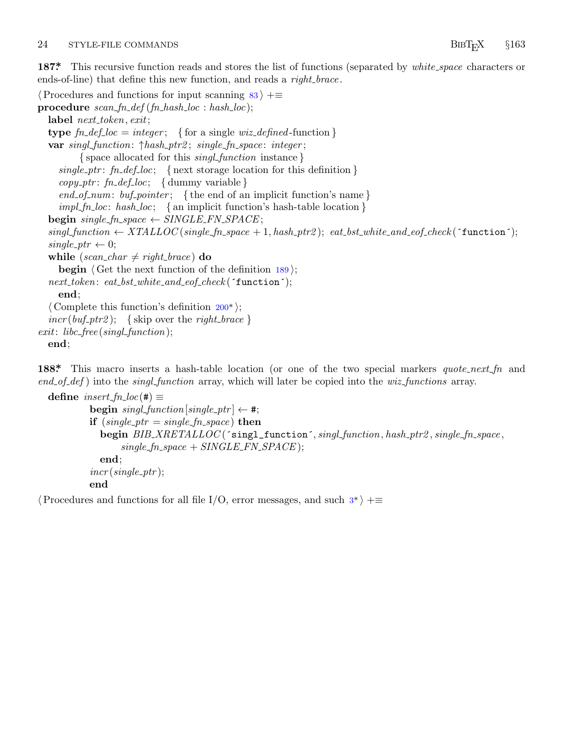**187\*** This recursive function reads and stores the list of functions (separated by *white_space* characters or ends-of-line) that define this new function, and reads a *right_brace*.

⟨ Procedures and functions for input scanning 83 ⟩ +≡

```
procedure scan_fn_def(fn_hash_loc : hash_loc);
  label next_token, exit;
  type fn_def_loc = integer;  { for a single wiz_defined-function }
  var singl_function: ↑hash_ptr2; single_fn_space: integer;
        { space allocated for this singl_function instance }
    single_ptr: fn_def_loc;  { next storage location for this definition }
    copy_ptr: fn_def_loc;  { dummy variable }
    end_of_num: buf_pointer;  { the end of an implicit function's name }
    impl_fn_loc: hash_loc;  { an implicit function's hash-table location }
  begin single_fn_space ← SINGLE_FN_SPACE;
  singl_function ← XTALLOC(single_fn_space + 1, hash_ptr2); eat_bst_white_and_eof_check('function');
  single_ptr ← 0;
  while (scan_char ≠ right_brace) do
    begin ⟨ Get the next function of the definition 189 ⟩;
  next_token: eat_bst_white_and_eof_check('function');
    end;
  ⟨ Complete this function's definition 200* ⟩;
  incr(buf_ptr2);  { skip over the right_brace }
exit: libc_free(singl_function);
  end;
```

**188\*** This macro inserts a hash-table location (or one of the two special markers *quote_next_fn* and *end_of_def*) into the *singl_function* array, which will later be copied into the *wiz_functions* array.

```
define insert_fn_loc(#) ≡
          begin singl_function[single_ptr] ← #;
          if (single_ptr = single_fn_space) then
            begin BIB_XRETALLOC('singl_function', singl_function, hash_ptr2, single_fn_space,
                  single_fn_space + SINGLE_FN_SPACE);
            end;
          incr(single_ptr);
          end
```

⟨ Procedures and functions for all file I/O, error messages, and such 3* ⟩ +≡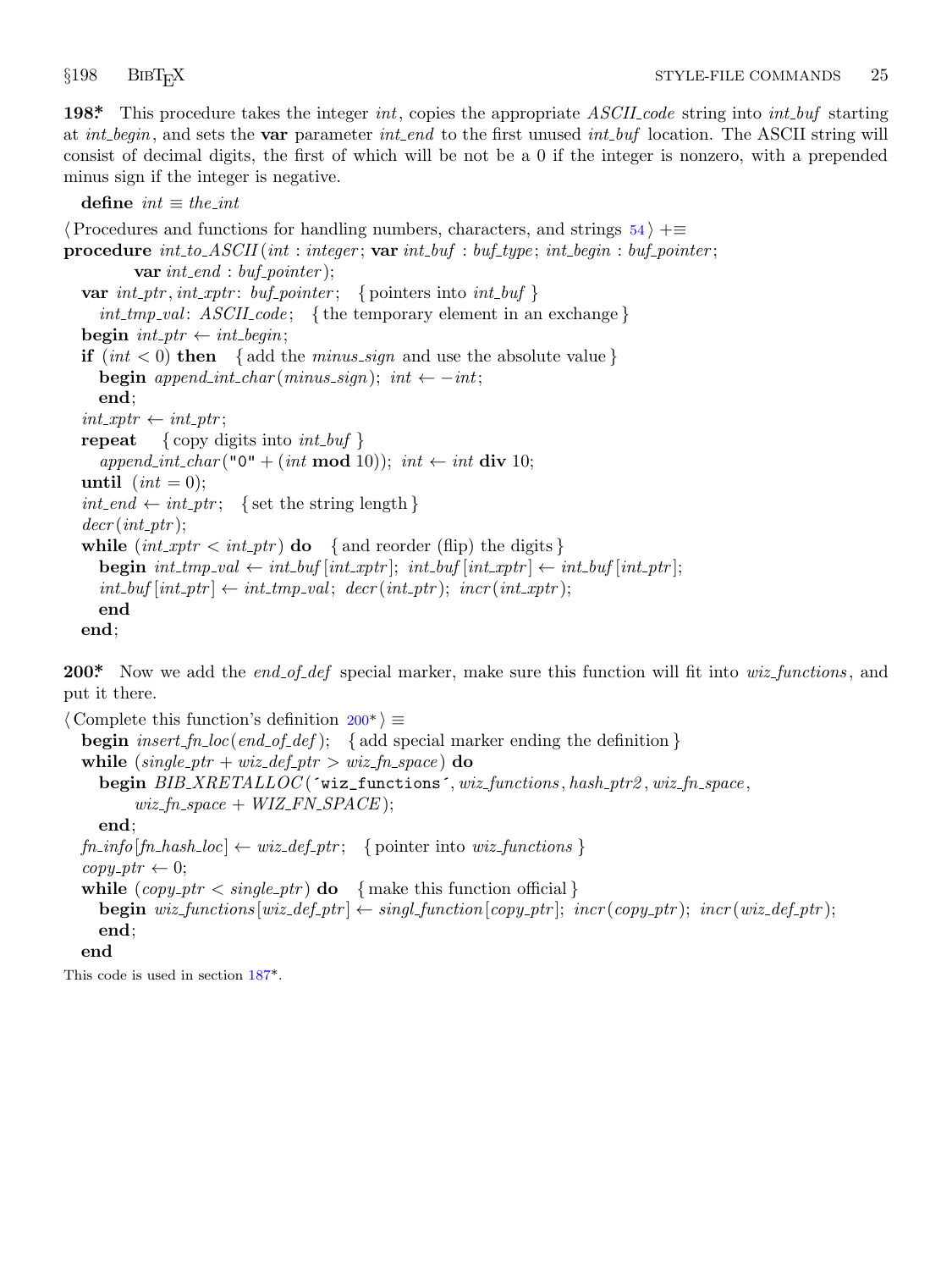**198\*** This procedure takes the integer *int*, copies the appropriate *ASCII_code* string into *int_buf* starting at *int_begin*, and sets the **var** parameter *int_end* to the first unused *int_buf* location. The ASCII string will consist of decimal digits, the first of which will be not be a 0 if the integer is nonzero, with a prepended minus sign if the integer is negative.

**define** *int* ≡ *the_int*

⟨ Procedures and functions for handling numbers, characters, and strings 54 ⟩ +≡

```
procedure int_to_ASCII(int : integer; var int_buf : buf_type; int_begin : buf_pointer;
        var int_end : buf_pointer);
  var int_ptr, int_xptr: buf_pointer;   { pointers into int_buf }
    int_tmp_val: ASCII_code;   { the temporary element in an exchange }
  begin int_ptr ← int_begin;
  if (int < 0) then   { add the minus_sign and use the absolute value }
    begin append_int_char(minus_sign); int ← −int;
    end;
  int_xptr ← int_ptr;
  repeat   { copy digits into int_buf }
    append_int_char("0" + (int mod 10)); int ← int div 10;
  until (int = 0);
  int_end ← int_ptr;   { set the string length }
  decr(int_ptr);
  while (int_xptr < int_ptr) do   { and reorder (flip) the digits }
    begin int_tmp_val ← int_buf[int_xptr]; int_buf[int_xptr] ← int_buf[int_ptr];
    int_buf[int_ptr] ← int_tmp_val; decr(int_ptr); incr(int_xptr);
    end
  end;
```

**200\*** Now we add the *end_of_def* special marker, make sure this function will fit into *wiz_functions*, and put it there.

⟨ Complete this function's definition 200\* ⟩ ≡

```
  begin insert_fn_loc(end_of_def);   { add special marker ending the definition }
  while (single_ptr + wiz_def_ptr > wiz_fn_space) do
    begin BIB_XRETALLOC('wiz_functions', wiz_functions, hash_ptr2, wiz_fn_space,
        wiz_fn_space + WIZ_FN_SPACE);
    end;
  fn_info[fn_hash_loc] ← wiz_def_ptr;   { pointer into wiz_functions }
  copy_ptr ← 0;
  while (copy_ptr < single_ptr) do   { make this function official }
    begin wiz_functions[wiz_def_ptr] ← singl_function[copy_ptr]; incr(copy_ptr); incr(wiz_def_ptr);
    end;
  end
```

This code is used in section 187\*.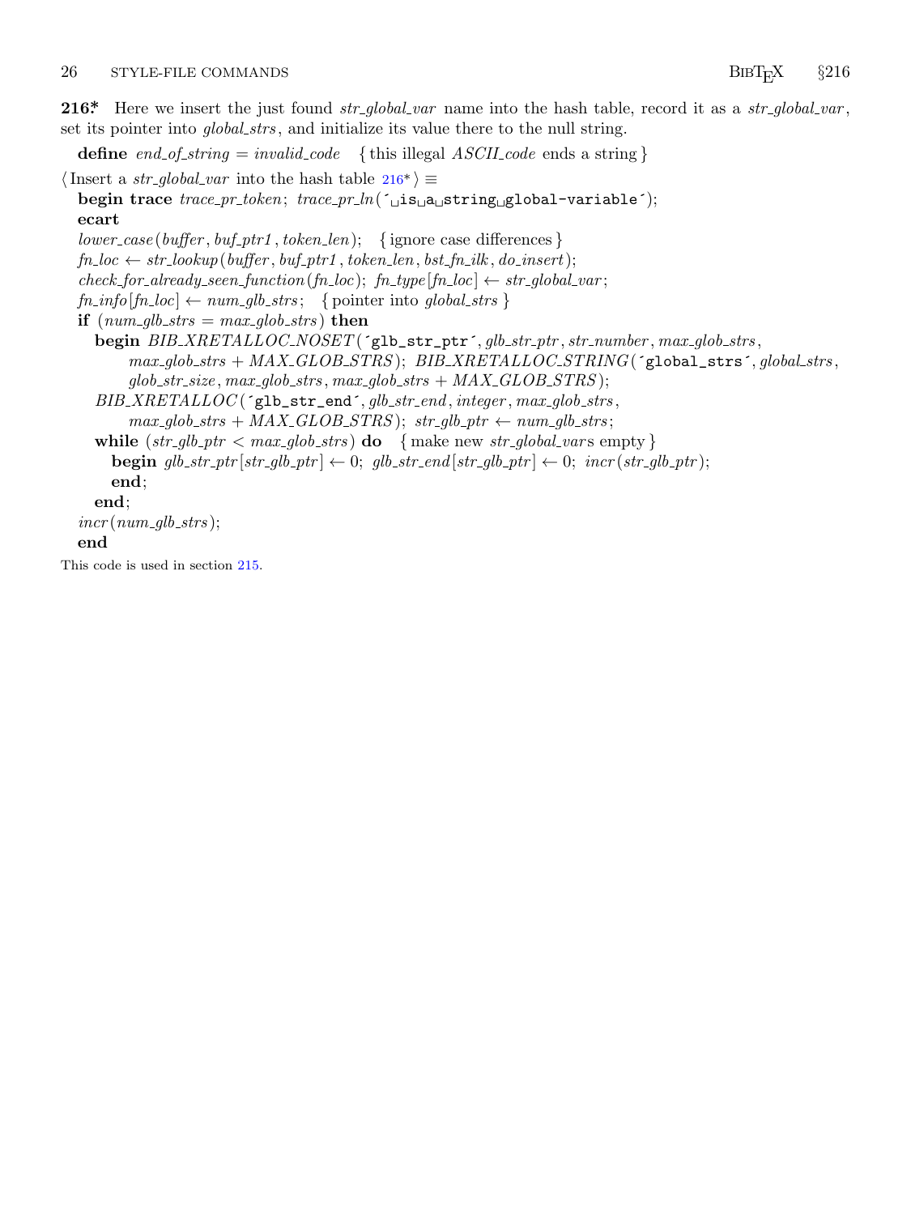**216\*** Here we insert the just found *str_global_var* name into the hash table, record it as a *str_global_var*, set its pointer into *global_strs*, and initialize its value there to the null string.

**define** *end_of_string* = *invalid_code* { this illegal *ASCII_code* ends a string }

⟨ Insert a *str_global_var* into the hash table 216\* ⟩ ≡

```
begin trace trace_pr_token; trace_pr_ln('␣is␣a␣string␣global-variable');
ecart
lower_case(buffer, buf_ptr1, token_len); { ignore case differences }
fn_loc ← str_lookup(buffer, buf_ptr1, token_len, bst_fn_ilk, do_insert);
check_for_already_seen_function(fn_loc); fn_type[fn_loc] ← str_global_var;
fn_info[fn_loc] ← num_glb_strs; { pointer into global_strs }
if (num_glb_strs = max_glob_strs) then
  begin BIB_XRETALLOC_NOSET('glb_str_ptr', glb_str_ptr, str_number, max_glob_strs,
      max_glob_strs + MAX_GLOB_STRS); BIB_XRETALLOC_STRING('global_strs', global_strs,
      glob_str_size, max_glob_strs, max_glob_strs + MAX_GLOB_STRS);
  BIB_XRETALLOC('glb_str_end', glb_str_end, integer, max_glob_strs,
      max_glob_strs + MAX_GLOB_STRS); str_glb_ptr ← num_glb_strs;
  while (str_glb_ptr < max_glob_strs) do { make new str_global_vars empty }
    begin glb_str_ptr[str_glb_ptr] ← 0; glb_str_end[str_glb_ptr] ← 0; incr(str_glb_ptr);
    end;
  end;
incr(num_glb_strs);
end
```

This code is used in section 215.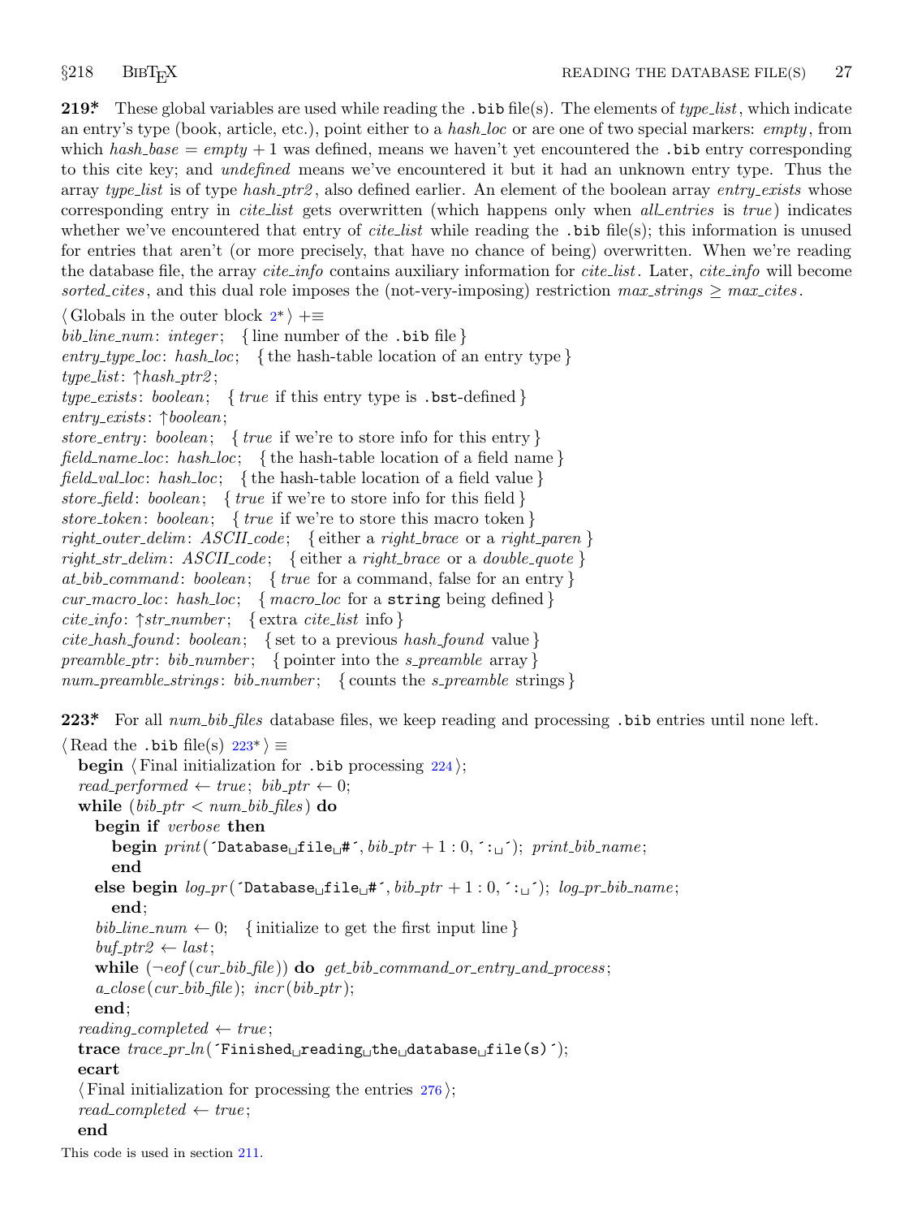**219\*** These global variables are used while reading the `.bib` file(s). The elements of *type_list*, which indicate an entry's type (book, article, etc.), point either to a *hash_loc* or are one of two special markers: *empty*, from which *hash_base* = *empty* + 1 was defined, means we haven't yet encountered the `.bib` entry corresponding to this cite key; and *undefined* means we've encountered it but it had an unknown entry type. Thus the array *type_list* is of type *hash_ptr2*, also defined earlier. An element of the boolean array *entry_exists* whose corresponding entry in *cite_list* gets overwritten (which happens only when *all_entries* is *true*) indicates whether we've encountered that entry of *cite_list* while reading the `.bib` file(s); this information is unused for entries that aren't (or more precisely, that have no chance of being) overwritten. When we're reading the database file, the array *cite_info* contains auxiliary information for *cite_list*. Later, *cite_info* will become *sorted_cites*, and this dual role imposes the (not-very-imposing) restriction *max_strings* ≥ *max_cites*.

⟨Globals in the outer block 2\*⟩ +≡

```
bib_line_num: integer;  { line number of the .bib file }
entry_type_loc: hash_loc;  { the hash-table location of an entry type }
type_list: ↑hash_ptr2;
type_exists: boolean;  { true if this entry type is .bst-defined }
entry_exists: ↑boolean;
store_entry: boolean;  { true if we're to store info for this entry }
field_name_loc: hash_loc;  { the hash-table location of a field name }
field_val_loc: hash_loc;  { the hash-table location of a field value }
store_field: boolean;  { true if we're to store info for this field }
store_token: boolean;  { true if we're to store this macro token }
right_outer_delim: ASCII_code;  { either a right_brace or a right_paren }
right_str_delim: ASCII_code;  { either a right_brace or a double_quote }
at_bib_command: boolean;  { true for a command, false for an entry }
cur_macro_loc: hash_loc;  { macro_loc for a string being defined }
cite_info: ↑str_number;  { extra cite_list info }
cite_hash_found: boolean;  { set to a previous hash_found value }
preamble_ptr: bib_number;  { pointer into the s_preamble array }
num_preamble_strings: bib_number;  { counts the s_preamble strings }
```

**223\*** For all *num_bib_files* database files, we keep reading and processing `.bib` entries until none left.

⟨Read the `.bib` file(s) 223\*⟩ ≡

```
begin ⟨Final initialization for .bib processing 224⟩;
  read_performed ← true; bib_ptr ← 0;
  while (bib_ptr < num_bib_files) do
    begin if verbose then
      begin print(´Database␣file␣#´, bib_ptr + 1 : 0, ´:␣´); print_bib_name;
      end
    else begin log_pr(´Database␣file␣#´, bib_ptr + 1 : 0, ´:␣´); log_pr_bib_name;
      end;
    bib_line_num ← 0;  { initialize to get the first input line }
    buf_ptr2 ← last;
    while (¬eof(cur_bib_file)) do get_bib_command_or_entry_and_process;
    a_close(cur_bib_file); incr(bib_ptr);
    end;
  reading_completed ← true;
  trace trace_pr_ln(´Finished␣reading␣the␣database␣file(s)´);
  ecart
  ⟨Final initialization for processing the entries 276⟩;
  read_completed ← true;
  end
```

This code is used in section 211.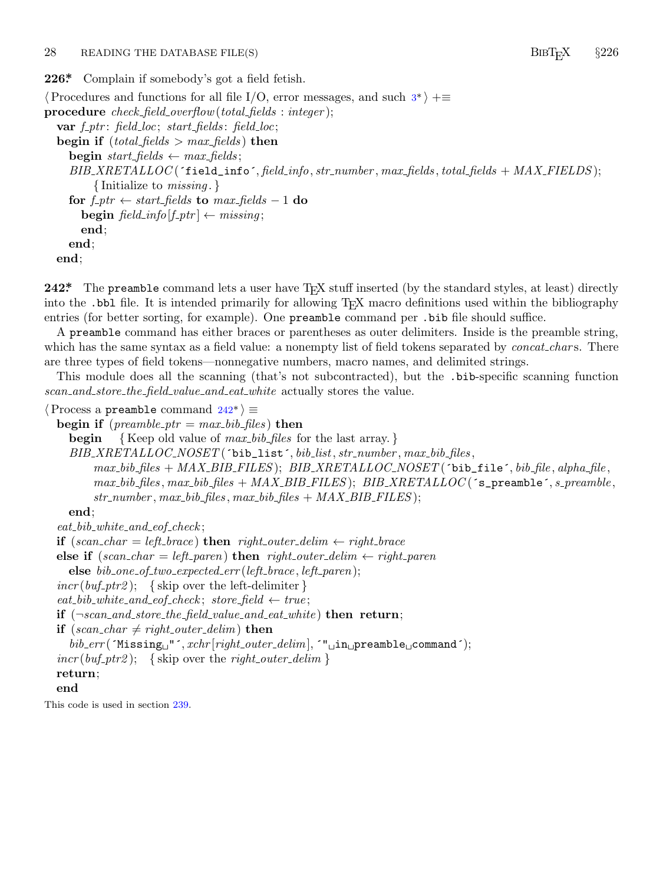**226*.** Complain if somebody's got a field fetish.

⟨Procedures and functions for all file I/O, error messages, and such 3*⟩ +≡

```
procedure check_field_overflow(total_fields : integer);
  var f_ptr: field_loc; start_fields: field_loc;
  begin if (total_fields > max_fields) then
    begin start_fields ← max_fields;
    BIB_XRETALLOC('field_info', field_info, str_number, max_fields, total_fields + MAX_FIELDS);
        { Initialize to missing. }
    for f_ptr ← start_fields to max_fields − 1 do
      begin field_info[f_ptr] ← missing;
      end;
    end;
  end;
```

**242*.** The `preamble` command lets a user have TEX stuff inserted (by the standard styles, at least) directly into the `.bbl` file. It is intended primarily for allowing TEX macro definitions used within the bibliography entries (for better sorting, for example). One `preamble` command per `.bib` file should suffice.

A `preamble` command has either braces or parentheses as outer delimiters. Inside is the preamble string, which has the same syntax as a field value: a nonempty list of field tokens separated by *concat_char*s. There are three types of field tokens—nonnegative numbers, macro names, and delimited strings.

This module does all the scanning (that's not subcontracted), but the `.bib`-specific scanning function *scan_and_store_the_field_value_and_eat_white* actually stores the value.

⟨Process a `preamble` command 242*⟩ ≡

```
  begin if (preamble_ptr = max_bib_files) then
    begin    { Keep old value of max_bib_files for the last array. }
    BIB_XRETALLOC_NOSET('bib_list', bib_list, str_number, max_bib_files,
        max_bib_files + MAX_BIB_FILES); BIB_XRETALLOC_NOSET('bib_file', bib_file, alpha_file,
        max_bib_files, max_bib_files + MAX_BIB_FILES); BIB_XRETALLOC('s_preamble', s_preamble,
        str_number, max_bib_files, max_bib_files + MAX_BIB_FILES);
    end;
  eat_bib_white_and_eof_check;
  if (scan_char = left_brace) then right_outer_delim ← right_brace
  else if (scan_char = left_paren) then right_outer_delim ← right_paren
    else bib_one_of_two_expected_err(left_brace, left_paren);
  incr(buf_ptr2);   { skip over the left-delimiter }
  eat_bib_white_and_eof_check; store_field ← true;
  if (¬scan_and_store_the_field_value_and_eat_white) then return;
  if (scan_char ≠ right_outer_delim) then
    bib_err('Missing␣"', xchr[right_outer_delim], '"␣in␣preamble␣command');
  incr(buf_ptr2);   { skip over the right_outer_delim }
  return;
  end
```

This code is used in section 239.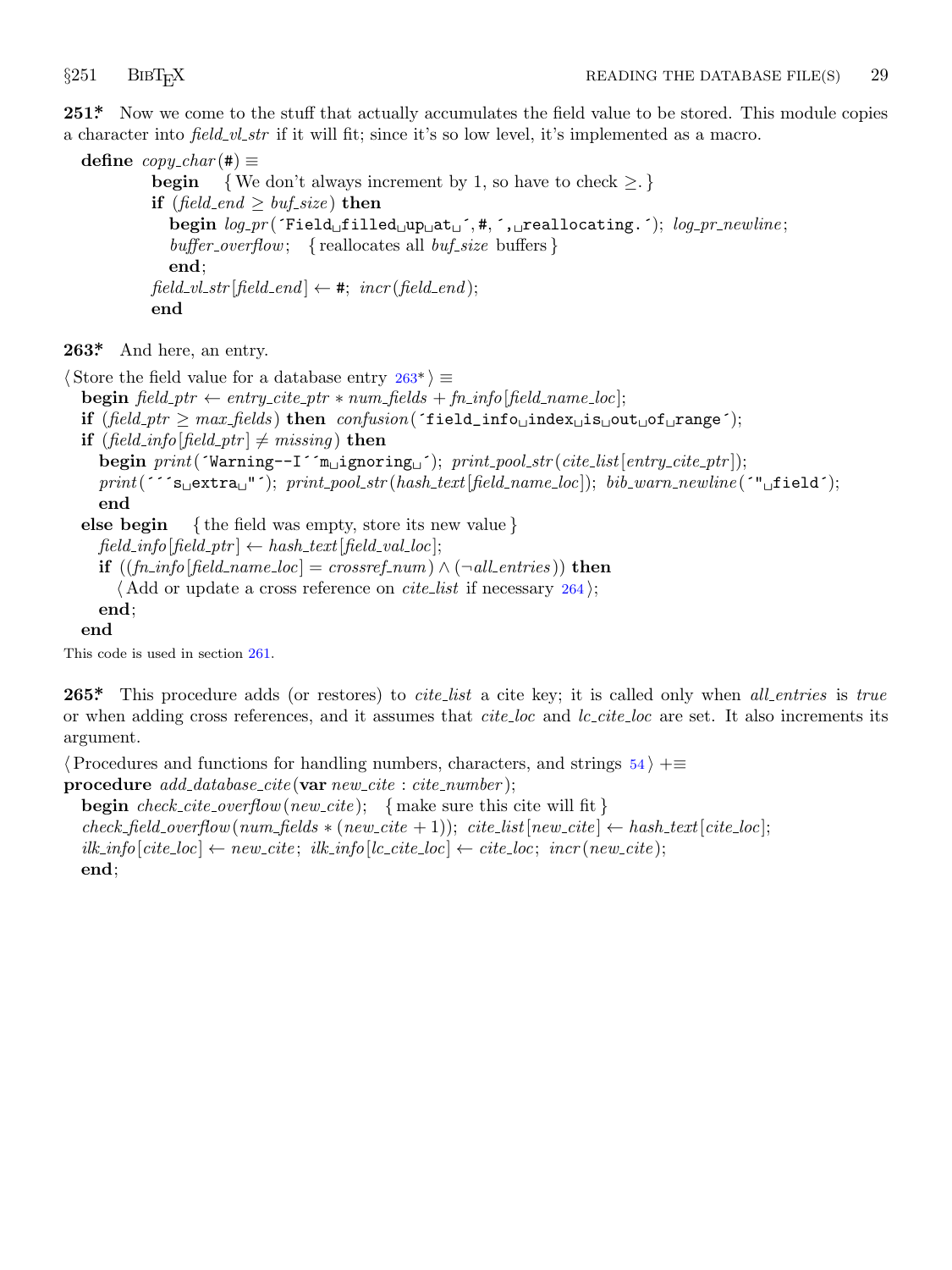**251\*** Now we come to the stuff that actually accumulates the field value to be stored. This module copies a character into *field_vl_str* if it will fit; since it's so low level, it's implemented as a macro.

```
define copy_char(#) ≡
        begin    { We don't always increment by 1, so have to check ≥. }
        if (field_end ≥ buf_size) then
           begin log_pr('Field up at ',#,', reallocating.'); log_pr_newline;
           buffer_overflow;   { reallocates all buf_size buffers }
           end;
        field_vl_str[field_end] ← #; incr(field_end);
        end
```

**263\*** And here, an entry.

```
⟨ Store the field value for a database entry 263* ⟩ ≡
  begin field_ptr ← entry_cite_ptr ∗ num_fields + fn_info[field_name_loc];
  if (field_ptr ≥ max_fields) then confusion('field_info index is out of range');
  if (field_info[field_ptr] ≠ missing) then
     begin print('Warning--I''m ignoring '); print_pool_str(cite_list[entry_cite_ptr]);
     print('''s extra "'); print_pool_str(hash_text[field_name_loc]); bib_warn_newline('" field');
     end
  else begin    { the field was empty, store its new value }
     field_info[field_ptr] ← hash_text[field_val_loc];
     if ((fn_info[field_name_loc] = crossref_num) ∧ (¬all_entries)) then
        ⟨ Add or update a cross reference on cite_list if necessary 264 ⟩;
     end;
  end
```

This code is used in section 261.

**265\*** This procedure adds (or restores) to *cite_list* a cite key; it is called only when *all_entries* is *true* or when adding cross references, and it assumes that *cite_loc* and *lc_cite_loc* are set. It also increments its argument.

```
⟨ Procedures and functions for handling numbers, characters, and strings 54 ⟩ +≡
procedure add_database_cite(var new_cite : cite_number);
  begin check_cite_overflow(new_cite);   { make sure this cite will fit }
  check_field_overflow(num_fields ∗ (new_cite + 1)); cite_list[new_cite] ← hash_text[cite_loc];
  ilk_info[cite_loc] ← new_cite; ilk_info[lc_cite_loc] ← cite_loc; incr(new_cite);
  end;
```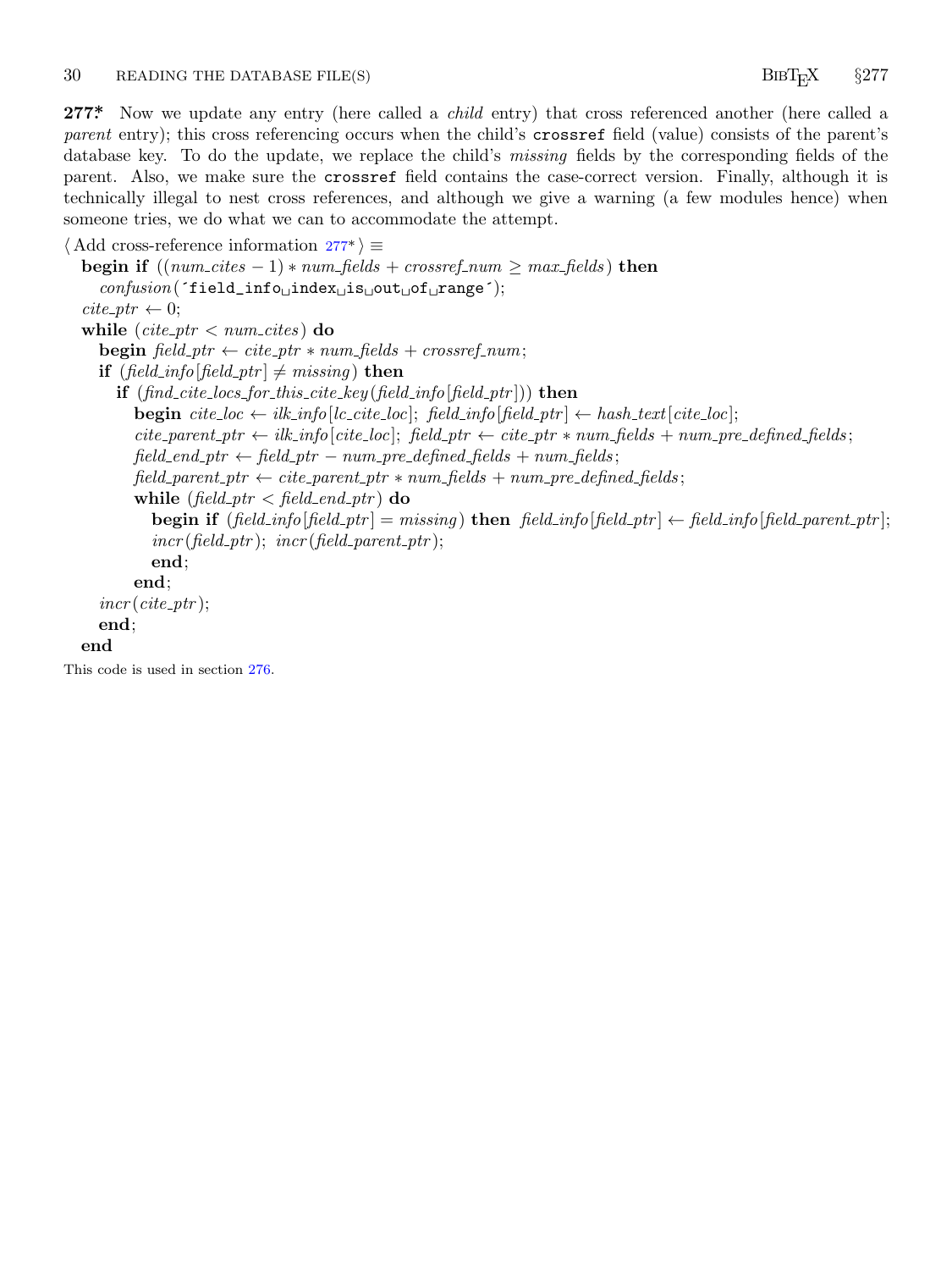**277\*** Now we update any entry (here called a *child* entry) that cross referenced another (here called a *parent* entry); this cross referencing occurs when the child's `crossref` field (value) consists of the parent's database key. To do the update, we replace the child's *missing* fields by the corresponding fields of the parent. Also, we make sure the `crossref` field contains the case-correct version. Finally, although it is technically illegal to nest cross references, and although we give a warning (a few modules hence) when someone tries, we do what we can to accommodate the attempt.

⟨ Add cross-reference information 277\* ⟩ ≡

```
begin if ((num_cites − 1) ∗ num_fields + crossref_num ≥ max_fields) then
    confusion(´field_info␣index␣is␣out␣of␣range´);
  cite_ptr ← 0;
  while (cite_ptr < num_cites) do
    begin field_ptr ← cite_ptr ∗ num_fields + crossref_num;
    if (field_info[field_ptr] ≠ missing) then
      if (find_cite_locs_for_this_cite_key(field_info[field_ptr])) then
        begin cite_loc ← ilk_info[lc_cite_loc]; field_info[field_ptr] ← hash_text[cite_loc];
        cite_parent_ptr ← ilk_info[cite_loc]; field_ptr ← cite_ptr ∗ num_fields + num_pre_defined_fields;
        field_end_ptr ← field_ptr − num_pre_defined_fields + num_fields;
        field_parent_ptr ← cite_parent_ptr ∗ num_fields + num_pre_defined_fields;
        while (field_ptr < field_end_ptr) do
          begin if (field_info[field_ptr] = missing) then field_info[field_ptr] ← field_info[field_parent_ptr];
          incr(field_ptr); incr(field_parent_ptr);
          end;
        end;
    incr(cite_ptr);
    end;
  end
```

This code is used in section 276.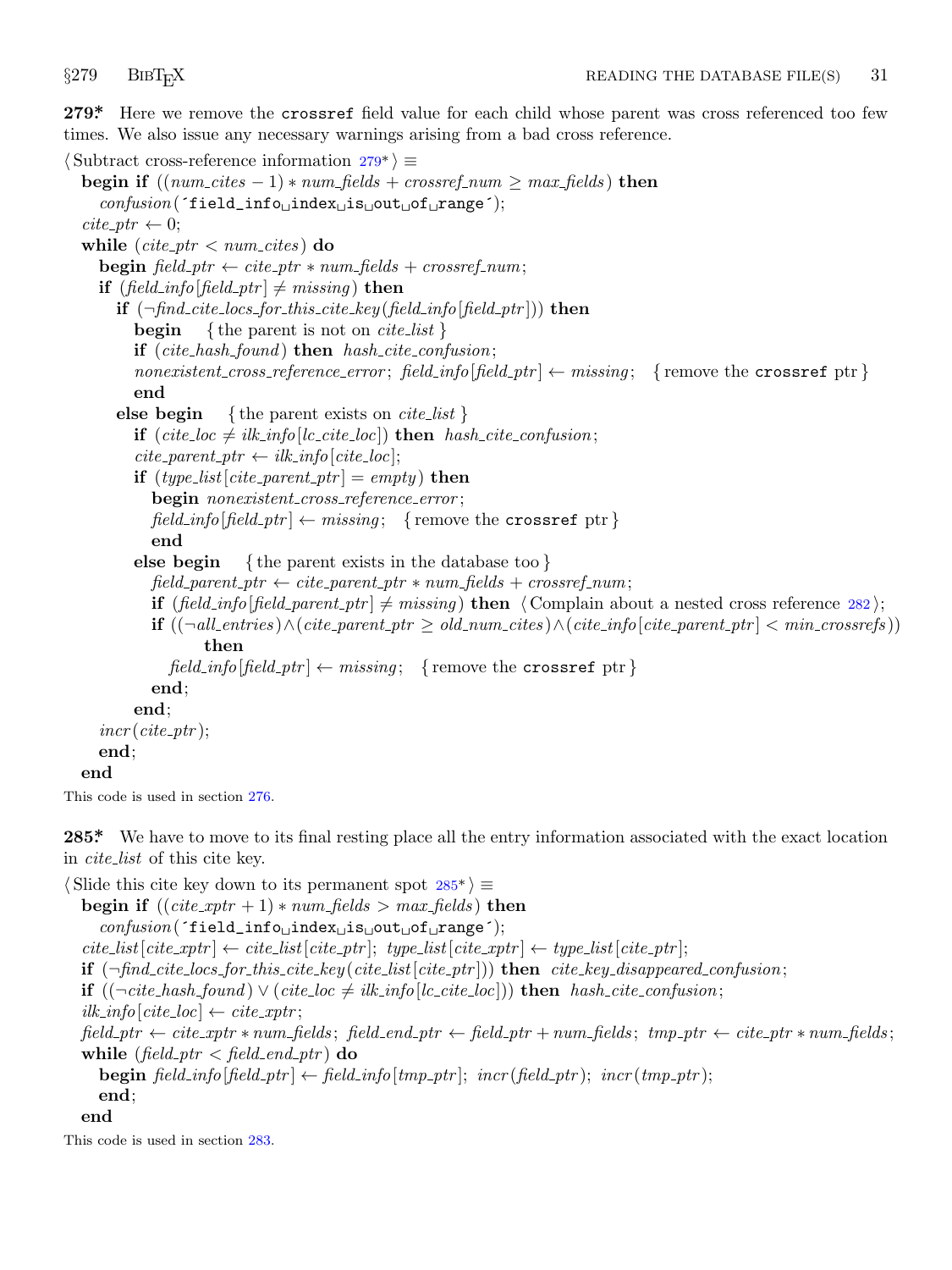**279\*** Here we remove the `crossref` field value for each child whose parent was cross referenced too few times. We also issue any necessary warnings arising from a bad cross reference.

```
⟨ Subtract cross-reference information 279* ⟩ ≡
  begin if ((num_cites − 1) ∗ num_fields + crossref_num ≥ max_fields) then
      confusion('field_info index is out of range');
  cite_ptr ← 0;
  while (cite_ptr < num_cites) do
    begin field_ptr ← cite_ptr ∗ num_fields + crossref_num;
    if (field_info[field_ptr] ≠ missing) then
      if (¬find_cite_locs_for_this_cite_key(field_info[field_ptr])) then
        begin   { the parent is not on cite_list }
        if (cite_hash_found) then hash_cite_confusion;
        nonexistent_cross_reference_error; field_info[field_ptr] ← missing;  { remove the crossref ptr }
        end
      else begin   { the parent exists on cite_list }
        if (cite_loc ≠ ilk_info[lc_cite_loc]) then hash_cite_confusion;
        cite_parent_ptr ← ilk_info[cite_loc];
        if (type_list[cite_parent_ptr] = empty) then
          begin nonexistent_cross_reference_error;
          field_info[field_ptr] ← missing;  { remove the crossref ptr }
          end
        else begin   { the parent exists in the database too }
          field_parent_ptr ← cite_parent_ptr ∗ num_fields + crossref_num;
          if (field_info[field_parent_ptr] ≠ missing) then ⟨ Complain about a nested cross reference 282 ⟩;
          if ((¬all_entries) ∧ (cite_parent_ptr ≥ old_num_cites) ∧ (cite_info[cite_parent_ptr] < min_crossrefs))
                then
            field_info[field_ptr] ← missing;  { remove the crossref ptr }
          end;
        end;
    incr(cite_ptr);
    end;
  end
```

This code is used in section 276.

**285\*** We have to move to its final resting place all the entry information associated with the exact location in *cite_list* of this cite key.

```
⟨ Slide this cite key down to its permanent spot 285* ⟩ ≡
  begin if ((cite_xptr + 1) ∗ num_fields > max_fields) then
    confusion('field_info index is out of range');
  cite_list[cite_xptr] ← cite_list[cite_ptr]; type_list[cite_xptr] ← type_list[cite_ptr];
  if (¬find_cite_locs_for_this_cite_key(cite_list[cite_ptr])) then cite_key_disappeared_confusion;
  if ((¬cite_hash_found) ∨ (cite_loc ≠ ilk_info[lc_cite_loc])) then hash_cite_confusion;
  ilk_info[cite_loc] ← cite_xptr;
  field_ptr ← cite_xptr ∗ num_fields; field_end_ptr ← field_ptr + num_fields; tmp_ptr ← cite_ptr ∗ num_fields;
  while (field_ptr < field_end_ptr) do
    begin field_info[field_ptr] ← field_info[tmp_ptr]; incr(field_ptr); incr(tmp_ptr);
    end;
  end
```

This code is used in section 283.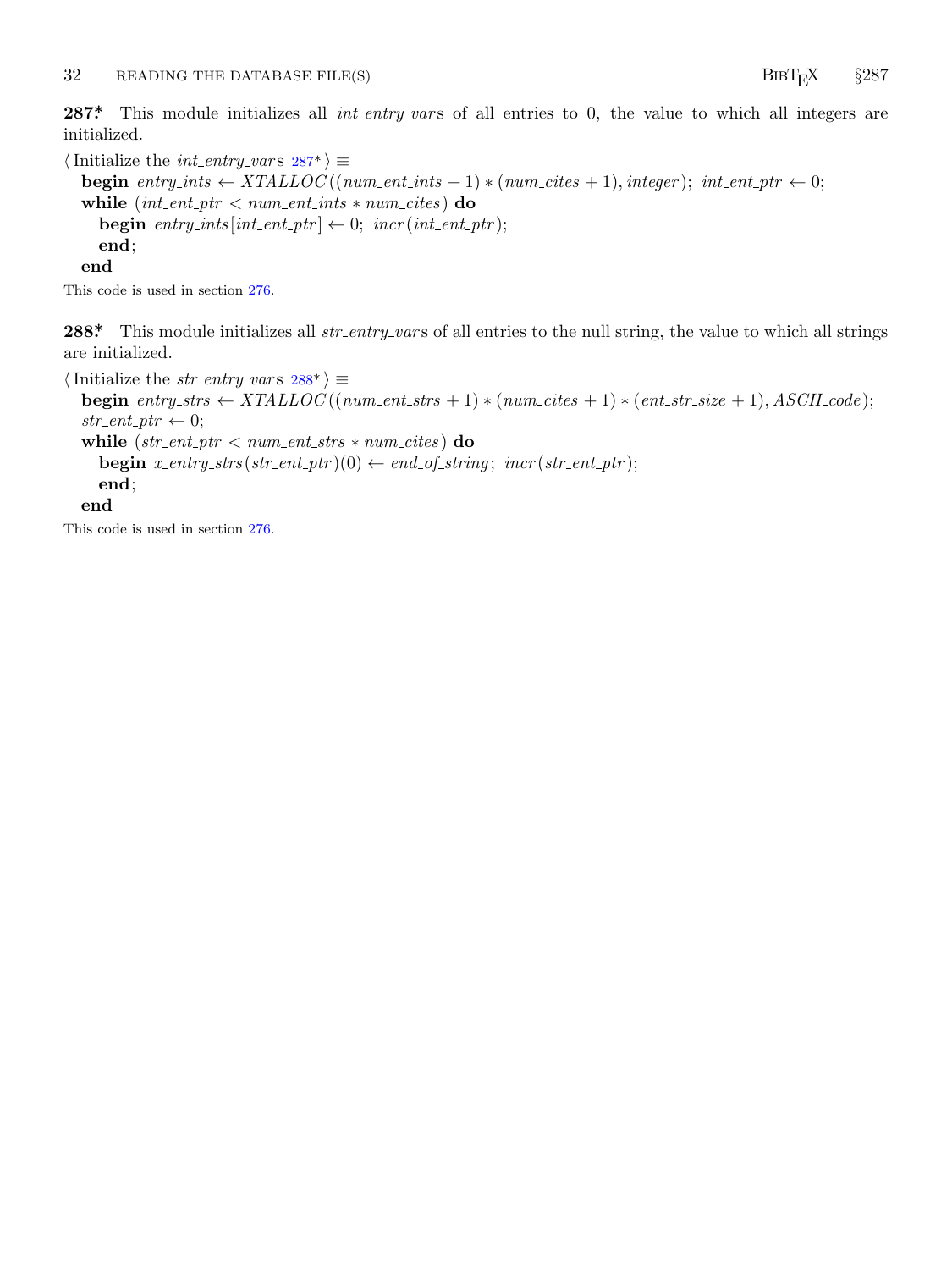**287\*** This module initializes all *int_entry_var*s of all entries to 0, the value to which all integers are initialized.

⟨ Initialize the *int_entry_var*s 287\* ⟩ ≡

```
begin entry_ints ← XTALLOC((num_ent_ints + 1) * (num_cites + 1), integer); int_ent_ptr ← 0;
while (int_ent_ptr < num_ent_ints * num_cites) do
  begin entry_ints[int_ent_ptr] ← 0; incr(int_ent_ptr);
  end;
end
```

This code is used in section 276.

**288\*** This module initializes all *str_entry_var*s of all entries to the null string, the value to which all strings are initialized.

⟨ Initialize the *str_entry_var*s 288\* ⟩ ≡

```
begin entry_strs ← XTALLOC((num_ent_strs + 1) * (num_cites + 1) * (ent_str_size + 1), ASCII_code);
str_ent_ptr ← 0;
while (str_ent_ptr < num_ent_strs * num_cites) do
  begin x_entry_strs(str_ent_ptr)(0) ← end_of_string; incr(str_ent_ptr);
  end;
end
```

This code is used in section 276.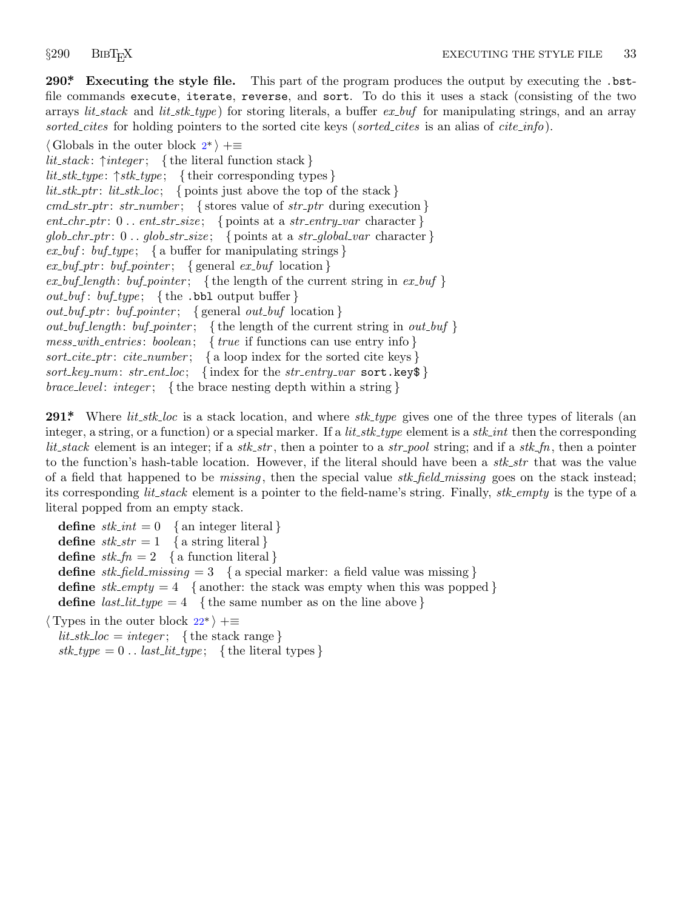**290.\* Executing the style file.** This part of the program produces the output by executing the `.bst`-file commands `execute`, `iterate`, `reverse`, and `sort`. To do this it uses a stack (consisting of the two arrays *lit_stack* and *lit_stk_type*) for storing literals, a buffer *ex_buf* for manipulating strings, and an array *sorted_cites* for holding pointers to the sorted cite keys (*sorted_cites* is an alias of *cite_info*).

⟨ Globals in the outer block 2\* ⟩ +≡  
*lit_stack*: ↑*integer*; { the literal function stack }  
*lit_stk_type*: ↑*stk_type*; { their corresponding types }  
*lit_stk_ptr*: *lit_stk_loc*; { points just above the top of the stack }  
*cmd_str_ptr*: *str_number*; { stores value of *str_ptr* during execution }  
*ent_chr_ptr*: 0 .. *ent_str_size*; { points at a *str_entry_var* character }  
*glob_chr_ptr*: 0 .. *glob_str_size*; { points at a *str_global_var* character }  
*ex_buf*: *buf_type*; { a buffer for manipulating strings }  
*ex_buf_ptr*: *buf_pointer*; { general *ex_buf* location }  
*ex_buf_length*: *buf_pointer*; { the length of the current string in *ex_buf* }  
*out_buf*: *buf_type*; { the `.bbl` output buffer }  
*out_buf_ptr*: *buf_pointer*; { general *out_buf* location }  
*out_buf_length*: *buf_pointer*; { the length of the current string in *out_buf* }  
*mess_with_entries*: *boolean*; { *true* if functions can use entry info }  
*sort_cite_ptr*: *cite_number*; { a loop index for the sorted cite keys }  
*sort_key_num*: *str_ent_loc*; { index for the *str_entry_var* `sort.key$` }  
*brace_level*: *integer*; { the brace nesting depth within a string }

**291.\*** Where *lit_stk_loc* is a stack location, and where *stk_type* gives one of the three types of literals (an integer, a string, or a function) or a special marker. If a *lit_stk_type* element is a *stk_int* then the corresponding *lit_stack* element is an integer; if a *stk_str*, then a pointer to a *str_pool* string; and if a *stk_fn*, then a pointer to the function's hash-table location. However, if the literal should have been a *stk_str* that was the value of a field that happened to be *missing*, then the special value *stk_field_missing* goes on the stack instead; its corresponding *lit_stack* element is a pointer to the field-name's string. Finally, *stk_empty* is the type of a literal popped from an empty stack.

**define** *stk_int* = 0 { an integer literal }  
**define** *stk_str* = 1 { a string literal }  
**define** *stk_fn* = 2 { a function literal }  
**define** *stk_field_missing* = 3 { a special marker: a field value was missing }  
**define** *stk_empty* = 4 { another: the stack was empty when this was popped }  
**define** *last_lit_type* = 4 { the same number as on the line above }

⟨ Types in the outer block 22\* ⟩ +≡  
*lit_stk_loc* = *integer*; { the stack range }  
*stk_type* = 0 .. *last_lit_type*; { the literal types }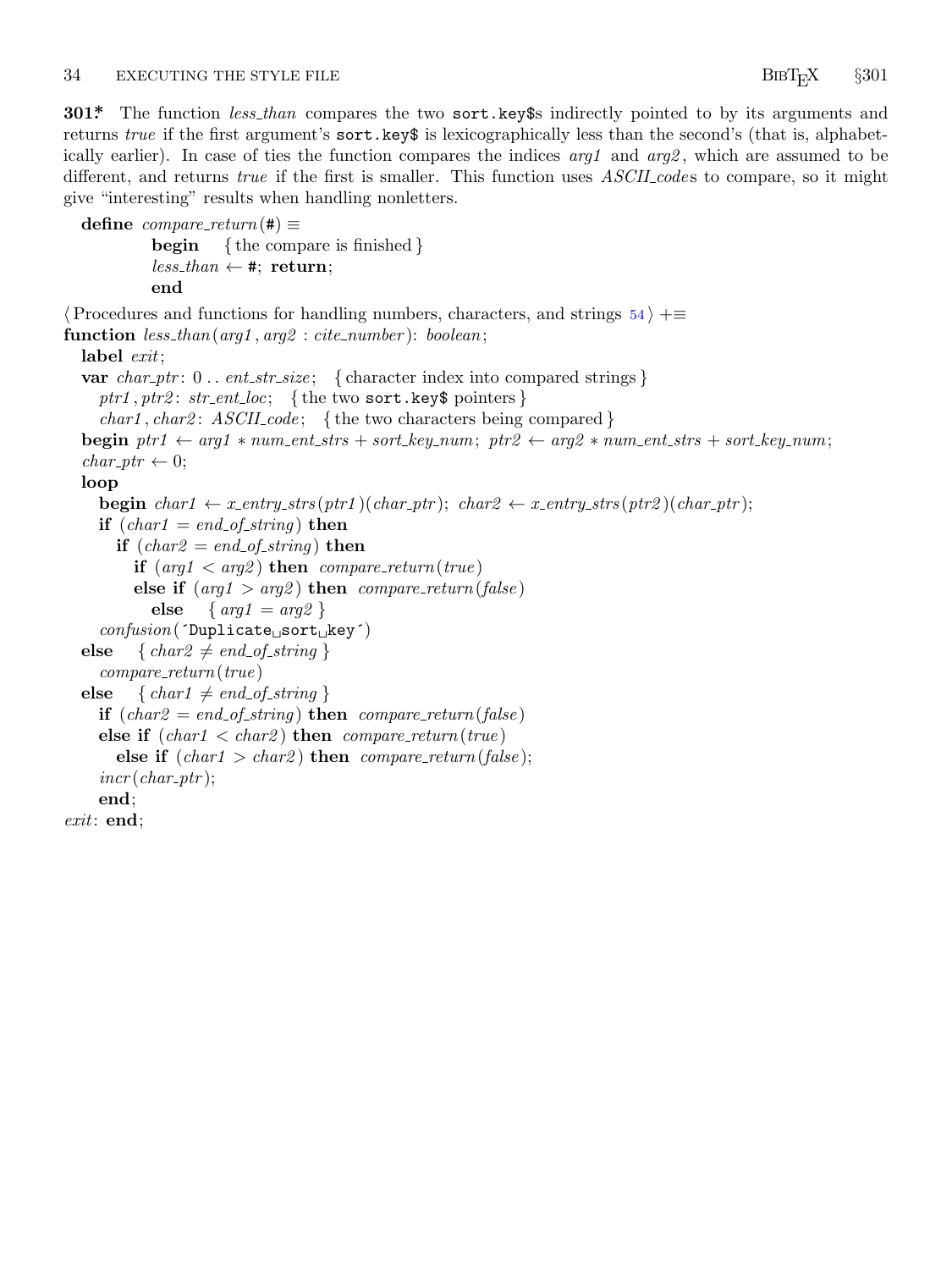**301*** The function *less_than* compares the two `sort.key$`s indirectly pointed to by its arguments and returns *true* if the first argument's `sort.key$` is lexicographically less than the second's (that is, alphabetically earlier). In case of ties the function compares the indices *arg1* and *arg2*, which are assumed to be different, and returns *true* if the first is smaller. This function uses *ASCII_code*s to compare, so it might give "interesting" results when handling nonletters.

```
define compare_return(#) ≡
          begin { the compare is finished }
          less_than ← #; return;
          end

⟨ Procedures and functions for handling numbers, characters, and strings 54 ⟩ +≡
function less_than(arg1, arg2 : cite_number): boolean;
  label exit;
  var char_ptr: 0 .. ent_str_size;  { character index into compared strings }
    ptr1, ptr2: str_ent_loc;  { the two sort.key$ pointers }
    char1, char2: ASCII_code;  { the two characters being compared }
  begin ptr1 ← arg1 ∗ num_ent_strs + sort_key_num; ptr2 ← arg2 ∗ num_ent_strs + sort_key_num;
  char_ptr ← 0;
  loop
    begin char1 ← x_entry_strs(ptr1)(char_ptr); char2 ← x_entry_strs(ptr2)(char_ptr);
    if (char1 = end_of_string) then
      if (char2 = end_of_string) then
        if (arg1 < arg2) then compare_return(true)
        else if (arg1 > arg2) then compare_return(false)
          else  { arg1 = arg2 }
    confusion(´Duplicate sort key´)
  else  { char2 ≠ end_of_string }
    compare_return(true)
  else  { char1 ≠ end_of_string }
    if (char2 = end_of_string) then compare_return(false)
    else if (char1 < char2) then compare_return(true)
      else if (char1 > char2) then compare_return(false);
    incr(char_ptr);
    end;
exit: end;
```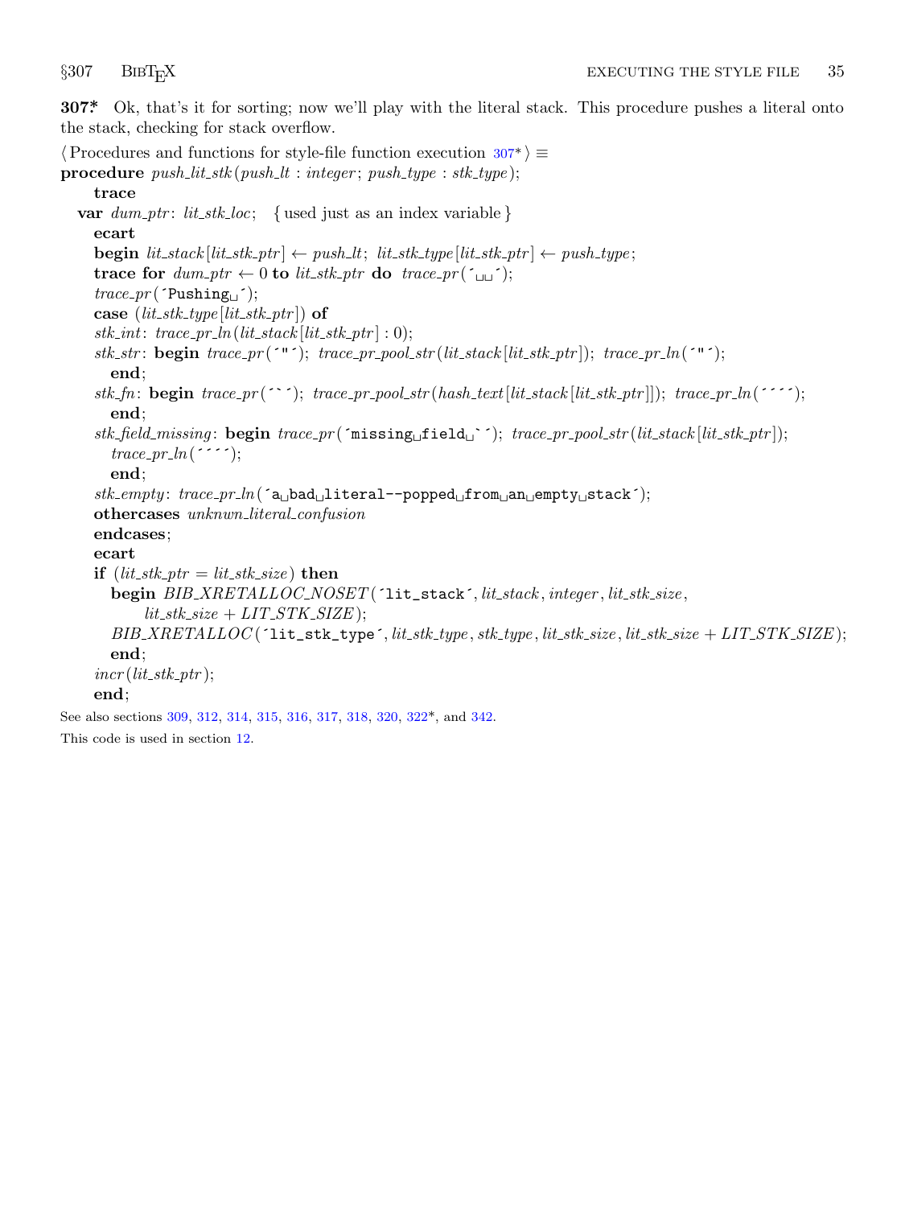**307\*** Ok, that's it for sorting; now we'll play with the literal stack. This procedure pushes a literal onto the stack, checking for stack overflow.

```
⟨Procedures and functions for style-file function execution 307*⟩ ≡
procedure push_lit_stk(push_lt : integer; push_type : stk_type);
    trace
  var dum_ptr: lit_stk_loc;   { used just as an index variable }
    ecart
    begin lit_stack[lit_stk_ptr] ← push_lt; lit_stk_type[lit_stk_ptr] ← push_type;
    trace for dum_ptr ← 0 to lit_stk_ptr do trace_pr('␣␣');
    trace_pr('Pushing␣');
    case (lit_stk_type[lit_stk_ptr]) of
    stk_int: trace_pr_ln(lit_stack[lit_stk_ptr] : 0);
    stk_str: begin trace_pr('"'); trace_pr_pool_str(lit_stack[lit_stk_ptr]); trace_pr_ln('"');
      end;
    stk_fn: begin trace_pr('`'); trace_pr_pool_str(hash_text[lit_stack[lit_stk_ptr]]); trace_pr_ln('''');
      end;
    stk_field_missing: begin trace_pr('missing␣field␣`'); trace_pr_pool_str(lit_stack[lit_stk_ptr]);
      trace_pr_ln('''');
      end;
    stk_empty: trace_pr_ln('a␣bad␣literal--popped␣from␣an␣empty␣stack');
    othercases unknwn_literal_confusion
    endcases;
    ecart
    if (lit_stk_ptr = lit_stk_size) then
      begin BIB_XRETALLOC_NOSET('lit_stack', lit_stack, integer, lit_stk_size,
            lit_stk_size + LIT_STK_SIZE);
      BIB_XRETALLOC('lit_stk_type', lit_stk_type, stk_type, lit_stk_size, lit_stk_size + LIT_STK_SIZE);
      end;
    incr(lit_stk_ptr);
    end;
```

See also sections 309, 312, 314, 315, 316, 317, 318, 320, 322\*, and 342.

This code is used in section 12.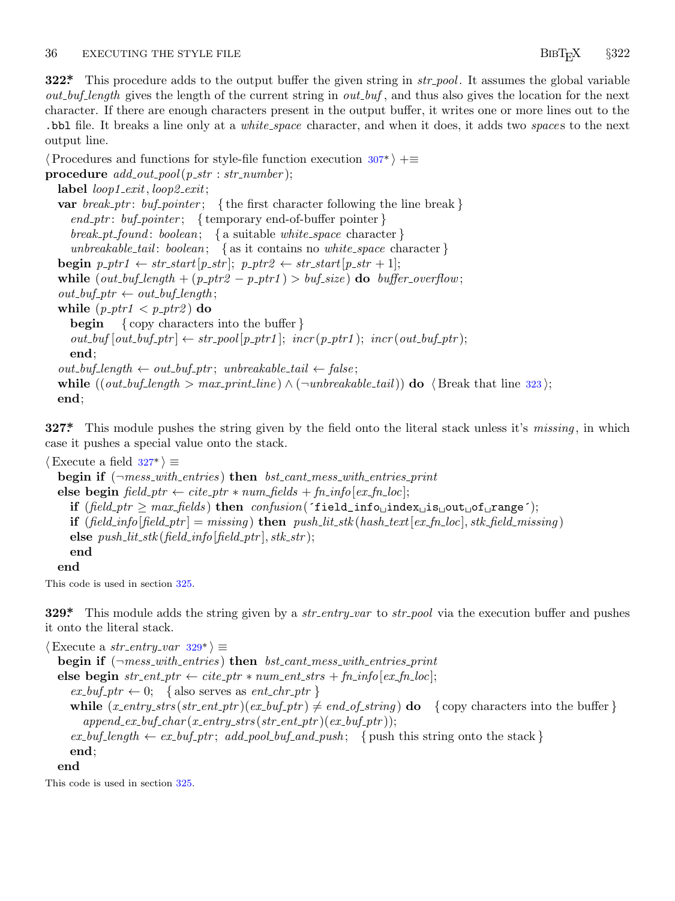**322*** This procedure adds to the output buffer the given string in *str_pool*. It assumes the global variable *out_buf_length* gives the length of the current string in *out_buf*, and thus also gives the location for the next character. If there are enough characters present in the output buffer, it writes one or more lines out to the `.bbl` file. It breaks a line only at a *white_space* character, and when it does, it adds two *space*s to the next output line.

```
⟨Procedures and functions for style-file function execution 307*⟩ +≡
procedure add_out_pool(p_str : str_number);
  label loop1_exit, loop2_exit;
  var break_ptr: buf_pointer;   {the first character following the line break}
    end_ptr: buf_pointer;   {temporary end-of-buffer pointer}
    break_pt_found: boolean;   {a suitable white_space character}
    unbreakable_tail: boolean;   {as it contains no white_space character}
  begin p_ptr1 ← str_start[p_str]; p_ptr2 ← str_start[p_str + 1];
  while (out_buf_length + (p_ptr2 − p_ptr1) > buf_size) do buffer_overflow;
  out_buf_ptr ← out_buf_length;
  while (p_ptr1 < p_ptr2) do
    begin   {copy characters into the buffer}
    out_buf[out_buf_ptr] ← str_pool[p_ptr1]; incr(p_ptr1); incr(out_buf_ptr);
    end;
  out_buf_length ← out_buf_ptr; unbreakable_tail ← false;
  while ((out_buf_length > max_print_line) ∧ (¬unbreakable_tail)) do ⟨Break that line 323⟩;
  end;
```

**327*** This module pushes the string given by the field onto the literal stack unless it's *missing*, in which case it pushes a special value onto the stack.

```
⟨Execute a field 327*⟩ ≡
  begin if (¬mess_with_entries) then bst_cant_mess_with_entries_print
  else begin field_ptr ← cite_ptr ∗ num_fields + fn_info[ex_fn_loc];
    if (field_ptr ≥ max_fields) then confusion(´field_info␣index␣is␣out␣of␣range´);
    if (field_info[field_ptr] = missing) then push_lit_stk(hash_text[ex_fn_loc], stk_field_missing)
    else push_lit_stk(field_info[field_ptr], stk_str);
    end
  end
```

This code is used in section 325.

**329*** This module adds the string given by a *str_entry_var* to *str_pool* via the execution buffer and pushes it onto the literal stack.

```
⟨Execute a str_entry_var 329*⟩ ≡
  begin if (¬mess_with_entries) then bst_cant_mess_with_entries_print
  else begin str_ent_ptr ← cite_ptr ∗ num_ent_strs + fn_info[ex_fn_loc];
    ex_buf_ptr ← 0;   {also serves as ent_chr_ptr}
    while (x_entry_strs(str_ent_ptr)(ex_buf_ptr) ≠ end_of_string) do   {copy characters into the buffer}
      append_ex_buf_char(x_entry_strs(str_ent_ptr)(ex_buf_ptr));
    ex_buf_length ← ex_buf_ptr; add_pool_buf_and_push;   {push this string onto the stack}
    end;
  end
```

This code is used in section 325.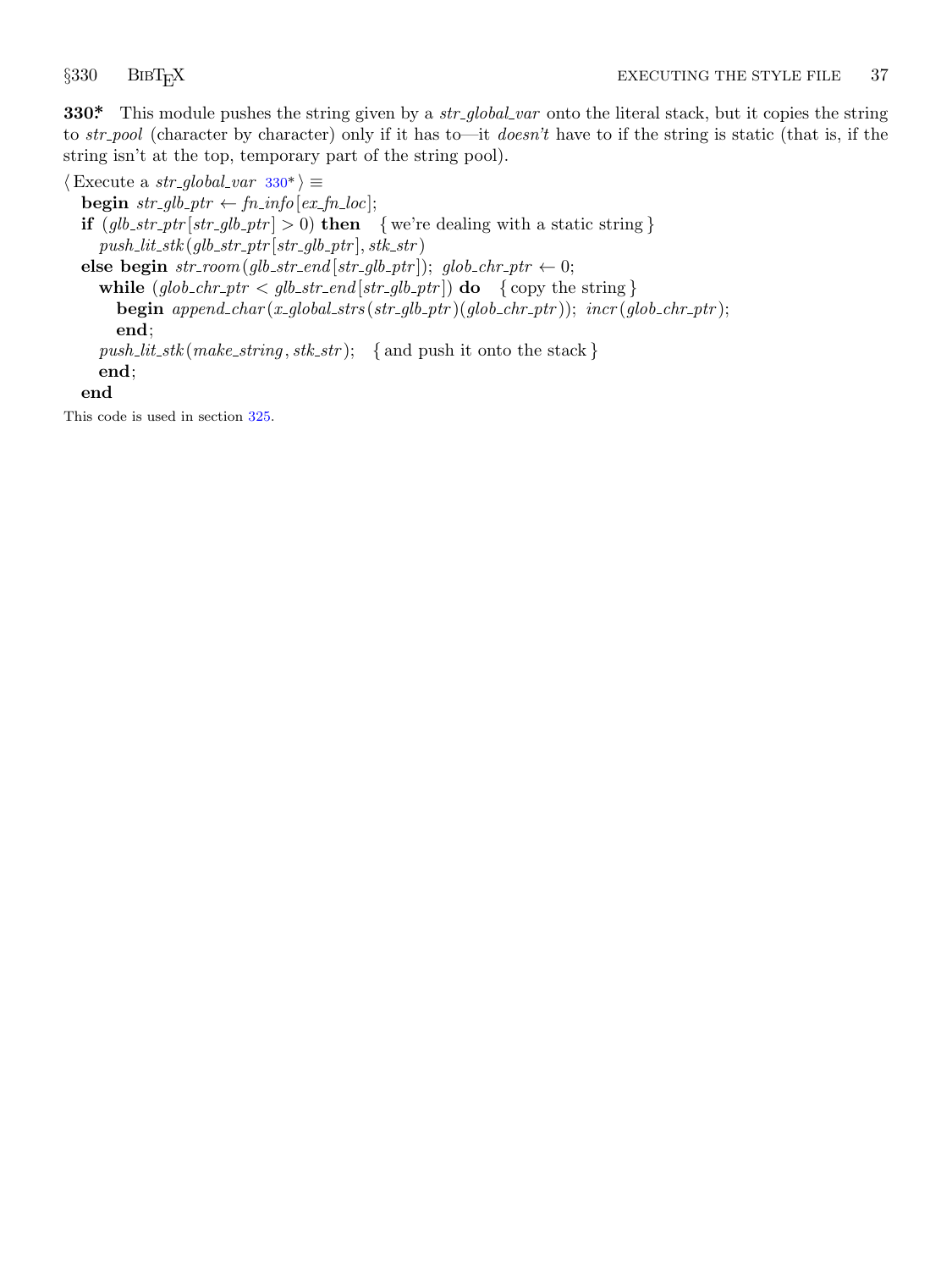**330\*** This module pushes the string given by a *str_global_var* onto the literal stack, but it copies the string to *str_pool* (character by character) only if it has to—it *doesn't* have to if the string is static (that is, if the string isn't at the top, temporary part of the string pool).

```
⟨ Execute a str_global_var 330* ⟩ ≡
  begin str_glb_ptr ← fn_info[ex_fn_loc];
  if (glb_str_ptr[str_glb_ptr] > 0) then   { we're dealing with a static string }
    push_lit_stk(glb_str_ptr[str_glb_ptr], stk_str)
  else begin str_room(glb_str_end[str_glb_ptr]); glob_chr_ptr ← 0;
    while (glob_chr_ptr < glb_str_end[str_glb_ptr]) do   { copy the string }
      begin append_char(x_global_strs(str_glb_ptr)(glob_chr_ptr)); incr(glob_chr_ptr);
      end;
    push_lit_stk(make_string, stk_str);   { and push it onto the stack }
    end;
  end
```

This code is used in section 325.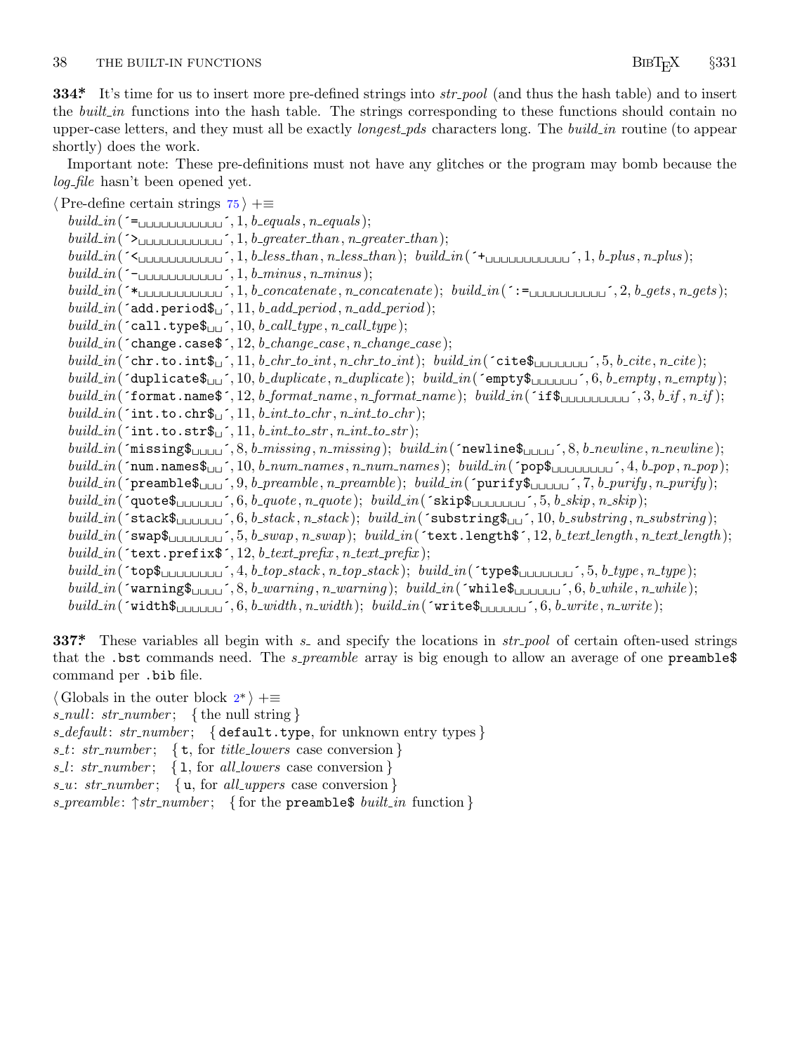**334\*** It's time for us to insert more pre-defined strings into *str_pool* (and thus the hash table) and to insert the *built_in* functions into the hash table. The strings corresponding to these functions should contain no upper-case letters, and they must all be exactly *longest_pds* characters long. The *build_in* routine (to appear shortly) does the work.

Important note: These pre-definitions must not have any glitches or the program may bomb because the *log_file* hasn't been opened yet.

⟨ Pre-define certain strings 75 ⟩ +≡

```
build_in('=           ', 1, b_equals, n_equals);
build_in('>           ', 1, b_greater_than, n_greater_than);
build_in('<           ', 1, b_less_than, n_less_than); build_in('+           ', 1, b_plus, n_plus);
build_in('-           ', 1, b_minus, n_minus);
build_in('*           ', 1, b_concatenate, n_concatenate); build_in(':=          ', 2, b_gets, n_gets);
build_in('add.period$ ', 11, b_add_period, n_add_period);
build_in('call.type$  ', 10, b_call_type, n_call_type);
build_in('change.case$', 12, b_change_case, n_change_case);
build_in('chr.to.int$ ', 11, b_chr_to_int, n_chr_to_int); build_in('cite$       ', 5, b_cite, n_cite);
build_in('duplicate$  ', 10, b_duplicate, n_duplicate); build_in('empty$      ', 6, b_empty, n_empty);
build_in('format.name$', 12, b_format_name, n_format_name); build_in('if$         ', 3, b_if, n_if);
build_in('int.to.chr$ ', 11, b_int_to_chr, n_int_to_chr);
build_in('int.to.str$ ', 11, b_int_to_str, n_int_to_str);
build_in('missing$    ', 8, b_missing, n_missing); build_in('newline$    ', 8, b_newline, n_newline);
build_in('num.names$  ', 10, b_num_names, n_num_names); build_in('pop$        ', 4, b_pop, n_pop);
build_in('preamble$   ', 9, b_preamble, n_preamble); build_in('purify$     ', 7, b_purify, n_purify);
build_in('quote$      ', 6, b_quote, n_quote); build_in('skip$       ', 5, b_skip, n_skip);
build_in('stack$      ', 6, b_stack, n_stack); build_in('substring$  ', 10, b_substring, n_substring);
build_in('swap$       ', 5, b_swap, n_swap); build_in('text.length$', 12, b_text_length, n_text_length);
build_in('text.prefix$', 12, b_text_prefix, n_text_prefix);
build_in('top$        ', 4, b_top_stack, n_top_stack); build_in('type$       ', 5, b_type, n_type);
build_in('warning$    ', 8, b_warning, n_warning); build_in('while$      ', 6, b_while, n_while);
build_in('width$      ', 6, b_width, n_width); build_in('write$      ', 6, b_write, n_write);
```

**337\*** These variables all begin with *s_* and specify the locations in *str_pool* of certain often-used strings that the `.bst` commands need. The *s_preamble* array is big enough to allow an average of one `preamble$` command per `.bib` file.

⟨ Globals in the outer block 2\* ⟩ +≡

*s_null*: *str_number*; { the null string }
*s_default*: *str_number*; { `default.type`, for unknown entry types }
*s_t*: *str_number*; { `t`, for *title_lowers* case conversion }
*s_l*: *str_number*; { `l`, for *all_lowers* case conversion }
*s_u*: *str_number*; { `u`, for *all_uppers* case conversion }
*s_preamble*: ↑*str_number*; { for the `preamble$` *built_in* function }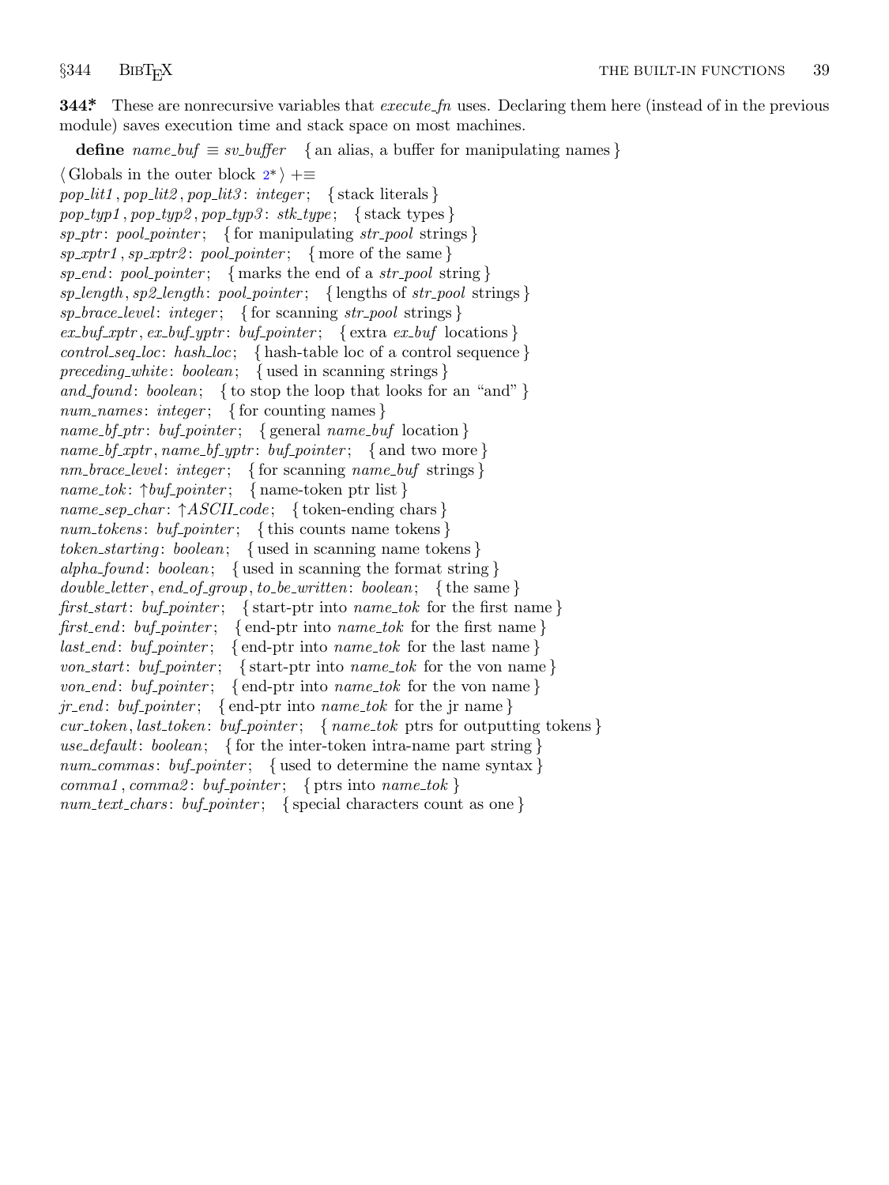**344\*** These are nonrecursive variables that *execute_fn* uses. Declaring them here (instead of in the previous module) saves execution time and stack space on most machines.

**define** *name_buf* ≡ *sv_buffer* { an alias, a buffer for manipulating names }

⟨ Globals in the outer block 2\* ⟩ +≡
*pop_lit1*, *pop_lit2*, *pop_lit3*: *integer*; { stack literals }
*pop_typ1*, *pop_typ2*, *pop_typ3*: *stk_type*; { stack types }
*sp_ptr*: *pool_pointer*; { for manipulating *str_pool* strings }
*sp_xptr1*, *sp_xptr2*: *pool_pointer*; { more of the same }
*sp_end*: *pool_pointer*; { marks the end of a *str_pool* string }
*sp_length*, *sp2_length*: *pool_pointer*; { lengths of *str_pool* strings }
*sp_brace_level*: *integer*; { for scanning *str_pool* strings }
*ex_buf_xptr*, *ex_buf_yptr*: *buf_pointer*; { extra *ex_buf* locations }
*control_seq_loc*: *hash_loc*; { hash-table loc of a control sequence }
*preceding_white*: *boolean*; { used in scanning strings }
*and_found*: *boolean*; { to stop the loop that looks for an "and" }
*num_names*: *integer*; { for counting names }
*name_bf_ptr*: *buf_pointer*; { general *name_buf* location }
*name_bf_xptr*, *name_bf_yptr*: *buf_pointer*; { and two more }
*nm_brace_level*: *integer*; { for scanning *name_buf* strings }
*name_tok*: ↑*buf_pointer*; { name-token ptr list }
*name_sep_char*: ↑*ASCII_code*; { token-ending chars }
*num_tokens*: *buf_pointer*; { this counts name tokens }
*token_starting*: *boolean*; { used in scanning name tokens }
*alpha_found*: *boolean*; { used in scanning the format string }
*double_letter*, *end_of_group*, *to_be_written*: *boolean*; { the same }
*first_start*: *buf_pointer*; { start-ptr into *name_tok* for the first name }
*first_end*: *buf_pointer*; { end-ptr into *name_tok* for the first name }
*last_end*: *buf_pointer*; { end-ptr into *name_tok* for the last name }
*von_start*: *buf_pointer*; { start-ptr into *name_tok* for the von name }
*von_end*: *buf_pointer*; { end-ptr into *name_tok* for the von name }
*jr_end*: *buf_pointer*; { end-ptr into *name_tok* for the jr name }
*cur_token*, *last_token*: *buf_pointer*; { *name_tok* ptrs for outputting tokens }
*use_default*: *boolean*; { for the inter-token intra-name part string }
*num_commas*: *buf_pointer*; { used to determine the name syntax }
*comma1*, *comma2*: *buf_pointer*; { ptrs into *name_tok* }
*num_text_chars*: *buf_pointer*; { special characters count as one }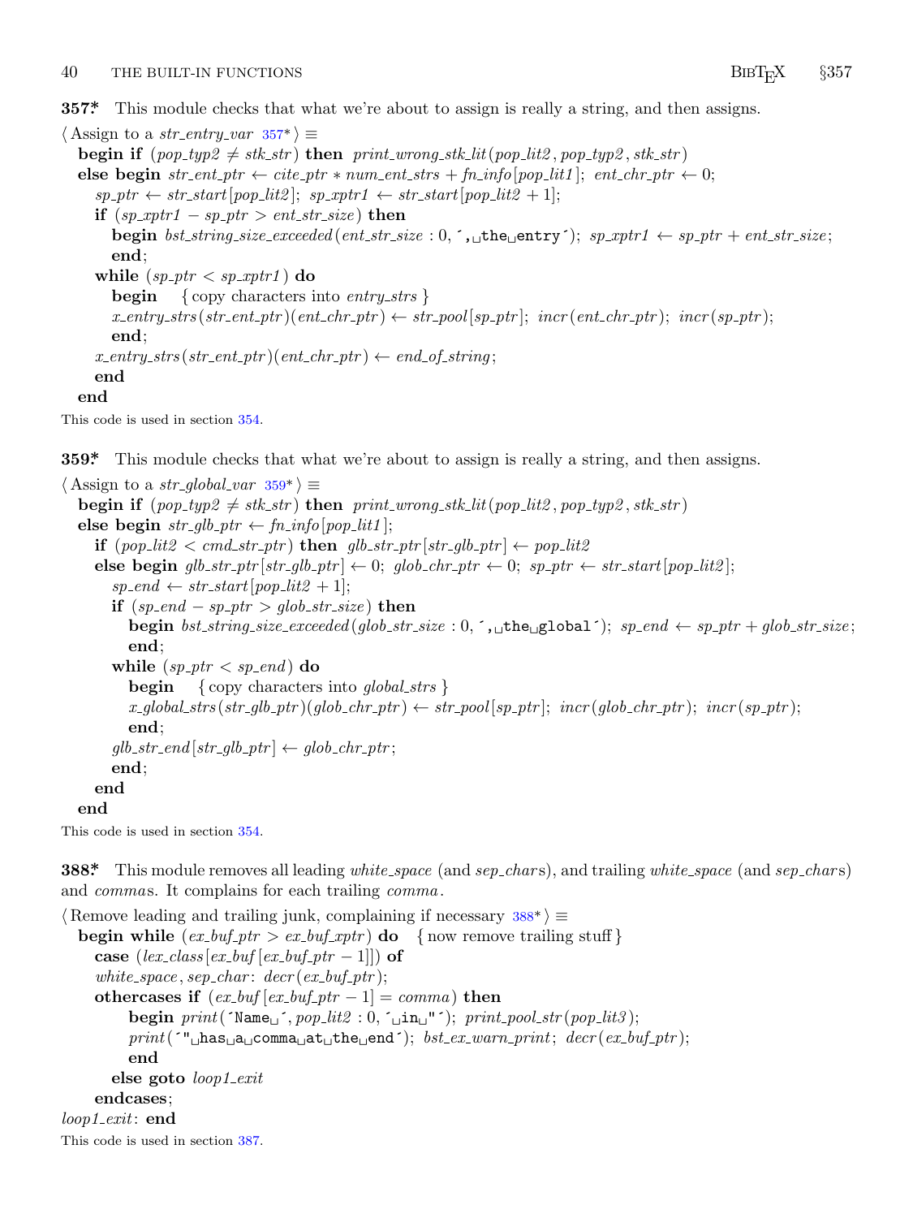**357\*** This module checks that what we're about to assign is really a string, and then assigns.

⟨ Assign to a *str_entry_var* 357\* ⟩ ≡

```
begin if (pop_typ2 ≠ stk_str) then print_wrong_stk_lit(pop_lit2, pop_typ2, stk_str)
else begin str_ent_ptr ← cite_ptr * num_ent_strs + fn_info[pop_lit1]; ent_chr_ptr ← 0;
  sp_ptr ← str_start[pop_lit2]; sp_xptr1 ← str_start[pop_lit2 + 1];
  if (sp_xptr1 − sp_ptr > ent_str_size) then
    begin bst_string_size_exceeded(ent_str_size : 0, ´,␣the␣entry´); sp_xptr1 ← sp_ptr + ent_str_size;
    end;
  while (sp_ptr < sp_xptr1) do
    begin { copy characters into entry_strs }
    x_entry_strs(str_ent_ptr)(ent_chr_ptr) ← str_pool[sp_ptr]; incr(ent_chr_ptr); incr(sp_ptr);
    end;
  x_entry_strs(str_ent_ptr)(ent_chr_ptr) ← end_of_string;
  end
end
```

This code is used in section 354.

**359\*** This module checks that what we're about to assign is really a string, and then assigns.

⟨ Assign to a *str_global_var* 359\* ⟩ ≡

```
begin if (pop_typ2 ≠ stk_str) then print_wrong_stk_lit(pop_lit2, pop_typ2, stk_str)
else begin str_glb_ptr ← fn_info[pop_lit1];
  if (pop_lit2 < cmd_str_ptr) then glb_str_ptr[str_glb_ptr] ← pop_lit2
  else begin glb_str_ptr[str_glb_ptr] ← 0; glob_chr_ptr ← 0; sp_ptr ← str_start[pop_lit2];
    sp_end ← str_start[pop_lit2 + 1];
    if (sp_end − sp_ptr > glob_str_size) then
      begin bst_string_size_exceeded(glob_str_size : 0, ´,␣the␣global´); sp_end ← sp_ptr + glob_str_size;
      end;
    while (sp_ptr < sp_end) do
      begin { copy characters into global_strs }
      x_global_strs(str_glb_ptr)(glob_chr_ptr) ← str_pool[sp_ptr]; incr(glob_chr_ptr); incr(sp_ptr);
      end;
    glb_str_end[str_glb_ptr] ← glob_chr_ptr;
    end;
  end
end
```

This code is used in section 354.

**388\*** This module removes all leading *white_space* (and *sep_char*s), and trailing *white_space* (and *sep_char*s) and *comma*s. It complains for each trailing *comma*.

⟨ Remove leading and trailing junk, complaining if necessary 388\* ⟩ ≡

```
begin while (ex_buf_ptr > ex_buf_xptr) do { now remove trailing stuff }
  case (lex_class[ex_buf[ex_buf_ptr − 1]]) of
  white_space, sep_char: decr(ex_buf_ptr);
  othercases if (ex_buf[ex_buf_ptr − 1] = comma) then
      begin print(´Name␣´, pop_lit2 : 0, ´␣in␣"´); print_pool_str(pop_lit3);
      print(´"␣has␣a␣comma␣at␣the␣end´); bst_ex_warn_print; decr(ex_buf_ptr);
      end
    else goto loop1_exit
  endcases;
loop1_exit: end
```

This code is used in section 387.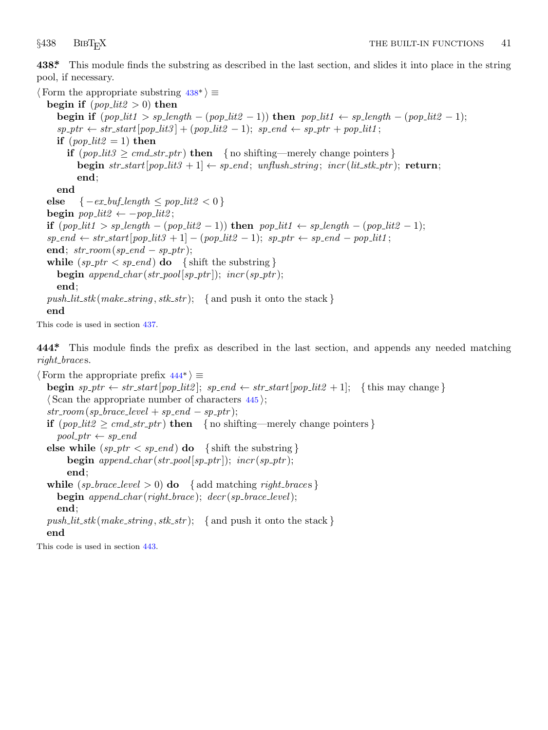**438\*** This module finds the substring as described in the last section, and slides it into place in the string pool, if necessary.

⟨ Form the appropriate substring 438\* ⟩ ≡

```
begin if (pop_lit2 > 0) then
  begin if (pop_lit1 > sp_length − (pop_lit2 − 1)) then pop_lit1 ← sp_length − (pop_lit2 − 1);
  sp_ptr ← str_start[pop_lit3] + (pop_lit2 − 1); sp_end ← sp_ptr + pop_lit1;
  if (pop_lit2 = 1) then
    if (pop_lit3 ≥ cmd_str_ptr) then   { no shifting—merely change pointers }
      begin str_start[pop_lit3 + 1] ← sp_end; unflush_string; incr(lit_stk_ptr); return;
      end;
  end
else   { −ex_buf_length ≤ pop_lit2 < 0 }
begin pop_lit2 ← −pop_lit2;
if (pop_lit1 > sp_length − (pop_lit2 − 1)) then pop_lit1 ← sp_length − (pop_lit2 − 1);
sp_end ← str_start[pop_lit3 + 1] − (pop_lit2 − 1); sp_ptr ← sp_end − pop_lit1;
end; str_room(sp_end − sp_ptr);
while (sp_ptr < sp_end) do   { shift the substring }
  begin append_char(str_pool[sp_ptr]); incr(sp_ptr);
  end;
push_lit_stk(make_string, stk_str);   { and push it onto the stack }
end
```

This code is used in section 437.

**444\*** This module finds the prefix as described in the last section, and appends any needed matching *right_brace*s.

⟨ Form the appropriate prefix 444\* ⟩ ≡

```
begin sp_ptr ← str_start[pop_lit2]; sp_end ← str_start[pop_lit2 + 1];   { this may change }
⟨ Scan the appropriate number of characters 445 ⟩;
str_room(sp_brace_level + sp_end − sp_ptr);
if (pop_lit2 ≥ cmd_str_ptr) then   { no shifting—merely change pointers }
  pool_ptr ← sp_end
else while (sp_ptr < sp_end) do   { shift the substring }
    begin append_char(str_pool[sp_ptr]); incr(sp_ptr);
    end;
while (sp_brace_level > 0) do   { add matching right_braces }
  begin append_char(right_brace); decr(sp_brace_level);
  end;
push_lit_stk(make_string, stk_str);   { and push it onto the stack }
end
```

This code is used in section 443.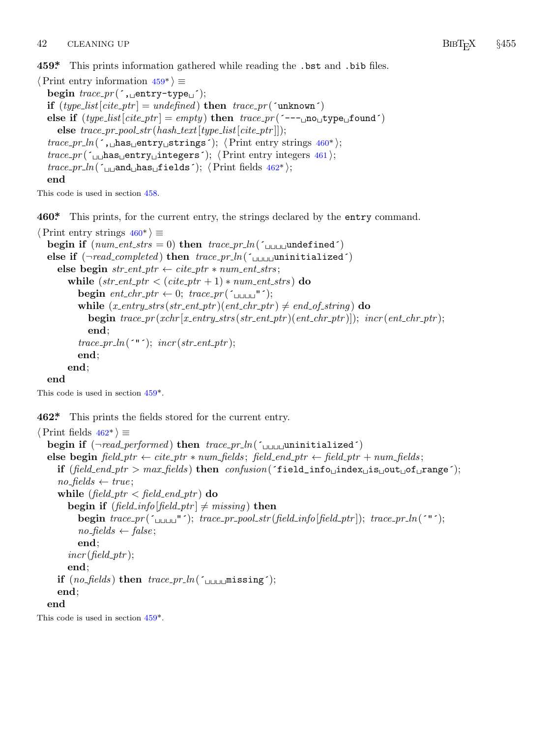**459\*.** This prints information gathered while reading the `.bst` and `.bib` files.

```
⟨Print entry information 459*⟩ ≡
  begin trace_pr(´, entry-type ´);
  if (type_list[cite_ptr] = undefined) then trace_pr(´unknown´)
  else if (type_list[cite_ptr] = empty) then trace_pr(´--- no type found´)
    else trace_pr_pool_str(hash_text[type_list[cite_ptr]]);
  trace_pr_ln(´, has entry strings´); ⟨Print entry strings 460*⟩;
  trace_pr(´  has entry integers´); ⟨Print entry integers 461⟩;
  trace_pr_ln(´  and has fields´); ⟨Print fields 462*⟩;
  end
```

This code is used in section 458.

**460\*.** This prints, for the current entry, the strings declared by the `entry` command.

```
⟨Print entry strings 460*⟩ ≡
  begin if (num_ent_strs = 0) then trace_pr_ln(´    undefined´)
  else if (¬read_completed) then trace_pr_ln(´    uninitialized´)
    else begin str_ent_ptr ← cite_ptr * num_ent_strs;
      while (str_ent_ptr < (cite_ptr + 1) * num_ent_strs) do
        begin ent_chr_ptr ← 0; trace_pr(´    "´);
        while (x_entry_strs(str_ent_ptr)(ent_chr_ptr) ≠ end_of_string) do
          begin trace_pr(xchr[x_entry_strs(str_ent_ptr)(ent_chr_ptr)]); incr(ent_chr_ptr);
          end;
        trace_pr_ln(´"´); incr(str_ent_ptr);
        end;
      end;
  end
```

This code is used in section 459\*.

**462\*.** This prints the fields stored for the current entry.

```
⟨Print fields 462*⟩ ≡
  begin if (¬read_performed) then trace_pr_ln(´    uninitialized´)
  else begin field_ptr ← cite_ptr * num_fields; field_end_ptr ← field_ptr + num_fields;
    if (field_end_ptr > max_fields) then confusion(´field_info index is out of range´);
    no_fields ← true;
    while (field_ptr < field_end_ptr) do
      begin if (field_info[field_ptr] ≠ missing) then
        begin trace_pr(´    "´); trace_pr_pool_str(field_info[field_ptr]); trace_pr_ln(´"´);
        no_fields ← false;
        end;
      incr(field_ptr);
      end;
    if (no_fields) then trace_pr_ln(´    missing´);
    end;
  end
```

This code is used in section 459\*.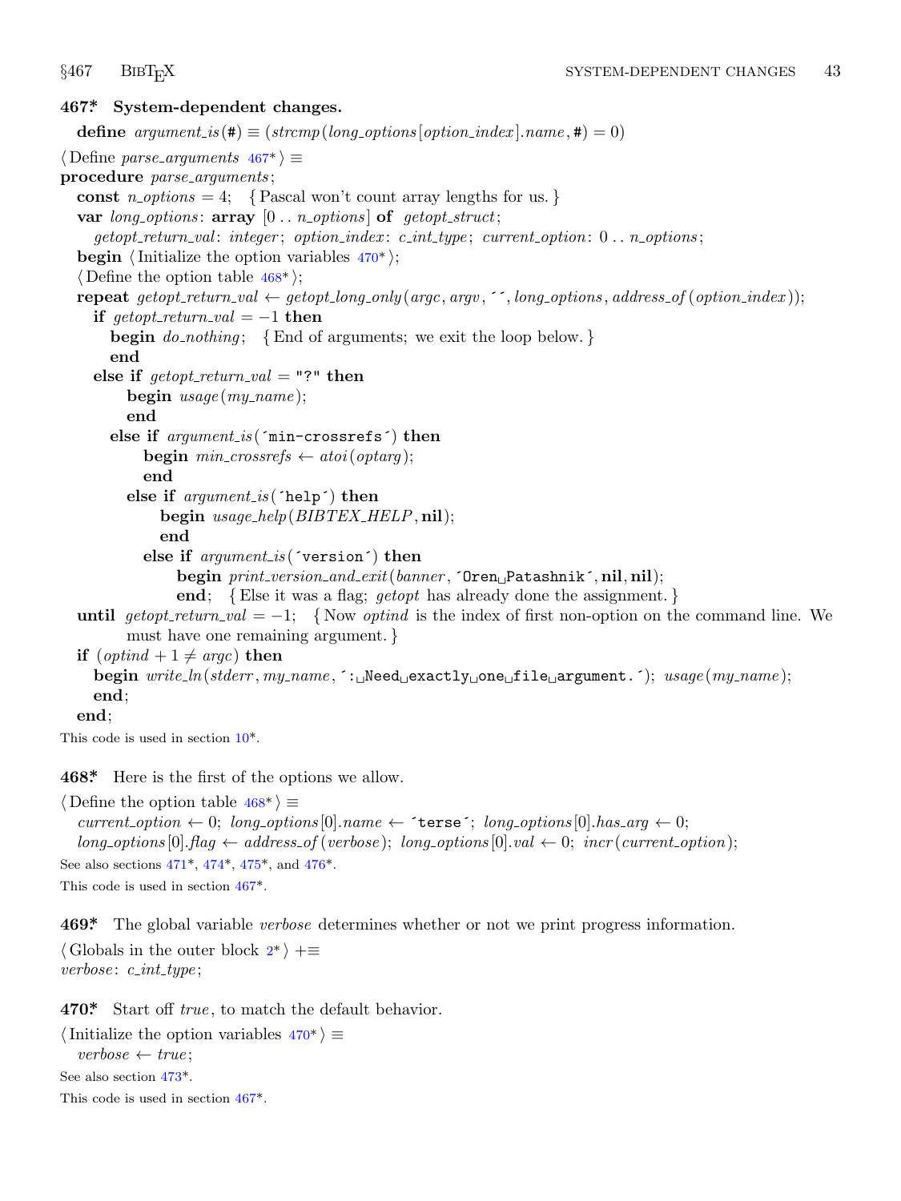**467\*. System-dependent changes.**

```
define argument_is(#) ≡ (strcmp(long_options[option_index].name, #) = 0)

⟨ Define parse_arguments 467* ⟩ ≡
procedure parse_arguments;
  const n_options = 4;  { Pascal won't count array lengths for us. }
  var long_options: array [0 .. n_options] of getopt_struct;
    getopt_return_val: integer; option_index: c_int_type; current_option: 0 .. n_options;
  begin ⟨ Initialize the option variables 470* ⟩;
  ⟨ Define the option table 468* ⟩;
  repeat getopt_return_val ← getopt_long_only(argc, argv, ´´, long_options, address_of(option_index));
    if getopt_return_val = −1 then
      begin do_nothing;  { End of arguments; we exit the loop below. }
      end
    else if getopt_return_val = "?" then
        begin usage(my_name);
        end
      else if argument_is(´min-crossrefs´) then
          begin min_crossrefs ← atoi(optarg);
          end
        else if argument_is(´help´) then
            begin usage_help(BIBTEX_HELP, nil);
            end
          else if argument_is(´version´) then
              begin print_version_and_exit(banner, ´Oren␣Patashnik´, nil, nil);
              end;  { Else it was a flag; getopt has already done the assignment. }
  until getopt_return_val = −1;  { Now optind is the index of first non-option on the command line. We
        must have one remaining argument. }
  if (optind + 1 ≠ argc) then
    begin write_ln(stderr, my_name, ´:␣Need␣exactly␣one␣file␣argument.´); usage(my_name);
    end;
  end;
```

This code is used in section 10\*.

**468\*.** Here is the first of the options we allow.

```
⟨ Define the option table 468* ⟩ ≡
  current_option ← 0; long_options[0].name ← ´terse´; long_options[0].has_arg ← 0;
  long_options[0].flag ← address_of(verbose); long_options[0].val ← 0; incr(current_option);
```

See also sections 471\*, 474\*, 475\*, and 476\*.

This code is used in section 467\*.

**469\*.** The global variable *verbose* determines whether or not we print progress information.

```
⟨ Globals in the outer block 2* ⟩ +≡
verbose: c_int_type;
```

**470\*.** Start off *true*, to match the default behavior.

```
⟨ Initialize the option variables 470* ⟩ ≡
  verbose ← true;
```

See also section 473\*.

This code is used in section 467\*.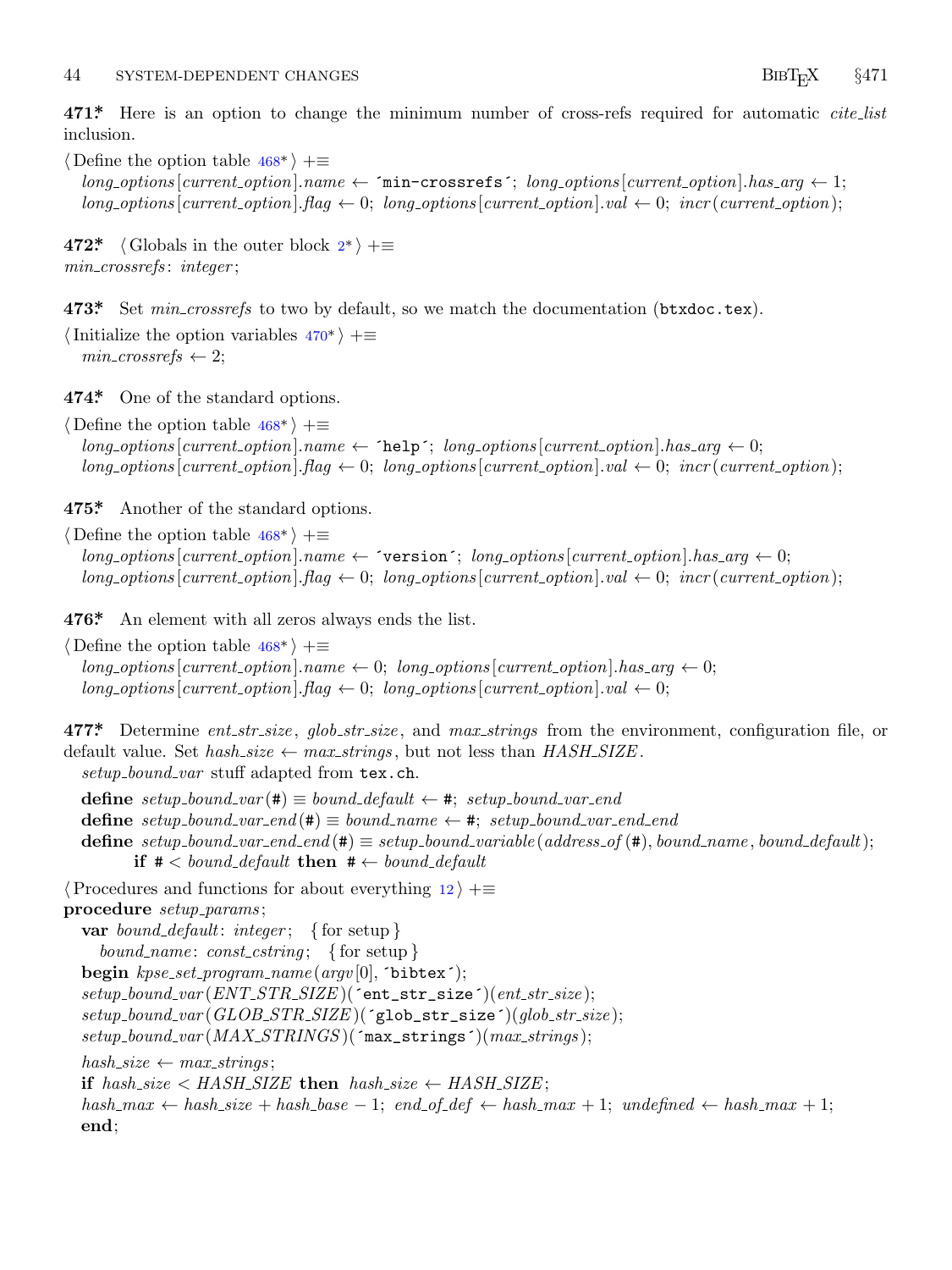**471\*** Here is an option to change the minimum number of cross-refs required for automatic *cite_list* inclusion.

⟨ Define the option table 468\* ⟩ +≡
  *long_options*[*current_option*].*name* ← ´min-crossrefs´; *long_options*[*current_option*].*has_arg* ← 1;
  *long_options*[*current_option*].*flag* ← 0; *long_options*[*current_option*].*val* ← 0; *incr*(*current_option*);

**472\*** ⟨ Globals in the outer block 2\* ⟩ +≡
*min_crossrefs*: *integer*;

**473\*** Set *min_crossrefs* to two by default, so we match the documentation (`btxdoc.tex`).

⟨ Initialize the option variables 470\* ⟩ +≡
  *min_crossrefs* ← 2;

**474\*** One of the standard options.

⟨ Define the option table 468\* ⟩ +≡
  *long_options*[*current_option*].*name* ← ´help´; *long_options*[*current_option*].*has_arg* ← 0;
  *long_options*[*current_option*].*flag* ← 0; *long_options*[*current_option*].*val* ← 0; *incr*(*current_option*);

**475\*** Another of the standard options.

⟨ Define the option table 468\* ⟩ +≡
  *long_options*[*current_option*].*name* ← ´version´; *long_options*[*current_option*].*has_arg* ← 0;
  *long_options*[*current_option*].*flag* ← 0; *long_options*[*current_option*].*val* ← 0; *incr*(*current_option*);

**476\*** An element with all zeros always ends the list.

⟨ Define the option table 468\* ⟩ +≡
  *long_options*[*current_option*].*name* ← 0; *long_options*[*current_option*].*has_arg* ← 0;
  *long_options*[*current_option*].*flag* ← 0; *long_options*[*current_option*].*val* ← 0;

**477\*** Determine *ent_str_size*, *glob_str_size*, and *max_strings* from the environment, configuration file, or default value. Set *hash_size* ← *max_strings*, but not less than *HASH_SIZE*.
  *setup_bound_var* stuff adapted from `tex.ch`.

  **define** *setup_bound_var*(#) ≡ *bound_default* ← #; *setup_bound_var_end*
  **define** *setup_bound_var_end*(#) ≡ *bound_name* ← #; *setup_bound_var_end_end*
  **define** *setup_bound_var_end_end*(#) ≡ *setup_bound_variable*(*address_of*(#), *bound_name*, *bound_default*);
      **if** # < *bound_default* **then** # ← *bound_default*

⟨ Procedures and functions for about everything 12 ⟩ +≡
**procedure** *setup_params*;
  **var** *bound_default*: *integer*; { for setup }
    *bound_name*: *const_cstring*; { for setup }
  **begin** *kpse_set_program_name*(*argv*[0], ´bibtex´);
  *setup_bound_var*(*ENT_STR_SIZE*)(´ent_str_size´)(*ent_str_size*);
  *setup_bound_var*(*GLOB_STR_SIZE*)(´glob_str_size´)(*glob_str_size*);
  *setup_bound_var*(*MAX_STRINGS*)(´max_strings´)(*max_strings*);
  *hash_size* ← *max_strings*;
  **if** *hash_size* < *HASH_SIZE* **then** *hash_size* ← *HASH_SIZE*;
  *hash_max* ← *hash_size* + *hash_base* − 1; *end_of_def* ← *hash_max* + 1; *undefined* ← *hash_max* + 1;
  **end**;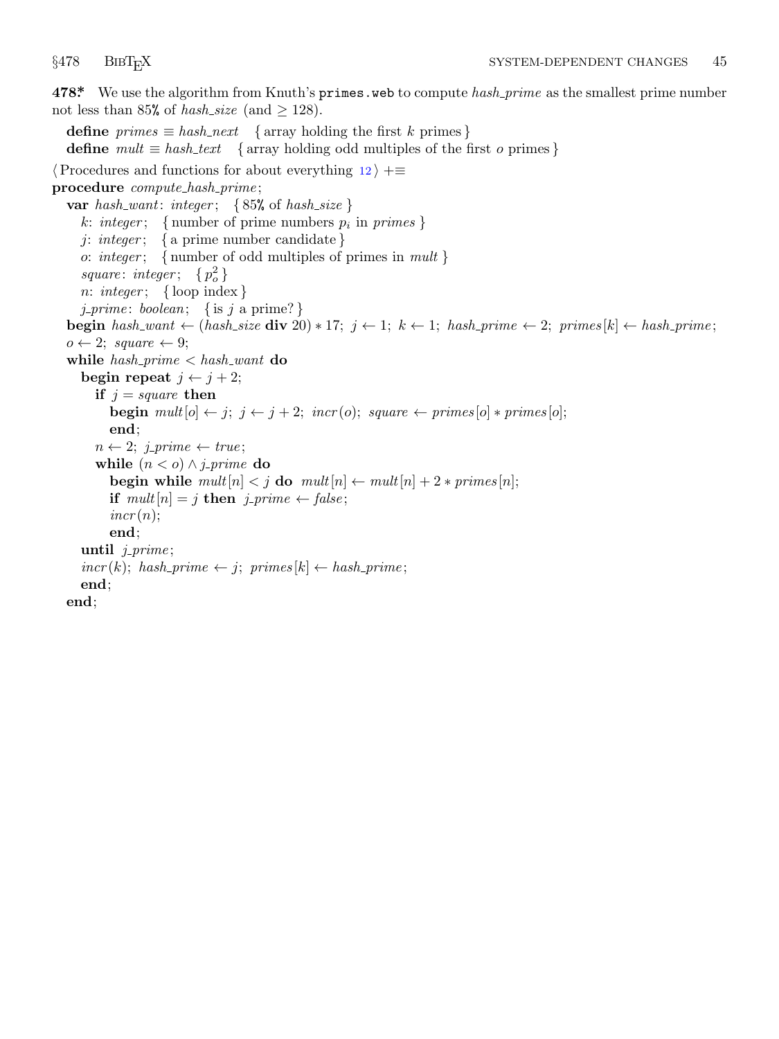**478\*** We use the algorithm from Knuth's `primes.web` to compute *hash_prime* as the smallest prime number not less than 85% of *hash_size* (and $\geq 128$).

```
define primes ≡ hash_next   { array holding the first k primes }
define mult ≡ hash_text   { array holding odd multiples of the first o primes }

⟨ Procedures and functions for about everything 12 ⟩ +≡
procedure compute_hash_prime;
  var hash_want: integer;   { 85% of hash_size }
    k: integer;   { number of prime numbers p_i in primes }
    j: integer;   { a prime number candidate }
    o: integer;   { number of odd multiples of primes in mult }
    square: integer;   { p_o^2 }
    n: integer;   { loop index }
    j_prime: boolean;   { is j a prime? }
  begin hash_want ← (hash_size div 20) * 17; j ← 1; k ← 1; hash_prime ← 2; primes[k] ← hash_prime;
  o ← 2; square ← 9;
  while hash_prime < hash_want do
    begin repeat j ← j + 2;
      if j = square then
        begin mult[o] ← j; j ← j + 2; incr(o); square ← primes[o] * primes[o];
        end;
      n ← 2; j_prime ← true;
      while (n < o) ∧ j_prime do
        begin while mult[n] < j do mult[n] ← mult[n] + 2 * primes[n];
        if mult[n] = j then j_prime ← false;
        incr(n);
        end;
    until j_prime;
    incr(k); hash_prime ← j; primes[k] ← hash_prime;
    end;
  end;
```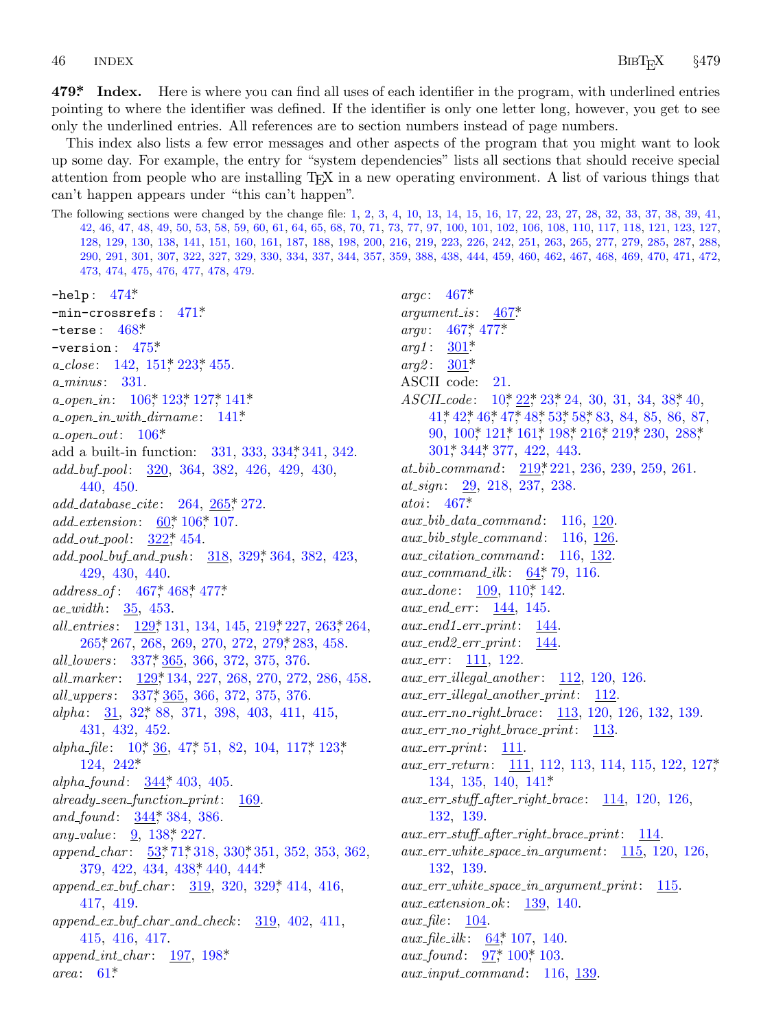**479\*. Index.** Here is where you can find all uses of each identifier in the program, with underlined entries pointing to where the identifier was defined. If the identifier is only one letter long, however, you get to see only the underlined entries. All references are to section numbers instead of page numbers.

This index also lists a few error messages and other aspects of the program that you might want to look up some day. For example, the entry for "system dependencies" lists all sections that should receive special attention from people who are installing TeX in a new operating environment. A list of various things that can't happen appears under "this can't happen".

The following sections were changed by the change file: 1, 2, 3, 4, 10, 13, 14, 15, 16, 17, 22, 23, 27, 28, 32, 33, 37, 38, 39, 41, 42, 46, 47, 48, 49, 50, 53, 58, 59, 60, 61, 64, 65, 68, 70, 71, 73, 77, 97, 100, 101, 102, 106, 108, 110, 117, 118, 121, 123, 127, 128, 129, 130, 138, 141, 151, 160, 161, 187, 188, 198, 200, 216, 219, 223, 226, 242, 251, 263, 265, 277, 279, 285, 287, 288, 290, 291, 301, 307, 322, 327, 329, 330, 334, 337, 344, 357, 359, 388, 438, 444, 459, 460, 462, 467, 468, 469, 470, 471, 472, 473, 474, 475, 476, 477, 478, 479.

-help: 474*
-min-crossrefs: 471*
-terse: 468*
-version: 475*
*a_close*: 142, 151*, 223*, 455.
*a_minus*: 331.
*a_open_in*: 106*, 123*, 127*, 141*
*a_open_in_with_dirname*: 141*
*a_open_out*: 106*
add a built-in function: 331, 333, 334*, 341, 342.
*add_buf_pool*: 320, 364, 382, 426, 429, 430, 440, 450.
*add_database_cite*: 264, 265*, 272.
*add_extension*: 60*, 106*, 107.
*add_out_pool*: 322*, 454.
*add_pool_buf_and_push*: 318, 329*, 364, 382, 423, 429, 430, 440.
*address_of*: 467*, 468*, 477*
*ae_width*: 35, 453.
*all_entries*: 129*, 131, 134, 145, 219*, 227, 263*, 264, 265*, 267, 268, 269, 270, 272, 279*, 283, 458.
*all_lowers*: 337*, 365, 366, 372, 375, 376.
*all_marker*: 129*, 134, 227, 268, 270, 272, 286, 458.
*all_uppers*: 337*, 365, 366, 372, 375, 376.
*alpha*: 31, 32*, 88, 371, 398, 403, 411, 415, 431, 432, 452.
*alpha_file*: 10*, 36, 47*, 51, 82, 104, 117*, 123*, 124, 242*
*alpha_found*: 344*, 403, 405.
*already_seen_function_print*: 169.
*and_found*: 344*, 384, 386.
*any_value*: 9, 138*, 227.
*append_char*: 53*, 71*, 318, 330*, 351, 352, 353, 362, 379, 422, 434, 438*, 440, 444*
*append_ex_buf_char*: 319, 320, 329*, 414, 416, 417, 419.
*append_ex_buf_char_and_check*: 319, 402, 411, 415, 416, 417.
*append_int_char*: 197, 198*
*area*: 61*
*argc*: 467*
*argument_is*: 467*
*argv*: 467*, 477*
*arg1*: 301*
*arg2*: 301*
ASCII code: 21.
*ASCII_code*: 10*, 22*, 23*, 24, 30, 31, 34, 38*, 40, 41*, 42*, 46*, 47*, 48*, 53*, 58*, 83, 84, 85, 86, 87, 90, 100*, 121*, 161*, 198*, 216*, 219*, 230, 288*, 301*, 344*, 377, 422, 443.
*at_bib_command*: 219*, 221, 236, 239, 259, 261.
*at_sign*: 29, 218, 237, 238.
*atoi*: 467*
*aux_bib_data_command*: 116, 120.
*aux_bib_style_command*: 116, 126.
*aux_citation_command*: 116, 132.
*aux_command_ilk*: 64*, 79, 116.
*aux_done*: 109, 110*, 142.
*aux_end_err*: 144, 145.
*aux_end1_err_print*: 144.
*aux_end2_err_print*: 144.
*aux_err*: 111, 122.
*aux_err_illegal_another*: 112, 120, 126.
*aux_err_illegal_another_print*: 112.
*aux_err_no_right_brace*: 113, 120, 126, 132, 139.
*aux_err_no_right_brace_print*: 113.
*aux_err_print*: 111.
*aux_err_return*: 111, 112, 113, 114, 115, 122, 127*, 134, 135, 140, 141*
*aux_err_stuff_after_right_brace*: 114, 120, 126, 132, 139.
*aux_err_stuff_after_right_brace_print*: 114.
*aux_err_white_space_in_argument*: 115, 120, 126, 132, 139.
*aux_err_white_space_in_argument_print*: 115.
*aux_extension_ok*: 139, 140.
*aux_file*: 104.
*aux_file_ilk*: 64*, 107, 140.
*aux_found*: 97*, 100*, 103.
*aux_input_command*: 116, 139.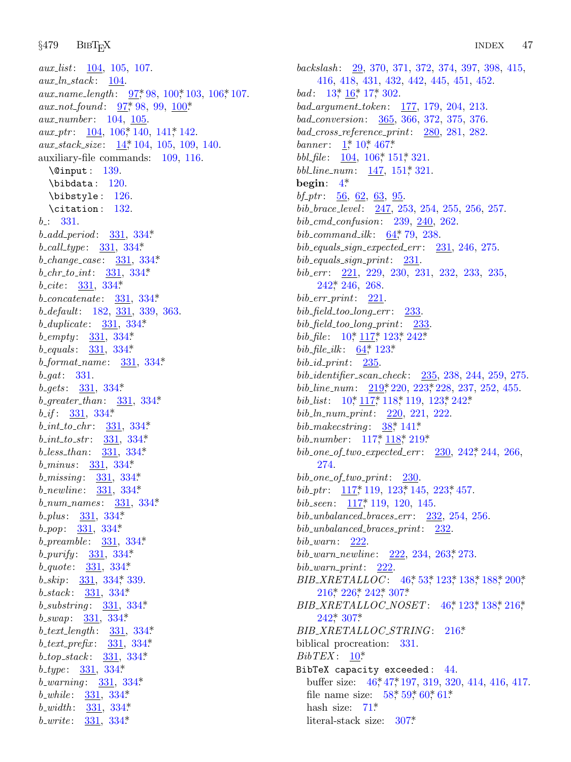*aux_list*: 104, 105, 107.
*aux_ln_stack*: 104.
*aux_name_length*: 97*, 98, 100*, 103, 106*, 107.
*aux_not_found*: 97*, 98, 99, 100*.
*aux_number*: 104, 105.
*aux_ptr*: 104, 106*, 140, 141*, 142.
*aux_stack_size*: 14*, 104, 105, 109, 140.
auxiliary-file commands: 109, 116.
  `\@input` : 139.
  `\bibdata` : 120.
  `\bibstyle` : 126.
  `\citation` : 132.
*b_*: 331.
*b_add_period*: 331, 334*.
*b_call_type*: 331, 334*.
*b_change_case*: 331, 334*.
*b_chr_to_int*: 331, 334*.
*b_cite*: 331, 334*.
*b_concatenate*: 331, 334*.
*b_default*: 182, 331, 339, 363.
*b_duplicate*: 331, 334*.
*b_empty*: 331, 334*.
*b_equals*: 331, 334*.
*b_format_name*: 331, 334*.
*b_gat*: 331.
*b_gets*: 331, 334*.
*b_greater_than*: 331, 334*.
*b_if*: 331, 334*.
*b_int_to_chr*: 331, 334*.
*b_int_to_str*: 331, 334*.
*b_less_than*: 331, 334*.
*b_minus*: 331, 334*.
*b_missing*: 331, 334*.
*b_newline*: 331, 334*.
*b_num_names*: 331, 334*.
*b_plus*: 331, 334*.
*b_pop*: 331, 334*.
*b_preamble*: 331, 334*.
*b_purify*: 331, 334*.
*b_quote*: 331, 334*.
*b_skip*: 331, 334*, 339.
*b_stack*: 331, 334*.
*b_substring*: 331, 334*.
*b_swap*: 331, 334*.
*b_text_length*: 331, 334*.
*b_text_prefix*: 331, 334*.
*b_top_stack*: 331, 334*.
*b_type*: 331, 334*.
*b_warning*: 331, 334*.
*b_while*: 331, 334*.
*b_width*: 331, 334*.
*b_write*: 331, 334*.
*backslash*: 29, 370, 371, 372, 374, 397, 398, 415, 416, 418, 431, 432, 442, 445, 451, 452.
*bad*: 13*, 16*, 17*, 302.
*bad_argument_token*: 177, 179, 204, 213.
*bad_conversion*: 365, 366, 372, 375, 376.
*bad_cross_reference_print*: 280, 281, 282.
*banner*: 1*, 10*, 467*.
*bbl_file*: 104, 106*, 151*, 321.
*bbl_line_num*: 147, 151*, 321.
**begin**: 4*.
*bf_ptr*: 56, 62, 63, 95.
*bib_brace_level*: 247, 253, 254, 255, 256, 257.
*bib_cmd_confusion*: 239, 240, 262.
*bib_command_ilk*: 64*, 79, 238.
*bib_equals_sign_expected_err*: 231, 246, 275.
*bib_equals_sign_print*: 231.
*bib_err*: 221, 229, 230, 231, 232, 233, 235, 242*, 246, 268.
*bib_err_print*: 221.
*bib_field_too_long_err*: 233.
*bib_field_too_long_print*: 233.
*bib_file*: 10*, 117*, 123*, 242*.
*bib_file_ilk*: 64*, 123*.
*bib_id_print*: 235.
*bib_identifier_scan_check*: 235, 238, 244, 259, 275.
*bib_line_num*: 219*, 220, 223*, 228, 237, 252, 455.
*bib_list*: 10*, 117*, 118*, 119, 123*, 242*.
*bib_ln_num_print*: 220, 221, 222.
*bib_makecstring*: 38*, 141*.
*bib_number*: 117*, 118*, 219*.
*bib_one_of_two_expected_err*: 230, 242*, 244, 266, 274.
*bib_one_of_two_print*: 230.
*bib_ptr*: 117*, 119, 123*, 145, 223*, 457.
*bib_seen*: 117*, 119, 120, 145.
*bib_unbalanced_braces_err*: 232, 254, 256.
*bib_unbalanced_braces_print*: 232.
*bib_warn*: 222.
*bib_warn_newline*: 222, 234, 263*, 273.
*bib_warn_print*: 222.
*BIB_XRETALLOC*: 46*, 53*, 123*, 138*, 188*, 200*, 216*, 226*, 242*, 307*.
*BIB_XRETALLOC_NOSET*: 46*, 123*, 138*, 216*, 242*, 307*.
*BIB_XRETALLOC_STRING*: 216*.
biblical procreation: 331.
*BibTEX*: 10*.
`BibTeX capacity exceeded` : 44.
  buffer size: 46*, 47*, 197, 319, 320, 414, 416, 417.
  file name size: 58*, 59*, 60*, 61*.
  hash size: 71*.
  literal-stack size: 307*.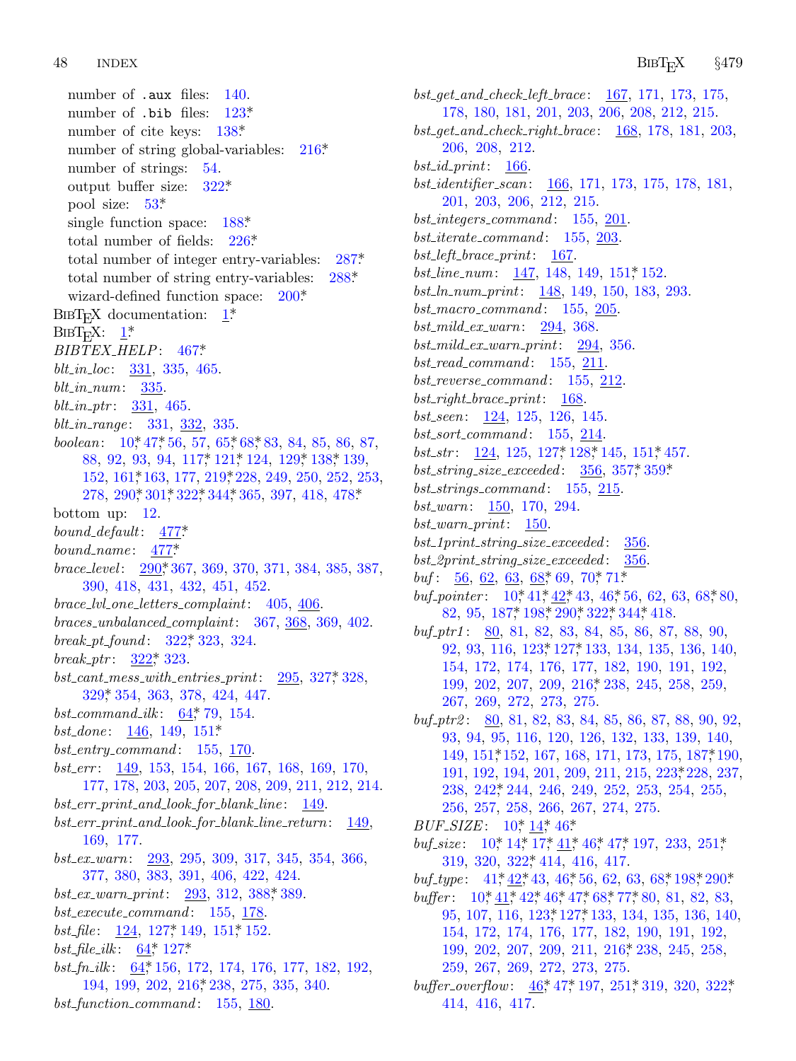number of .aux files: 140.
number of .bib files: 123*
number of cite keys: 138*
number of string global-variables: 216*
number of strings: 54.
output buffer size: 322*
pool size: 53*
single function space: 188*
total number of fields: 226*
total number of integer entry-variables: 287*
total number of string entry-variables: 288*
wizard-defined function space: 200*
BibTeX documentation: 1*
BibTeX: 1*
*BIBTEX_HELP*: 467*
*blt_in_loc*: 331, 335, 465.
*blt_in_num*: 335.
*blt_in_ptr*: 331, 465.
*blt_in_range*: 331, 332, 335.
*boolean*: 10* 47* 56, 57, 65* 68* 83, 84, 85, 86, 87, 88, 92, 93, 94, 117* 121* 124, 129* 138* 139, 152, 161* 163, 177, 219* 228, 249, 250, 252, 253, 278, 290* 301* 322* 344* 365, 397, 418, 478*
bottom up: 12.
*bound_default*: 477*
*bound_name*: 477*
*brace_level*: 290* 367, 369, 370, 371, 384, 385, 387, 390, 418, 431, 432, 451, 452.
*brace_lvl_one_letters_complaint*: 405, 406.
*braces_unbalanced_complaint*: 367, 368, 369, 402.
*break_pt_found*: 322* 323, 324.
*break_ptr*: 322* 323.
*bst_cant_mess_with_entries_print*: 295, 327* 328, 329* 354, 363, 378, 424, 447.
*bst_command_ilk*: 64* 79, 154.
*bst_done*: 146, 149, 151*
*bst_entry_command*: 155, 170.
*bst_err*: 149, 153, 154, 166, 167, 168, 169, 170, 177, 178, 203, 205, 207, 208, 209, 211, 212, 214.
*bst_err_print_and_look_for_blank_line*: 149.
*bst_err_print_and_look_for_blank_line_return*: 149, 169, 177.
*bst_ex_warn*: 293, 295, 309, 317, 345, 354, 366, 377, 380, 383, 391, 406, 422, 424.
*bst_ex_warn_print*: 293, 312, 388* 389.
*bst_execute_command*: 155, 178.
*bst_file*: 124, 127* 149, 151* 152.
*bst_file_ilk*: 64* 127*
*bst_fn_ilk*: 64* 156, 172, 174, 176, 177, 182, 192, 194, 199, 202, 216* 238, 275, 335, 340.
*bst_function_command*: 155, 180.
*bst_get_and_check_left_brace*: 167, 171, 173, 175, 178, 180, 181, 201, 203, 206, 208, 212, 215.
*bst_get_and_check_right_brace*: 168, 178, 181, 203, 206, 208, 212.
*bst_id_print*: 166.
*bst_identifier_scan*: 166, 171, 173, 175, 178, 181, 201, 203, 206, 212, 215.
*bst_integers_command*: 155, 201.
*bst_iterate_command*: 155, 203.
*bst_left_brace_print*: 167.
*bst_line_num*: 147, 148, 149, 151* 152.
*bst_ln_num_print*: 148, 149, 150, 183, 293.
*bst_macro_command*: 155, 205.
*bst_mild_ex_warn*: 294, 368.
*bst_mild_ex_warn_print*: 294, 356.
*bst_read_command*: 155, 211.
*bst_reverse_command*: 155, 212.
*bst_right_brace_print*: 168.
*bst_seen*: 124, 125, 126, 145.
*bst_sort_command*: 155, 214.
*bst_str*: 124, 125, 127* 128* 145, 151* 457.
*bst_string_size_exceeded*: 356, 357* 359*
*bst_strings_command*: 155, 215.
*bst_warn*: 150, 170, 294.
*bst_warn_print*: 150.
*bst_1print_string_size_exceeded*: 356.
*bst_2print_string_size_exceeded*: 356.
*buf*: 56, 62, 63, 68* 69, 70* 71*
*buf_pointer*: 10* 41* 42* 43, 46* 56, 62, 63, 68* 80, 82, 95, 187* 198* 290* 322* 344* 418.
*buf_ptr1*: 80, 81, 82, 83, 84, 85, 86, 87, 88, 90, 92, 93, 116, 123* 127* 133, 134, 135, 136, 140, 154, 172, 174, 176, 177, 182, 190, 191, 192, 199, 202, 207, 209, 216* 238, 245, 258, 259, 267, 269, 272, 273, 275.
*buf_ptr2*: 80, 81, 82, 83, 84, 85, 86, 87, 88, 90, 92, 93, 94, 95, 116, 120, 126, 132, 133, 139, 140, 149, 151* 152, 167, 168, 171, 173, 175, 187* 190, 191, 192, 194, 201, 209, 211, 215, 223* 228, 237, 238, 242* 244, 246, 249, 252, 253, 254, 255, 256, 257, 258, 266, 267, 274, 275.
*BUF_SIZE*: 10* 14* 46*
*buf_size*: 10* 14* 17* 41* 46* 47* 197, 233, 251* 319, 320, 322* 414, 416, 417.
*buf_type*: 41* 42* 43, 46* 56, 62, 63, 68* 198* 290*
*buffer*: 10* 41* 42* 46* 47* 68* 77* 80, 81, 82, 83, 95, 107, 116, 123* 127* 133, 134, 135, 136, 140, 154, 172, 174, 176, 177, 182, 190, 191, 192, 199, 202, 207, 209, 211, 216* 238, 245, 258, 259, 267, 269, 272, 273, 275.
*buffer_overflow*: 46* 47* 197, 251* 319, 320, 322* 414, 416, 417.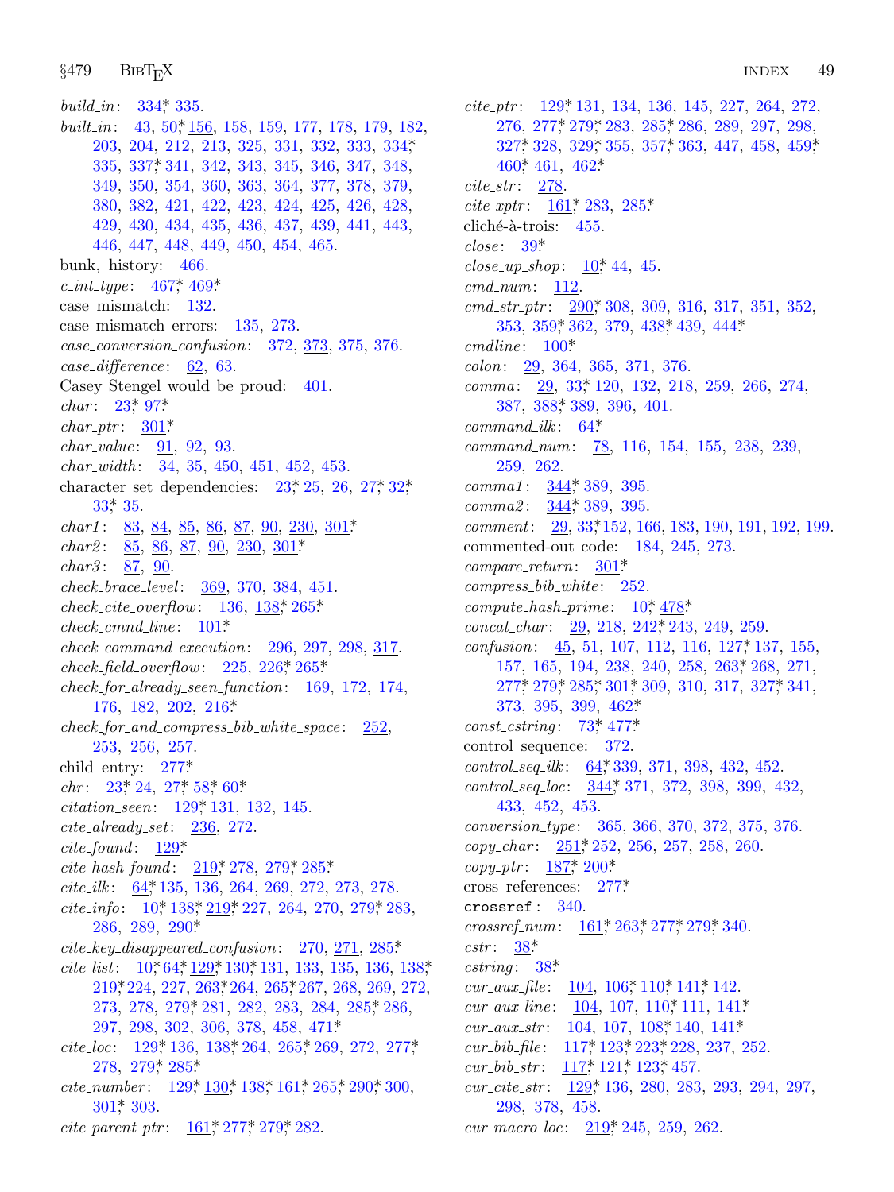*build_in*: 334*, 335.
*built_in*: 43, 50*, 156, 158, 159, 177, 178, 179, 182, 203, 204, 212, 213, 325, 331, 332, 333, 334*, 335, 337*, 341, 342, 343, 345, 346, 347, 348, 349, 350, 354, 360, 363, 364, 377, 378, 379, 380, 382, 421, 422, 423, 424, 425, 426, 428, 429, 430, 434, 435, 436, 437, 439, 441, 443, 446, 447, 448, 449, 450, 454, 465.
bunk, history: 466.
*c_int_type*: 467*, 469*.
case mismatch: 132.
case mismatch errors: 135, 273.
*case_conversion_confusion*: 372, 373, 375, 376.
*case_difference*: 62, 63.
Casey Stengel would be proud: 401.
*char*: 23*, 97*.
*char_ptr*: 301*.
*char_value*: 91, 92, 93.
*char_width*: 34, 35, 450, 451, 452, 453.
character set dependencies: 23*, 25, 26, 27*, 32*, 33*, 35.
*char1*: 83, 84, 85, 86, 87, 90, 230, 301*.
*char2*: 85, 86, 87, 90, 230, 301*.
*char3*: 87, 90.
*check_brace_level*: 369, 370, 384, 451.
*check_cite_overflow*: 136, 138*, 265*.
*check_cmnd_line*: 101*.
*check_command_execution*: 296, 297, 298, 317.
*check_field_overflow*: 225, 226*, 265*.
*check_for_already_seen_function*: 169, 172, 174, 176, 182, 202, 216*.
*check_for_and_compress_bib_white_space*: 252, 253, 256, 257.
child entry: 277*.
*chr*: 23*, 24, 27*, 58*, 60*.
*citation_seen*: 129*, 131, 132, 145.
*cite_already_set*: 236, 272.
*cite_found*: 129*.
*cite_hash_found*: 219*, 278, 279*, 285*.
*cite_ilk*: 64*, 135, 136, 264, 269, 272, 273, 278.
*cite_info*: 10*, 138*, 219*, 227, 264, 270, 279*, 283, 286, 289, 290*.
*cite_key_disappeared_confusion*: 270, 271, 285*.
*cite_list*: 10*, 64*, 129*, 130*, 131, 133, 135, 136, 138*, 219*, 224, 227, 263*, 264, 265*, 267, 268, 269, 272, 273, 278, 279*, 281, 282, 283, 284, 285*, 286, 297, 298, 302, 306, 378, 458, 471*.
*cite_loc*: 129*, 136, 138*, 264, 265*, 269, 272, 277*, 278, 279*, 285*.
*cite_number*: 129*, 130*, 138*, 161*, 265*, 290*, 300, 301*, 303.
*cite_parent_ptr*: 161*, 277*, 279*, 282.
*cite_ptr*: 129*, 131, 134, 136, 145, 227, 264, 272, 276, 277*, 279*, 283, 285*, 286, 289, 297, 298, 327*, 328, 329*, 355, 357*, 363, 447, 458, 459*, 460*, 461, 462*.
*cite_str*: 278.
*cite_xptr*: 161*, 283, 285*.
cliché-à-trois: 455.
*close*: 39*.
*close_up_shop*: 10*, 44, 45.
*cmd_num*: 112.
*cmd_str_ptr*: 290*, 308, 309, 316, 317, 351, 352, 353, 359*, 362, 379, 438*, 439, 444*.
*cmdline*: 100*.
*colon*: 29, 364, 365, 371, 376.
*comma*: 29, 33*, 120, 132, 218, 259, 266, 274, 387, 388*, 389, 396, 401.
*command_ilk*: 64*.
*command_num*: 78, 116, 154, 155, 238, 239, 259, 262.
*comma1*: 344*, 389, 395.
*comma2*: 344*, 389, 395.
*comment*: 29, 33*, 152, 166, 183, 190, 191, 192, 199.
commented-out code: 184, 245, 273.
*compare_return*: 301*.
*compress_bib_white*: 252.
*compute_hash_prime*: 10*, 478*.
*concat_char*: 29, 218, 242*, 243, 249, 259.
*confusion*: 45, 51, 107, 112, 116, 127*, 137, 155, 157, 165, 194, 238, 240, 258, 263*, 268, 271, 277*, 279*, 285*, 301*, 309, 310, 317, 327*, 341, 373, 395, 399, 462*.
*const_cstring*: 73*, 477*.
control sequence: 372.
*control_seq_ilk*: 64*, 339, 371, 398, 432, 452.
*control_seq_loc*: 344*, 371, 372, 398, 399, 432, 433, 452, 453.
*conversion_type*: 365, 366, 370, 372, 375, 376.
*copy_char*: 251*, 252, 256, 257, 258, 260.
*copy_ptr*: 187*, 200*.
cross references: 277*.
`crossref`: 340.
*crossref_num*: 161*, 263*, 277*, 279*, 340.
*cstr*: 38*.
*cstring*: 38*.
*cur_aux_file*: 104, 106*, 110*, 141*, 142.
*cur_aux_line*: 104, 107, 110*, 111, 141*.
*cur_aux_str*: 104, 107, 108*, 140, 141*.
*cur_bib_file*: 117*, 123*, 223*, 228, 237, 252.
*cur_bib_str*: 117*, 121*, 123*, 457.
*cur_cite_str*: 129*, 136, 280, 283, 293, 294, 297, 298, 378, 458.
*cur_macro_loc*: 219*, 245, 259, 262.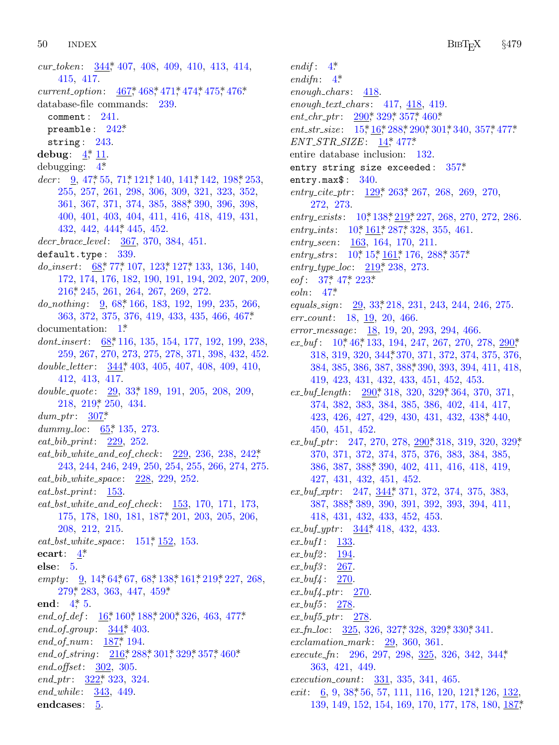*cur_token*: 344* 407, 408, 409, 410, 413, 414, 415, 417.
*current_option*: 467* 468* 471* 474* 475* 476*
database-file commands: 239.
  `comment`: 241.
  `preamble`: 242*
  `string`: 243.
**debug**: 4* 11.
debugging: 4*
*decr*: 9, 47* 55, 71* 121* 140, 141* 142, 198* 253, 255, 257, 261, 298, 306, 309, 321, 323, 352, 361, 367, 371, 374, 385, 388* 390, 396, 398, 400, 401, 403, 404, 411, 416, 418, 419, 431, 432, 442, 444* 445, 452.
*decr_brace_level*: 367, 370, 384, 451.
`default.type`: 339.
*do_insert*: 68* 77* 107, 123* 127* 133, 136, 140, 172, 174, 176, 182, 190, 191, 194, 202, 207, 209, 216* 245, 261, 264, 267, 269, 272.
*do_nothing*: 9, 68* 166, 183, 192, 199, 235, 266, 363, 372, 375, 376, 419, 433, 435, 466, 467*
documentation: 1*
*dont_insert*: 68* 116, 135, 154, 177, 192, 199, 238, 259, 267, 270, 273, 275, 278, 371, 398, 432, 452.
*double_letter*: 344* 403, 405, 407, 408, 409, 410, 412, 413, 417.
*double_quote*: 29, 33* 189, 191, 205, 208, 209, 218, 219* 250, 434.
*dum_ptr*: 307*
*dummy_loc*: 65* 135, 273.
*eat_bib_print*: 229, 252.
*eat_bib_white_and_eof_check*: 229, 236, 238, 242* 243, 244, 246, 249, 250, 254, 255, 266, 274, 275.
*eat_bib_white_space*: 228, 229, 252.
*eat_bst_print*: 153.
*eat_bst_white_and_eof_check*: 153, 170, 171, 173, 175, 178, 180, 181, 187* 201, 203, 205, 206, 208, 212, 215.
*eat_bst_white_space*: 151* 152, 153.
**ecart**: 4*
**else**: 5.
*empty*: 9, 14* 64* 67, 68* 138* 161* 219* 227, 268, 279* 283, 363, 447, 459*
**end**: 4* 5.
*end_of_def*: 16* 160* 188* 200* 326, 463, 477*
*end_of_group*: 344* 403.
*end_of_num*: 187* 194.
*end_of_string*: 216* 288* 301* 329* 357* 460*
*end_offset*: 302, 305.
*end_ptr*: 322* 323, 324.
*end_while*: 343, 449.
**endcases**: 5.
*endif*: 4*
*endifn*: 4*
*enough_chars*: 418.
*enough_text_chars*: 417, 418, 419.
*ent_chr_ptr*: 290* 329* 357* 460*
*ent_str_size*: 15* 16* 288* 290* 301* 340, 357* 477*
*ENT_STR_SIZE*: 14* 477*
entire database inclusion: 132.
`entry string size exceeded`: 357*
`entry.max$`: 340.
*entry_cite_ptr*: 129* 263* 267, 268, 269, 270, 272, 273.
*entry_exists*: 10* 138* 219* 227, 268, 270, 272, 286.
*entry_ints*: 10* 161* 287* 328, 355, 461.
*entry_seen*: 163, 164, 170, 211.
*entry_strs*: 10* 15* 161* 176, 288* 357*
*entry_type_loc*: 219* 238, 273.
*eof*: 37* 47* 223*
*eoln*: 47*
*equals_sign*: 29, 33* 218, 231, 243, 244, 246, 275.
*err_count*: 18, 19, 20, 466.
*error_message*: 18, 19, 20, 293, 294, 466.
*ex_buf*: 10* 46* 133, 194, 247, 267, 270, 278, 290* 318, 319, 320, 344* 370, 371, 372, 374, 375, 376, 384, 385, 386, 387, 388* 390, 393, 394, 411, 418, 419, 423, 431, 432, 433, 451, 452, 453.
*ex_buf_length*: 290* 318, 320, 329* 364, 370, 371, 374, 382, 383, 384, 385, 386, 402, 414, 417, 423, 426, 427, 429, 430, 431, 432, 438* 440, 450, 451, 452.
*ex_buf_ptr*: 247, 270, 278, 290* 318, 319, 320, 329* 370, 371, 372, 374, 375, 376, 383, 384, 385, 386, 387, 388* 390, 402, 411, 416, 418, 419, 427, 431, 432, 451, 452.
*ex_buf_xptr*: 247, 344* 371, 372, 374, 375, 383, 387, 388* 389, 390, 391, 392, 393, 394, 411, 418, 431, 432, 433, 452, 453.
*ex_buf_yptr*: 344* 418, 432, 433.
*ex_buf1*: 133.
*ex_buf2*: 194.
*ex_buf3*: 267.
*ex_buf4*: 270.
*ex_buf4_ptr*: 270.
*ex_buf5*: 278.
*ex_buf5_ptr*: 278.
*ex_fn_loc*: 325, 326, 327* 328, 329* 330* 341.
*exclamation_mark*: 29, 360, 361.
*execute_fn*: 296, 297, 298, 325, 326, 342, 344* 363, 421, 449.
*execution_count*: 331, 335, 341, 465.
*exit*: 6, 9, 38* 56, 57, 111, 116, 120, 121* 126, 132, 139, 149, 152, 154, 169, 170, 177, 178, 180, 187*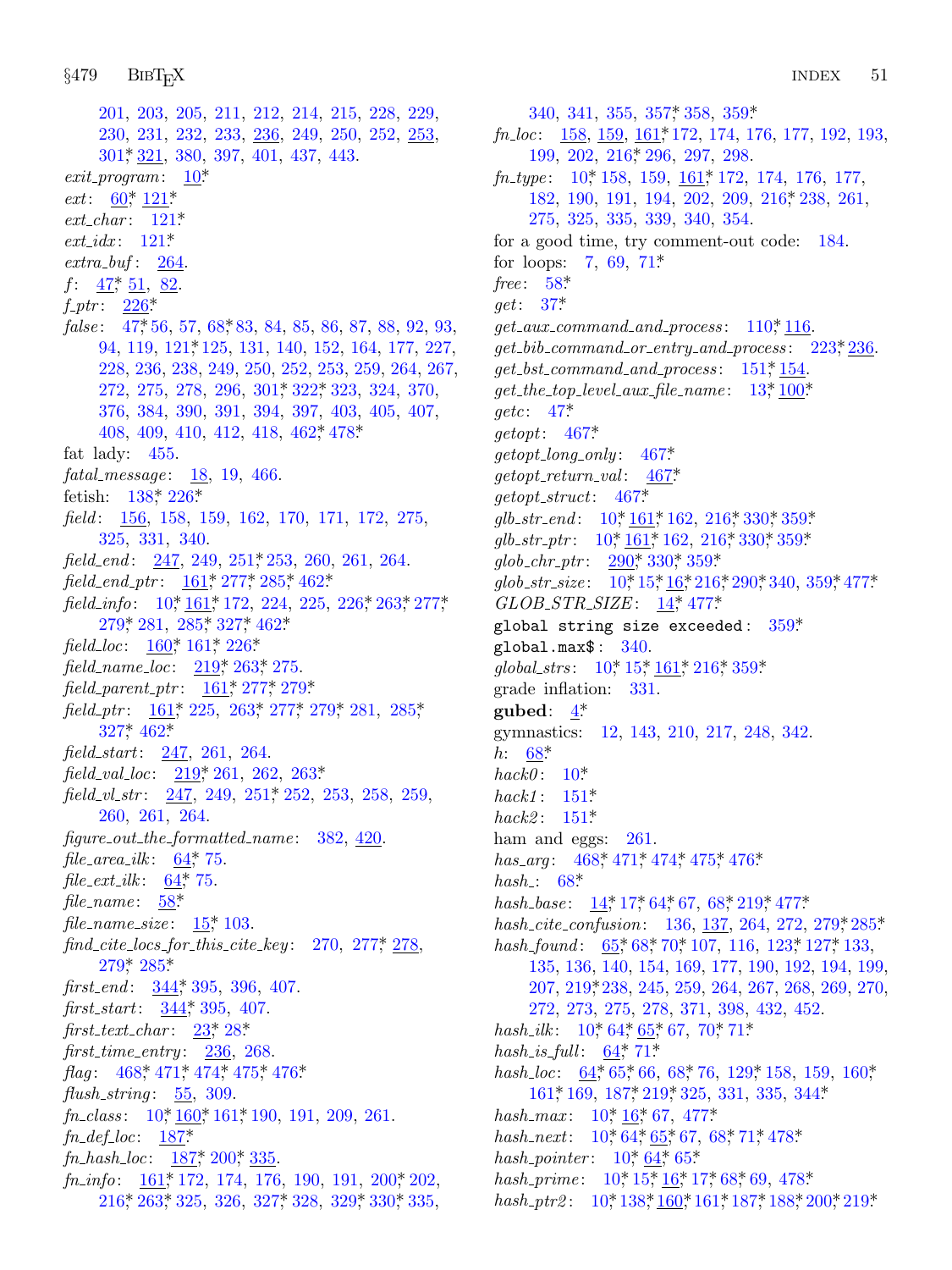201, 203, 205, 211, 212, 214, 215, 228, 229, 230, 231, 232, 233, 236, 249, 250, 252, 253, 301*, 321, 380, 397, 401, 437, 443.
*exit_program*: 10*
*ext*: 60*, 121*
*ext_char*: 121*
*ext_idx*: 121*
*extra_buf*: 264.
*f*: 47*, 51, 82.
*f_ptr*: 226*
*false*: 47*, 56, 57, 68*, 83, 84, 85, 86, 87, 88, 92, 93, 94, 119, 121*, 125, 131, 140, 152, 164, 177, 227, 228, 236, 238, 249, 250, 252, 253, 259, 264, 267, 272, 275, 278, 296, 301*, 322*, 323, 324, 370, 376, 384, 390, 391, 394, 397, 403, 405, 407, 408, 409, 410, 412, 418, 462*, 478*
fat lady: 455.
*fatal_message*: 18, 19, 466.
fetish: 138*, 226*
*field*: 156, 158, 159, 162, 170, 171, 172, 275, 325, 331, 340.
*field_end*: 247, 249, 251*, 253, 260, 261, 264.
*field_end_ptr*: 161*, 277*, 285*, 462*
*field_info*: 10*, 161*, 172, 224, 225, 226*, 263*, 277*, 279*, 281, 285*, 327*, 462*
*field_loc*: 160*, 161*, 226*
*field_name_loc*: 219*, 263*, 275.
*field_parent_ptr*: 161*, 277*, 279*
*field_ptr*: 161*, 225, 263*, 277*, 279*, 281, 285*, 327*, 462*
*field_start*: 247, 261, 264.
*field_val_loc*: 219*, 261, 262, 263*
*field_vl_str*: 247, 249, 251*, 252, 253, 258, 259, 260, 261, 264.
*figure_out_the_formatted_name*: 382, 420.
*file_area_ilk*: 64*, 75.
*file_ext_ilk*: 64*, 75.
*file_name*: 58*
*file_name_size*: 15*, 103.
*find_cite_locs_for_this_cite_key*: 270, 277*, 278, 279*, 285*
*first_end*: 344*, 395, 396, 407.
*first_start*: 344*, 395, 407.
*first_text_char*: 23*, 28*
*first_time_entry*: 236, 268.
*flag*: 468*, 471*, 474*, 475*, 476*
*flush_string*: 55, 309.
*fn_class*: 10*, 160*, 161*, 190, 191, 209, 261.
*fn_def_loc*: 187*
*fn_hash_loc*: 187*, 200*, 335.
*fn_info*: 161*, 172, 174, 176, 190, 191, 200*, 202, 216*, 263*, 325, 326, 327*, 328, 329*, 330*, 335, 340, 341, 355, 357*, 358, 359*
*fn_loc*: 158, 159, 161*, 172, 174, 176, 177, 192, 193, 199, 202, 216*, 296, 297, 298.
*fn_type*: 10*, 158, 159, 161*, 172, 174, 176, 177, 182, 190, 191, 194, 202, 209, 216*, 238, 261, 275, 325, 335, 339, 340, 354.
for a good time, try comment-out code: 184.
for loops: 7, 69, 71*
*free*: 58*
*get*: 37*
*get_aux_command_and_process*: 110*, 116.
*get_bib_command_or_entry_and_process*: 223*, 236.
*get_bst_command_and_process*: 151*, 154.
*get_the_top_level_aux_file_name*: 13*, 100*
*getc*: 47*
*getopt*: 467*
*getopt_long_only*: 467*
*getopt_return_val*: 467*
*getopt_struct*: 467*
*glb_str_end*: 10*, 161*, 162, 216*, 330*, 359*
*glb_str_ptr*: 10*, 161*, 162, 216*, 330*, 359*
*glob_chr_ptr*: 290*, 330*, 359*
*glob_str_size*: 10*, 15*, 16*, 216*, 290*, 340, 359*, 477*
*GLOB_STR_SIZE*: 14*, 477*
`global string size exceeded`: 359*
`global.max$`: 340.
*global_strs*: 10*, 15*, 161*, 216*, 359*
grade inflation: 331.
**gubed**: 4*
gymnastics: 12, 143, 210, 217, 248, 342.
*h*: 68*
*hack0*: 10*
*hack1*: 151*
*hack2*: 151*
ham and eggs: 261.
*has_arg*: 468*, 471*, 474*, 475*, 476*
*hash_*: 68*
*hash_base*: 14*, 17*, 64*, 67, 68*, 219*, 477*
*hash_cite_confusion*: 136, 137, 264, 272, 279*, 285*
*hash_found*: 65*, 68*, 70*, 107, 116, 123*, 127*, 133, 135, 136, 140, 154, 169, 177, 190, 192, 194, 199, 207, 219*, 238, 245, 259, 264, 267, 268, 269, 270, 272, 273, 275, 278, 371, 398, 432, 452.
*hash_ilk*: 10*, 64*, 65*, 67, 70*, 71*
*hash_is_full*: 64*, 71*
*hash_loc*: 64*, 65*, 66, 68*, 76, 129*, 158, 159, 160*, 161*, 169, 187*, 219*, 325, 331, 335, 344*
*hash_max*: 10*, 16*, 67, 477*
*hash_next*: 10*, 64*, 65*, 67, 68*, 71*, 478*
*hash_pointer*: 10*, 64*, 65*
*hash_prime*: 10*, 15*, 16*, 17*, 68*, 69, 478*
*hash_ptr2*: 10*, 138*, 160*, 161*, 187*, 188*, 200*, 219*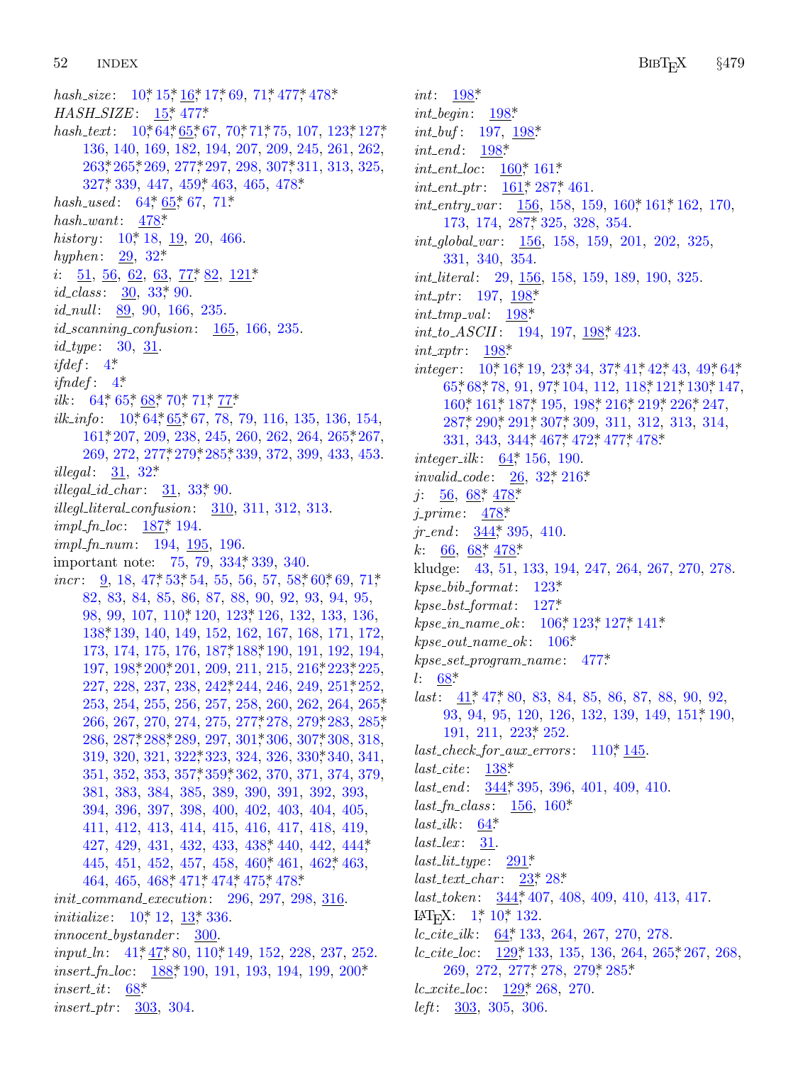*hash_size*: 10*, 15*, 16*, 17*, 69, 71*, 477*, 478*.
*HASH_SIZE*: 15*, 477*.
*hash_text*: 10*, 64*, 65*, 67, 70*, 71*, 75, 107, 123*, 127*, 136, 140, 169, 182, 194, 207, 209, 245, 261, 262, 263*, 265*, 269, 277*, 297, 298, 307*, 311, 313, 325, 327*, 339, 447, 459*, 463, 465, 478*.
*hash_used*: 64*, 65*, 67, 71*.
*hash_want*: 478*.
*history*: 10*, 18, 19, 20, 466.
*hyphen*: 29, 32*.
*i*: 51, 56, 62, 63, 77*, 82, 121*.
*id_class*: 30, 33*, 90.
*id_null*: 89, 90, 166, 235.
*id_scanning_confusion*: 165, 166, 235.
*id_type*: 30, 31.
*ifdef*: 4*.
*ifndef*: 4*.
*ilk*: 64*, 65*, 68*, 70*, 71*, 77*.
*ilk_info*: 10*, 64*, 65*, 67, 78, 79, 116, 135, 136, 154, 161*, 207, 209, 238, 245, 260, 262, 264, 265*, 267, 269, 272, 277*, 279*, 285*, 339, 372, 399, 433, 453.
*illegal*: 31, 32*.
*illegal_id_char*: 31, 33*, 90.
*illegl_literal_confusion*: 310, 311, 312, 313.
*impl_fn_loc*: 187*, 194.
*impl_fn_num*: 194, 195, 196.
important note: 75, 79, 334*, 339, 340.
*incr*: 9, 18, 47*, 53*, 54, 55, 56, 57, 58*, 60*, 69, 71*, 82, 83, 84, 85, 86, 87, 88, 90, 92, 93, 94, 95, 98, 99, 107, 110*, 120, 123*, 126, 132, 133, 136, 138*, 139, 140, 149, 152, 162, 167, 168, 171, 172, 173, 174, 175, 176, 187*, 188*, 190, 191, 192, 194, 197, 198*, 200*, 201, 209, 211, 215, 216*, 223*, 225, 227, 228, 237, 238, 242*, 244, 246, 249, 251*, 252, 253, 254, 255, 256, 257, 258, 260, 262, 264, 265*, 266, 267, 270, 274, 275, 277*, 278, 279*, 283, 285*, 286, 287*, 288*, 289, 297, 301*, 306, 307*, 308, 318, 319, 320, 321, 322*, 323, 324, 326, 330*, 340, 341, 351, 352, 353, 357*, 359*, 362, 370, 371, 374, 379, 381, 383, 384, 385, 389, 390, 391, 392, 393, 394, 396, 397, 398, 400, 402, 403, 404, 405, 411, 412, 413, 414, 415, 416, 417, 418, 419, 427, 429, 431, 432, 433, 438*, 440, 442, 444*, 445, 451, 452, 457, 458, 460*, 461, 462*, 463, 464, 465, 468*, 471*, 474*, 475*, 478*.
*init_command_execution*: 296, 297, 298, 316.
*initialize*: 10*, 12, 13*, 336.
*innocent_bystander*: 300.
*input_ln*: 41*, 47*, 80, 110*, 149, 152, 228, 237, 252.
*insert_fn_loc*: 188*, 190, 191, 193, 194, 199, 200*.
*insert_it*: 68*.
*insert_ptr*: 303, 304.
*int*: 198*.
*int_begin*: 198*.
*int_buf*: 197, 198*.
*int_end*: 198*.
*int_ent_loc*: 160*, 161*.
*int_ent_ptr*: 161*, 287*, 461.
*int_entry_var*: 156, 158, 159, 160*, 161*, 162, 170, 173, 174, 287*, 325, 328, 354.
*int_global_var*: 156, 158, 159, 201, 202, 325, 331, 340, 354.
*int_literal*: 29, 156, 158, 159, 189, 190, 325.
*int_ptr*: 197, 198*.
*int_tmp_val*: 198*.
*int_to_ASCII*: 194, 197, 198*, 423.
*int_xptr*: 198*.
*integer*: 10*, 16*, 19, 23*, 34, 37*, 41*, 42*, 43, 49*, 64*, 65*, 68*, 78, 91, 97*, 104, 112, 118*, 121*, 130*, 147, 160*, 161*, 187*, 195, 198*, 216*, 219*, 226*, 247, 287*, 290*, 291*, 307*, 309, 311, 312, 313, 314, 331, 343, 344*, 467*, 472*, 477*, 478*.
*integer_ilk*: 64*, 156, 190.
*invalid_code*: 26, 32*, 216*.
*j*: 56, 68*, 478*.
*j_prime*: 478*.
*jr_end*: 344*, 395, 410.
*k*: 66, 68*, 478*.
kludge: 43, 51, 133, 194, 247, 264, 267, 270, 278.
*kpse_bib_format*: 123*.
*kpse_bst_format*: 127*.
*kpse_in_name_ok*: 106*, 123*, 127*, 141*.
*kpse_out_name_ok*: 106*.
*kpse_set_program_name*: 477*.
*l*: 68*.
*last*: 41*, 47*, 80, 83, 84, 85, 86, 87, 88, 90, 92, 93, 94, 95, 120, 126, 132, 139, 149, 151*, 190, 191, 211, 223*, 252.
*last_check_for_aux_errors*: 110*, 145.
*last_cite*: 138*.
*last_end*: 344*, 395, 396, 401, 409, 410.
*last_fn_class*: 156, 160*.
*last_ilk*: 64*.
*last_lex*: 31.
*last_lit_type*: 291*.
*last_text_char*: 23*, 28*.
*last_token*: 344*, 407, 408, 409, 410, 413, 417.
LaTeX: 1*, 10*, 132.
*lc_cite_ilk*: 64*, 133, 264, 267, 270, 278.
*lc_cite_loc*: 129*, 133, 135, 136, 264, 265*, 267, 268, 269, 272, 277*, 278, 279*, 285*.
*lc_xcite_loc*: 129*, 268, 270.
*left*: 303, 305, 306.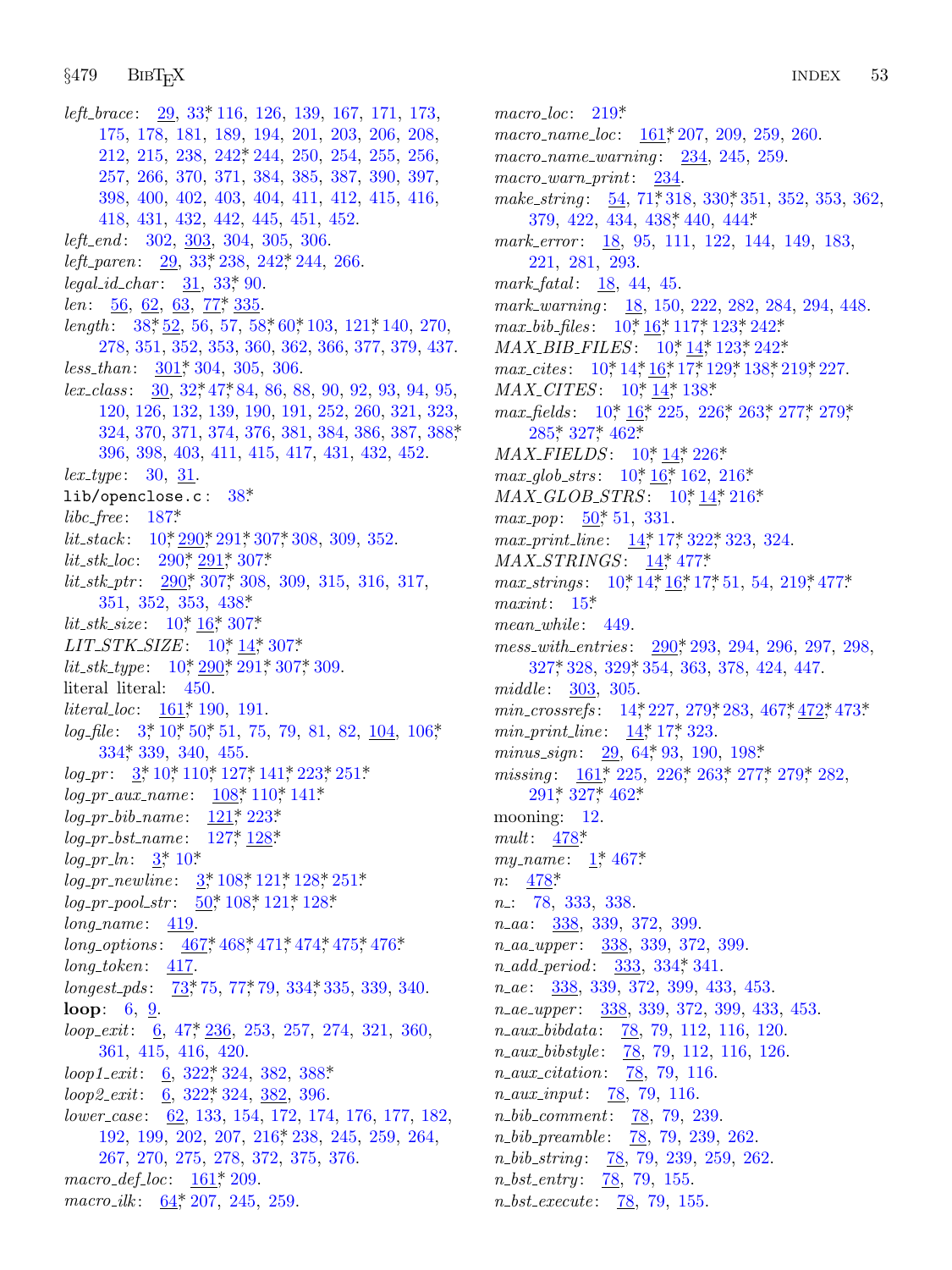*left_brace*: 29, 33*, 116, 126, 139, 167, 171, 173, 175, 178, 181, 189, 194, 201, 203, 206, 208, 212, 215, 238, 242*, 244, 250, 254, 255, 256, 257, 266, 370, 371, 384, 385, 387, 390, 397, 398, 400, 402, 403, 404, 411, 412, 415, 416, 418, 431, 432, 442, 445, 451, 452.
*left_end*: 302, 303, 304, 305, 306.
*left_paren*: 29, 33*, 238, 242*, 244, 266.
*legal_id_char*: 31, 33*, 90.
*len*: 56, 62, 63, 77*, 335.
*length*: 38*, 52, 56, 57, 58*, 60*, 103, 121*, 140, 270, 278, 351, 352, 353, 360, 362, 366, 377, 379, 437.
*less_than*: 301*, 304, 305, 306.
*lex_class*: 30, 32*, 47*, 84, 86, 88, 90, 92, 93, 94, 95, 120, 126, 132, 139, 190, 191, 252, 260, 321, 323, 324, 370, 371, 374, 376, 381, 384, 386, 387, 388*, 396, 398, 403, 411, 415, 417, 431, 432, 452.
*lex_type*: 30, 31.
`lib/openclose.c`: 38*.
*libc_free*: 187*.
*lit_stack*: 10*, 290*, 291*, 307*, 308, 309, 352.
*lit_stk_loc*: 290*, 291*, 307*.
*lit_stk_ptr*: 290*, 307*, 308, 309, 315, 316, 317, 351, 352, 353, 438*.
*lit_stk_size*: 10*, 16*, 307*.
*LIT_STK_SIZE*: 10*, 14*, 307*.
*lit_stk_type*: 10*, 290*, 291*, 307*, 309.
literal literal: 450.
*literal_loc*: 161*, 190, 191.
*log_file*: 3*, 10*, 50*, 51, 75, 79, 81, 82, 104, 106*, 334*, 339, 340, 455.
*log_pr*: 3*, 10*, 110*, 127*, 141*, 223*, 251*.
*log_pr_aux_name*: 108*, 110*, 141*.
*log_pr_bib_name*: 121*, 223*.
*log_pr_bst_name*: 127*, 128*.
*log_pr_ln*: 3*, 10*.
*log_pr_newline*: 3*, 108*, 121*, 128*, 251*.
*log_pr_pool_str*: 50*, 108*, 121*, 128*.
*long_name*: 419.
*long_options*: 467*, 468*, 471*, 474*, 475*, 476*.
*long_token*: 417.
*longest_pds*: 73*, 75, 77*, 79, 334*, 335, 339, 340.
**loop**: 6, 9.
*loop_exit*: 6, 47*, 236, 253, 257, 274, 321, 360, 361, 415, 416, 420.
*loop1_exit*: 6, 322*, 324, 382, 388*.
*loop2_exit*: 6, 322*, 324, 382, 396.
*lower_case*: 62, 133, 154, 172, 174, 176, 177, 182, 192, 199, 202, 207, 216*, 238, 245, 259, 264, 267, 270, 275, 278, 372, 375, 376.
*macro_def_loc*: 161*, 209.
*macro_ilk*: 64*, 207, 245, 259.
*macro_loc*: 219*.
*macro_name_loc*: 161*, 207, 209, 259, 260.
*macro_name_warning*: 234, 245, 259.
*macro_warn_print*: 234.
*make_string*: 54, 71*, 318, 330*, 351, 352, 353, 362, 379, 422, 434, 438*, 440, 444*.
*mark_error*: 18, 95, 111, 122, 144, 149, 183, 221, 281, 293.
*mark_fatal*: 18, 44, 45.
*mark_warning*: 18, 150, 222, 282, 284, 294, 448.
*max_bib_files*: 10*, 16*, 117*, 123*, 242*.
*MAX_BIB_FILES*: 10*, 14*, 123*, 242*.
*max_cites*: 10*, 14*, 16*, 17*, 129*, 138*, 219*, 227.
*MAX_CITES*: 10*, 14*, 138*.
*max_fields*: 10*, 16*, 225, 226*, 263*, 277*, 279*, 285*, 327*, 462*.
*MAX_FIELDS*: 10*, 14*, 226*.
*max_glob_strs*: 10*, 16*, 162, 216*.
*MAX_GLOB_STRS*: 10*, 14*, 216*.
*max_pop*: 50*, 51, 331.
*max_print_line*: 14*, 17*, 322*, 323, 324.
*MAX_STRINGS*: 14*, 477*.
*max_strings*: 10*, 14*, 16*, 17*, 51, 54, 219*, 477*.
*maxint*: 15*.
*mean_while*: 449.
*mess_with_entries*: 290*, 293, 294, 296, 297, 298, 327*, 328, 329*, 354, 363, 378, 424, 447.
*middle*: 303, 305.
*min_crossrefs*: 14*, 227, 279*, 283, 467*, 472*, 473*.
*min_print_line*: 14*, 17*, 323.
*minus_sign*: 29, 64*, 93, 190, 198*.
*missing*: 161*, 225, 226*, 263*, 277*, 279*, 282, 291*, 327*, 462*.
mooning: 12.
*mult*: 478*.
*my_name*: 1*, 467*.
*n*: 478*.
*n_*: 78, 333, 338.
*n_aa*: 338, 339, 372, 399.
*n_aa_upper*: 338, 339, 372, 399.
*n_add_period*: 333, 334*, 341.
*n_ae*: 338, 339, 372, 399, 433, 453.
*n_ae_upper*: 338, 339, 372, 399, 433, 453.
*n_aux_bibdata*: 78, 79, 112, 116, 120.
*n_aux_bibstyle*: 78, 79, 112, 116, 126.
*n_aux_citation*: 78, 79, 116.
*n_aux_input*: 78, 79, 116.
*n_bib_comment*: 78, 79, 239.
*n_bib_preamble*: 78, 79, 239, 262.
*n_bib_string*: 78, 79, 239, 259, 262.
*n_bst_entry*: 78, 79, 155.
*n_bst_execute*: 78, 79, 155.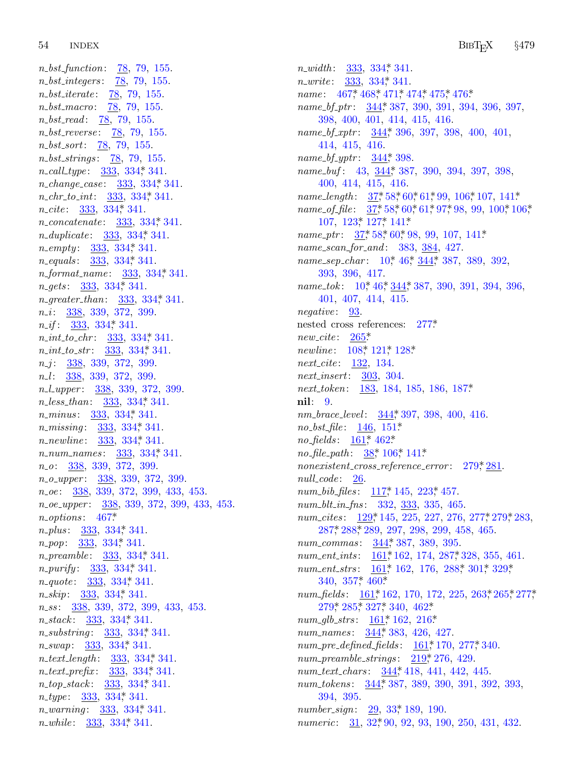*n_bst_function*: 78, 79, 155.
*n_bst_integers*: 78, 79, 155.
*n_bst_iterate*: 78, 79, 155.
*n_bst_macro*: 78, 79, 155.
*n_bst_read*: 78, 79, 155.
*n_bst_reverse*: 78, 79, 155.
*n_bst_sort*: 78, 79, 155.
*n_bst_strings*: 78, 79, 155.
*n_call_type*: 333, 334*, 341.
*n_change_case*: 333, 334*, 341.
*n_chr_to_int*: 333, 334*, 341.
*n_cite*: 333, 334*, 341.
*n_concatenate*: 333, 334*, 341.
*n_duplicate*: 333, 334*, 341.
*n_empty*: 333, 334*, 341.
*n_equals*: 333, 334*, 341.
*n_format_name*: 333, 334*, 341.
*n_gets*: 333, 334*, 341.
*n_greater_than*: 333, 334*, 341.
*n_i*: 338, 339, 372, 399.
*n_if*: 333, 334*, 341.
*n_int_to_chr*: 333, 334*, 341.
*n_int_to_str*: 333, 334*, 341.
*n_j*: 338, 339, 372, 399.
*n_l*: 338, 339, 372, 399.
*n_l_upper*: 338, 339, 372, 399.
*n_less_than*: 333, 334*, 341.
*n_minus*: 333, 334*, 341.
*n_missing*: 333, 334*, 341.
*n_newline*: 333, 334*, 341.
*n_num_names*: 333, 334*, 341.
*n_o*: 338, 339, 372, 399.
*n_o_upper*: 338, 339, 372, 399.
*n_oe*: 338, 339, 372, 399, 433, 453.
*n_oe_upper*: 338, 339, 372, 399, 433, 453.
*n_options*: 467*
*n_plus*: 333, 334*, 341.
*n_pop*: 333, 334*, 341.
*n_preamble*: 333, 334*, 341.
*n_purify*: 333, 334*, 341.
*n_quote*: 333, 334*, 341.
*n_skip*: 333, 334*, 341.
*n_ss*: 338, 339, 372, 399, 433, 453.
*n_stack*: 333, 334*, 341.
*n_substring*: 333, 334*, 341.
*n_swap*: 333, 334*, 341.
*n_text_length*: 333, 334*, 341.
*n_text_prefix*: 333, 334*, 341.
*n_top_stack*: 333, 334*, 341.
*n_type*: 333, 334*, 341.
*n_warning*: 333, 334*, 341.
*n_while*: 333, 334*, 341.
*n_width*: 333, 334*, 341.
*n_write*: 333, 334*, 341.
*name*: 467*, 468*, 471*, 474*, 475*, 476*
*name_bf_ptr*: 344*, 387, 390, 391, 394, 396, 397, 398, 400, 401, 414, 415, 416.
*name_bf_xptr*: 344*, 396, 397, 398, 400, 401, 414, 415, 416.
*name_bf_yptr*: 344*, 398.
*name_buf*: 43, 344*, 387, 390, 394, 397, 398, 400, 414, 415, 416.
*name_length*: 37*, 58*, 60*, 61*, 99, 106*, 107, 141*
*name_of_file*: 37*, 58*, 60*, 61*, 97*, 98, 99, 100*, 106*, 107, 123*, 127*, 141*
*name_ptr*: 37*, 58*, 60*, 98, 99, 107, 141*
*name_scan_for_and*: 383, 384, 427.
*name_sep_char*: 10*, 46*, 344*, 387, 389, 392, 393, 396, 417.
*name_tok*: 10*, 46*, 344*, 387, 390, 391, 394, 396, 401, 407, 414, 415.
*negative*: 93.
nested cross references: 277*
*new_cite*: 265*
*newline*: 108*, 121*, 128*
*next_cite*: 132, 134.
*next_insert*: 303, 304.
*next_token*: 183, 184, 185, 186, 187*
**nil**: 9.
*nm_brace_level*: 344*, 397, 398, 400, 416.
*no_bst_file*: 146, 151*
*no_fields*: 161*, 462*
*no_file_path*: 38*, 106*, 141*
*nonexistent_cross_reference_error*: 279*, 281.
*null_code*: 26.
*num_bib_files*: 117*, 145, 223*, 457.
*num_blt_in_fns*: 332, 333, 335, 465.
*num_cites*: 129*, 145, 225, 227, 276, 277*, 279*, 283, 287*, 288*, 289, 297, 298, 299, 458, 465.
*num_commas*: 344*, 387, 389, 395.
*num_ent_ints*: 161*, 162, 174, 287*, 328, 355, 461.
*num_ent_strs*: 161*, 162, 176, 288*, 301*, 329*, 340, 357*, 460*
*num_fields*: 161*, 162, 170, 172, 225, 263*, 265*, 277*, 279*, 285*, 327*, 340, 462*
*num_glb_strs*: 161*, 162, 216*
*num_names*: 344*, 383, 426, 427.
*num_pre_defined_fields*: 161*, 170, 277*, 340.
*num_preamble_strings*: 219*, 276, 429.
*num_text_chars*: 344*, 418, 441, 442, 445.
*num_tokens*: 344*, 387, 389, 390, 391, 392, 393, 394, 395.
*number_sign*: 29, 33*, 189, 190.
*numeric*: 31, 32*, 90, 92, 93, 190, 250, 431, 432.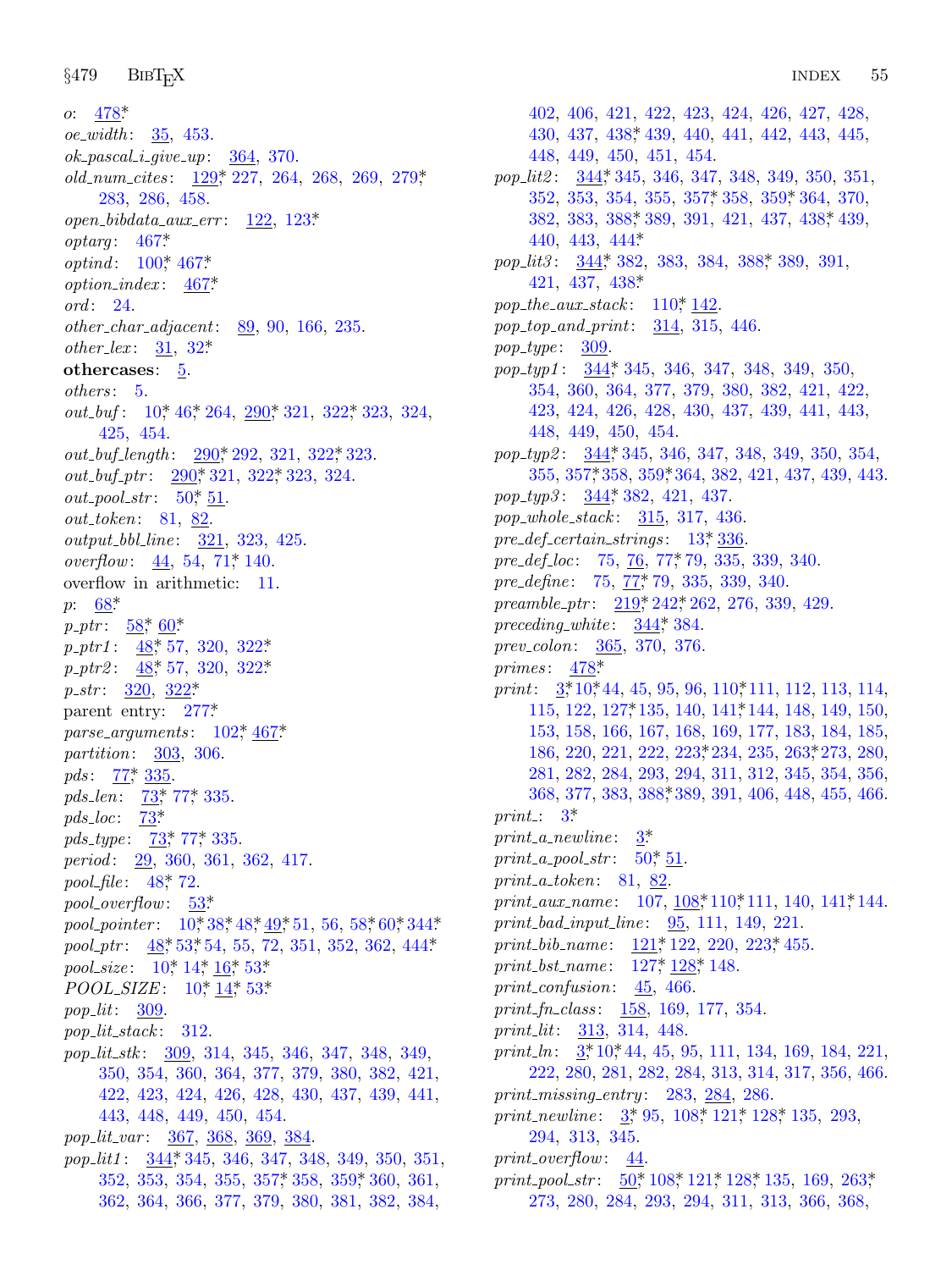*o*: 478*
*oe_width*: 35, 453.
*ok_pascal_i_give_up*: 364, 370.
*old_num_cites*: 129*, 227, 264, 268, 269, 279*, 283, 286, 458.
*open_bibdata_aux_err*: 122, 123*
*optarg*: 467*
*optind*: 100*, 467*
*option_index*: 467*
*ord*: 24.
*other_char_adjacent*: 89, 90, 166, 235.
*other_lex*: 31, 32*
**othercases**: 5.
*others*: 5.
*out_buf*: 10*, 46*, 264, 290*, 321, 322*, 323, 324, 425, 454.
*out_buf_length*: 290*, 292, 321, 322*, 323.
*out_buf_ptr*: 290*, 321, 322*, 323, 324.
*out_pool_str*: 50*, 51.
*out_token*: 81, 82.
*output_bbl_line*: 321, 323, 425.
*overflow*: 44, 54, 71*, 140.
overflow in arithmetic: 11.
*p*: 68*
*p_ptr*: 58*, 60*
*p_ptr1*: 48*, 57, 320, 322*
*p_ptr2*: 48*, 57, 320, 322*
*p_str*: 320, 322*
parent entry: 277*
*parse_arguments*: 102*, 467*
*partition*: 303, 306.
*pds*: 77*, 335.
*pds_len*: 73*, 77*, 335.
*pds_loc*: 73*
*pds_type*: 73*, 77*, 335.
*period*: 29, 360, 361, 362, 417.
*pool_file*: 48*, 72.
*pool_overflow*: 53*
*pool_pointer*: 10*, 38*, 48*, 49*, 51, 56, 58*, 60*, 344*
*pool_ptr*: 48*, 53*, 54, 55, 72, 351, 352, 362, 444*
*pool_size*: 10*, 14*, 16*, 53*
*POOL_SIZE*: 10*, 14*, 53*
*pop_lit*: 309.
*pop_lit_stack*: 312.
*pop_lit_stk*: 309, 314, 345, 346, 347, 348, 349, 350, 354, 360, 364, 377, 379, 380, 382, 421, 422, 423, 424, 426, 428, 430, 437, 439, 441, 443, 448, 449, 450, 454.
*pop_lit_var*: 367, 368, 369, 384.
*pop_lit1*: 344*, 345, 346, 347, 348, 349, 350, 351, 352, 353, 354, 355, 357*, 358, 359*, 360, 361, 362, 364, 366, 377, 379, 380, 381, 382, 384, 402, 406, 421, 422, 423, 424, 426, 427, 428, 430, 437, 438*, 439, 440, 441, 442, 443, 445, 448, 449, 450, 451, 454.
*pop_lit2*: 344*, 345, 346, 347, 348, 349, 350, 351, 352, 353, 354, 355, 357*, 358, 359*, 364, 370, 382, 383, 388*, 389, 391, 421, 437, 438*, 439, 440, 443, 444*
*pop_lit3*: 344*, 382, 383, 384, 388*, 389, 391, 421, 437, 438*
*pop_the_aux_stack*: 110*, 142.
*pop_top_and_print*: 314, 315, 446.
*pop_type*: 309.
*pop_typ1*: 344*, 345, 346, 347, 348, 349, 350, 354, 360, 364, 377, 379, 380, 382, 421, 422, 423, 424, 426, 428, 430, 437, 439, 441, 443, 448, 449, 450, 454.
*pop_typ2*: 344*, 345, 346, 347, 348, 349, 350, 354, 355, 357*, 358, 359*, 364, 382, 421, 437, 439, 443.
*pop_typ3*: 344*, 382, 421, 437.
*pop_whole_stack*: 315, 317, 436.
*pre_def_certain_strings*: 13*, 336.
*pre_def_loc*: 75, 76, 77*, 79, 335, 339, 340.
*pre_define*: 75, 77*, 79, 335, 339, 340.
*preamble_ptr*: 219*, 242*, 262, 276, 339, 429.
*preceding_white*: 344*, 384.
*prev_colon*: 365, 370, 376.
*primes*: 478*
*print*: 3*, 10*, 44, 45, 95, 96, 110*, 111, 112, 113, 114, 115, 122, 127*, 135, 140, 141*, 144, 148, 149, 150, 153, 158, 166, 167, 168, 169, 177, 183, 184, 185, 186, 220, 221, 222, 223*, 234, 235, 263*, 273, 280, 281, 282, 284, 293, 294, 311, 312, 345, 354, 356, 368, 377, 383, 388*, 389, 391, 406, 448, 455, 466.
*print_*: 3*
*print_a_newline*: 3*
*print_a_pool_str*: 50*, 51.
*print_a_token*: 81, 82.
*print_aux_name*: 107, 108*, 110*, 111, 140, 141*, 144.
*print_bad_input_line*: 95, 111, 149, 221.
*print_bib_name*: 121*, 122, 220, 223*, 455.
*print_bst_name*: 127*, 128*, 148.
*print_confusion*: 45, 466.
*print_fn_class*: 158, 169, 177, 354.
*print_lit*: 313, 314, 448.
*print_ln*: 3*, 10*, 44, 45, 95, 111, 134, 169, 184, 221, 222, 280, 281, 282, 284, 313, 314, 317, 356, 466.
*print_missing_entry*: 283, 284, 286.
*print_newline*: 3*, 95, 108*, 121*, 128*, 135, 293, 294, 313, 345.
*print_overflow*: 44.
*print_pool_str*: 50*, 108*, 121*, 128*, 135, 169, 263*, 273, 280, 284, 293, 294, 311, 313, 366, 368,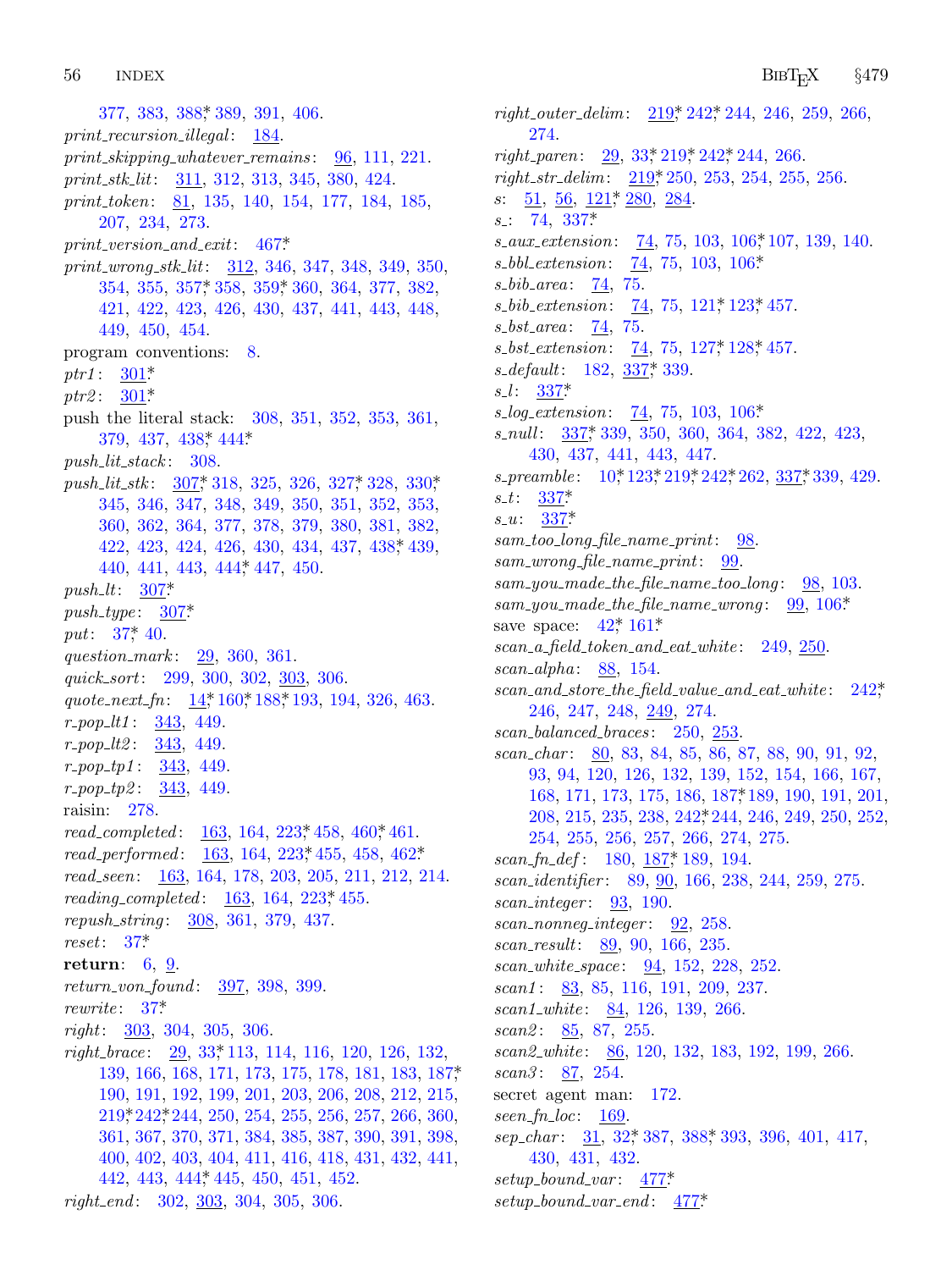377, 383, 388*, 389, 391, 406.
*print_recursion_illegal*: 184.
*print_skipping_whatever_remains*: 96, 111, 221.
*print_stk_lit*: 311, 312, 313, 345, 380, 424.
*print_token*: 81, 135, 140, 154, 177, 184, 185, 207, 234, 273.
*print_version_and_exit*: 467*
*print_wrong_stk_lit*: 312, 346, 347, 348, 349, 350, 354, 355, 357*, 358, 359*, 360, 364, 377, 382, 421, 422, 423, 426, 430, 437, 441, 443, 448, 449, 450, 454.
program conventions: 8.
*ptr1*: 301*
*ptr2*: 301*
push the literal stack: 308, 351, 352, 353, 361, 379, 437, 438*, 444*
*push_lit_stack*: 308.
*push_lit_stk*: 307*, 318, 325, 326, 327*, 328, 330*, 345, 346, 347, 348, 349, 350, 351, 352, 353, 360, 362, 364, 377, 378, 379, 380, 381, 382, 422, 423, 424, 426, 430, 434, 437, 438*, 439, 440, 441, 443, 444*, 447, 450.
*push_lt*: 307*
*push_type*: 307*
*put*: 37*, 40.
*question_mark*: 29, 360, 361.
*quick_sort*: 299, 300, 302, 303, 306.
*quote_next_fn*: 14*, 160*, 188*, 193, 194, 326, 463.
*r_pop_lt1*: 343, 449.
*r_pop_lt2*: 343, 449.
*r_pop_tp1*: 343, 449.
*r_pop_tp2*: 343, 449.
raisin: 278.
*read_completed*: 163, 164, 223*, 458, 460*, 461.
*read_performed*: 163, 164, 223*, 455, 458, 462*
*read_seen*: 163, 164, 178, 203, 205, 211, 212, 214.
*reading_completed*: 163, 164, 223*, 455.
*repush_string*: 308, 361, 379, 437.
*reset*: 37*
**return**: 6, 9.
*return_von_found*: 397, 398, 399.
*rewrite*: 37*
*right*: 303, 304, 305, 306.
*right_brace*: 29, 33*, 113, 114, 116, 120, 126, 132, 139, 166, 168, 171, 173, 175, 178, 181, 183, 187*, 190, 191, 192, 199, 201, 203, 206, 208, 212, 215, 219*, 242*, 244, 250, 254, 255, 256, 257, 266, 360, 361, 367, 370, 371, 384, 385, 387, 390, 391, 398, 400, 402, 403, 404, 411, 416, 418, 431, 432, 441, 442, 443, 444*, 445, 450, 451, 452.
*right_end*: 302, 303, 304, 305, 306.
*right_outer_delim*: 219*, 242*, 244, 246, 259, 266, 274.
*right_paren*: 29, 33*, 219*, 242*, 244, 266.
*right_str_delim*: 219*, 250, 253, 254, 255, 256.
*s*: 51, 56, 121*, 280, 284.
*s_*: 74, 337*
*s_aux_extension*: 74, 75, 103, 106*, 107, 139, 140.
*s_bbl_extension*: 74, 75, 103, 106*
*s_bib_area*: 74, 75.
*s_bib_extension*: 74, 75, 121*, 123*, 457.
*s_bst_area*: 74, 75.
*s_bst_extension*: 74, 75, 127*, 128*, 457.
*s_default*: 182, 337*, 339.
*s_l*: 337*
*s_log_extension*: 74, 75, 103, 106*
*s_null*: 337*, 339, 350, 360, 364, 382, 422, 423, 430, 437, 441, 443, 447.
*s_preamble*: 10*, 123*, 219*, 242*, 262, 337*, 339, 429.
*s_t*: 337*
*s_u*: 337*
*sam_too_long_file_name_print*: 98.
*sam_wrong_file_name_print*: 99.
*sam_you_made_the_file_name_too_long*: 98, 103.
*sam_you_made_the_file_name_wrong*: 99, 106*
save space: 42*, 161*
*scan_a_field_token_and_eat_white*: 249, 250.
*scan_alpha*: 88, 154.
*scan_and_store_the_field_value_and_eat_white*: 242*, 246, 247, 248, 249, 274.
*scan_balanced_braces*: 250, 253.
*scan_char*: 80, 83, 84, 85, 86, 87, 88, 90, 91, 92, 93, 94, 120, 126, 132, 139, 152, 154, 166, 167, 168, 171, 173, 175, 186, 187*, 189, 190, 191, 201, 208, 215, 235, 238, 242*, 244, 246, 249, 250, 252, 254, 255, 256, 257, 266, 274, 275.
*scan_fn_def*: 180, 187*, 189, 194.
*scan_identifier*: 89, 90, 166, 238, 244, 259, 275.
*scan_integer*: 93, 190.
*scan_nonneg_integer*: 92, 258.
*scan_result*: 89, 90, 166, 235.
*scan_white_space*: 94, 152, 228, 252.
*scan1*: 83, 85, 116, 191, 209, 237.
*scan1_white*: 84, 126, 139, 266.
*scan2*: 85, 87, 255.
*scan2_white*: 86, 120, 132, 183, 192, 199, 266.
*scan3*: 87, 254.
secret agent man: 172.
*seen_fn_loc*: 169.
*sep_char*: 31, 32*, 387, 388*, 393, 396, 401, 417, 430, 431, 432.
*setup_bound_var*: 477*
*setup_bound_var_end*: 477*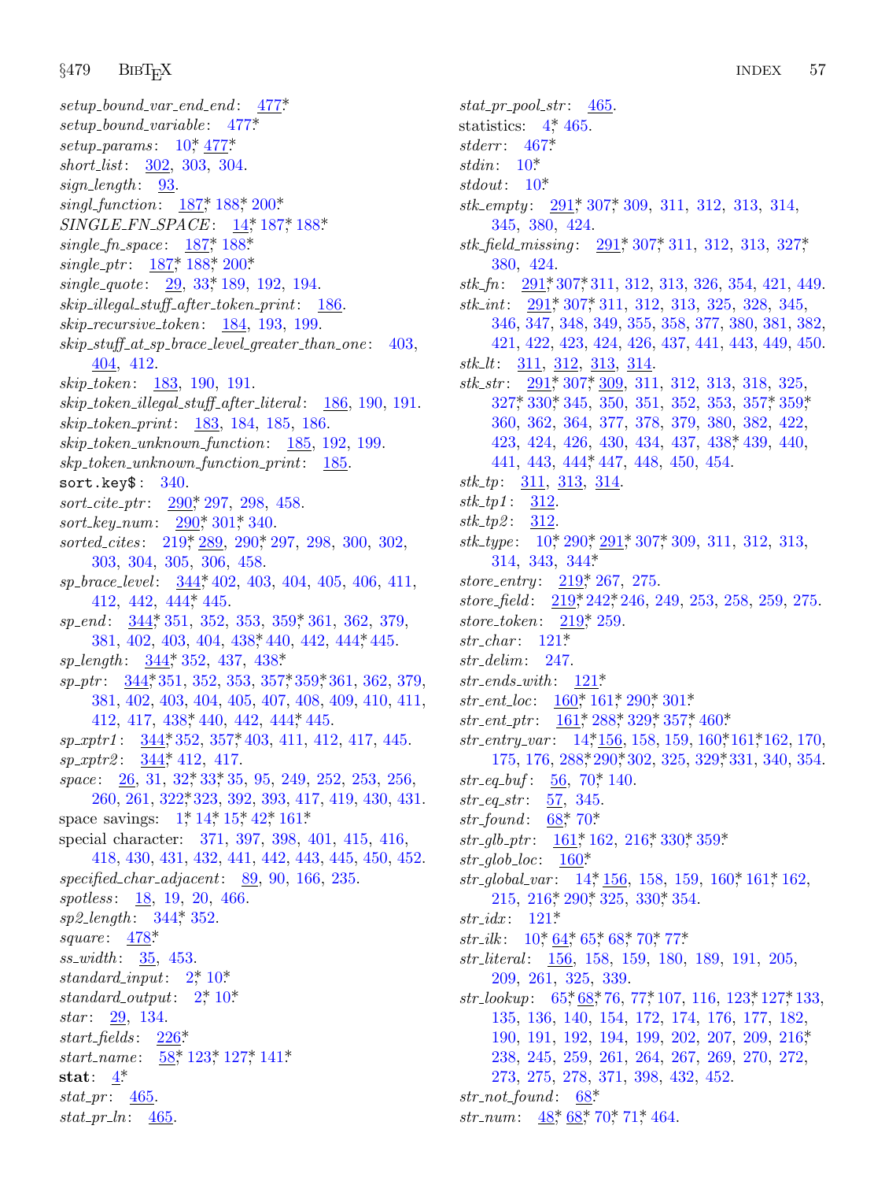*setup_bound_var_end_end*: 477*

*setup_bound_variable*: 477*

*setup_params*: 10*, 477*

*short_list*: 302, 303, 304.

*sign_length*: 93.

*singl_function*: 187*, 188*, 200*

*SINGLE_FN_SPACE*: 14*, 187*, 188*

*single_fn_space*: 187*, 188*

*single_ptr*: 187*, 188*, 200*

*single_quote*: 29, 33*, 189, 192, 194.

*skip_illegal_stuff_after_token_print*: 186.

*skip_recursive_token*: 184, 193, 199.

*skip_stuff_at_sp_brace_level_greater_than_one*: 403, 404, 412.

*skip_token*: 183, 190, 191.

*skip_token_illegal_stuff_after_literal*: 186, 190, 191.

*skip_token_print*: 183, 184, 185, 186.

*skip_token_unknown_function*: 185, 192, 199.

*skp_token_unknown_function_print*: 185.

`sort.key$`: 340.

*sort_cite_ptr*: 290*, 297, 298, 458.

*sort_key_num*: 290*, 301*, 340.

*sorted_cites*: 219*, 289, 290*, 297, 298, 300, 302, 303, 304, 305, 306, 458.

*sp_brace_level*: 344*, 402, 403, 404, 405, 406, 411, 412, 442, 444*, 445.

*sp_end*: 344*, 351, 352, 353, 359*, 361, 362, 379, 381, 402, 403, 404, 438*, 440, 442, 444*, 445.

*sp_length*: 344*, 352, 437, 438*

*sp_ptr*: 344*, 351, 352, 353, 357*, 359*, 361, 362, 379, 381, 402, 403, 404, 405, 407, 408, 409, 410, 411, 412, 417, 438*, 440, 442, 444*, 445.

*sp_xptr1*: 344*, 352, 357*, 403, 411, 412, 417, 445.

*sp_xptr2*: 344*, 412, 417.

*space*: 26, 31, 32*, 33*, 35, 95, 249, 252, 253, 256, 260, 261, 322*, 323, 392, 393, 417, 419, 430, 431.

space savings: 1*, 14*, 15*, 42*, 161*

special character: 371, 397, 398, 401, 415, 416, 418, 430, 431, 432, 441, 442, 443, 445, 450, 452.

*specified_char_adjacent*: 89, 90, 166, 235.

*spotless*: 18, 19, 20, 466.

*sp2_length*: 344*, 352.

*square*: 478*

*ss_width*: 35, 453.

*standard_input*: 2*, 10*

*standard_output*: 2*, 10*

*star*: 29, 134.

*start_fields*: 226*

*start_name*: 58*, 123*, 127*, 141*

**stat**: 4*

*stat_pr*: 465.

*stat_pr_ln*: 465.

*stat_pr_pool_str*: 465.

statistics: 4*, 465.

*stderr*: 467*

*stdin*: 10*

*stdout*: 10*

*stk_empty*: 291*, 307*, 309, 311, 312, 313, 314, 345, 380, 424.

*stk_field_missing*: 291*, 307*, 311, 312, 313, 327*, 380, 424.

*stk_fn*: 291*, 307*, 311, 312, 313, 326, 354, 421, 449.

*stk_int*: 291*, 307*, 311, 312, 313, 325, 328, 345, 346, 347, 348, 349, 355, 358, 377, 380, 381, 382, 421, 422, 423, 424, 426, 437, 441, 443, 449, 450.

*stk_lt*: 311, 312, 313, 314.

*stk_str*: 291*, 307*, 309, 311, 312, 313, 318, 325, 327*, 330*, 345, 350, 351, 352, 353, 357*, 359*, 360, 362, 364, 377, 378, 379, 380, 382, 422, 423, 424, 426, 430, 434, 437, 438*, 439, 440, 441, 443, 444*, 447, 448, 450, 454.

*stk_tp*: 311, 313, 314.

*stk_tp1*: 312.

*stk_tp2*: 312.

*stk_type*: 10*, 290*, 291*, 307*, 309, 311, 312, 313, 314, 343, 344*

*store_entry*: 219*, 267, 275.

*store_field*: 219*, 242*, 246, 249, 253, 258, 259, 275.

*store_token*: 219*, 259.

*str_char*: 121*

*str_delim*: 247.

*str_ends_with*: 121*

*str_ent_loc*: 160*, 161*, 290*, 301*

*str_ent_ptr*: 161*, 288*, 329*, 357*, 460*

*str_entry_var*: 14*, 156, 158, 159, 160*, 161*, 162, 170, 175, 176, 288*, 290*, 302, 325, 329*, 331, 340, 354.

*str_eq_buf*: 56, 70*, 140.

*str_eq_str*: 57, 345.

*str_found*: 68*, 70*

*str_glb_ptr*: 161*, 162, 216*, 330*, 359*

*str_glob_loc*: 160*

*str_global_var*: 14*, 156, 158, 159, 160*, 161*, 162, 215, 216*, 290*, 325, 330*, 354.

*str_idx*: 121*

*str_ilk*: 10*, 64*, 65*, 68*, 70*, 77*

*str_literal*: 156, 158, 159, 180, 189, 191, 205, 209, 261, 325, 339.

*str_lookup*: 65*, 68*, 76, 77*, 107, 116, 123*, 127*, 133, 135, 136, 140, 154, 172, 174, 176, 177, 182, 190, 191, 192, 194, 199, 202, 207, 209, 216*, 238, 245, 259, 261, 264, 267, 269, 270, 272, 273, 275, 278, 371, 398, 432, 452.

*str_not_found*: 68*

*str_num*: 48*, 68*, 70*, 71*, 464.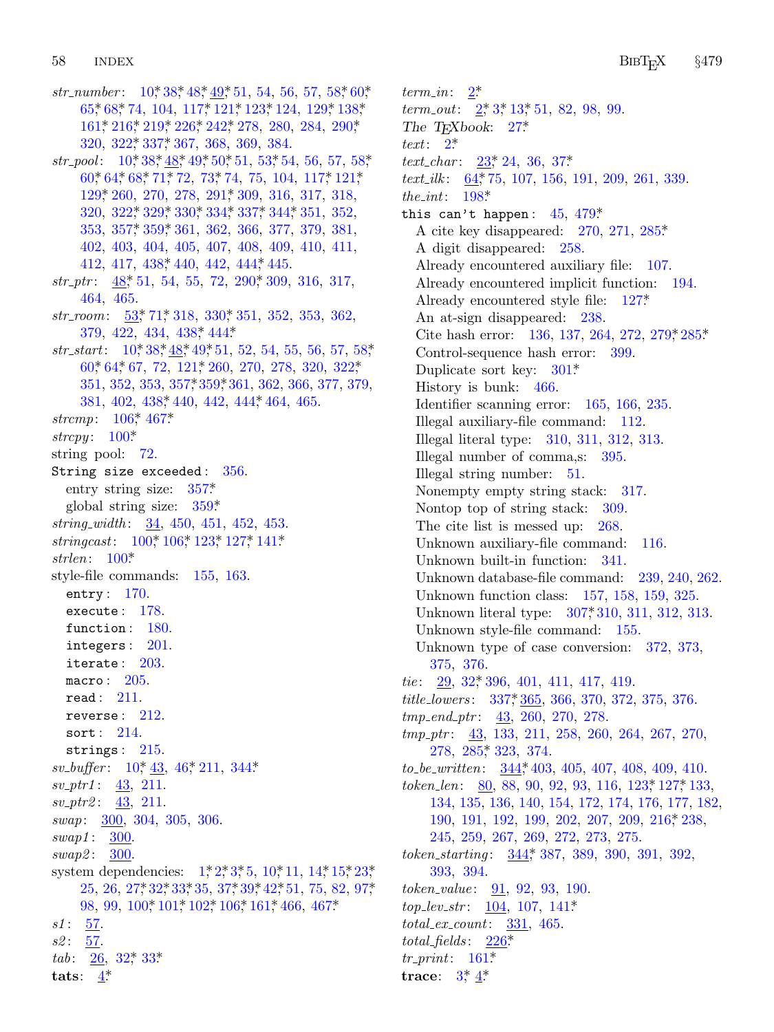*str_number*: 10*, 38*, 48*, 49*, 51, 54, 56, 57, 58*, 60*, 65*, 68*, 74, 104, 117*, 121*, 123*, 124, 129*, 138*, 161*, 216*, 219*, 226*, 242*, 278, 280, 284, 290*, 320, 322*, 337*, 367, 368, 369, 384.
*str_pool*: 10*, 38*, 48*, 49*, 50*, 51, 53*, 54, 56, 57, 58*, 60*, 64*, 68*, 71*, 72, 73*, 74, 75, 104, 117*, 121*, 129*, 260, 270, 278, 291*, 309, 316, 317, 318, 320, 322*, 329*, 330*, 334*, 337*, 344*, 351, 352, 353, 357*, 359*, 361, 362, 366, 377, 379, 381, 402, 403, 404, 405, 407, 408, 409, 410, 411, 412, 417, 438*, 440, 442, 444*, 445.
*str_ptr*: 48*, 51, 54, 55, 72, 290*, 309, 316, 317, 464, 465.
*str_room*: 53*, 71*, 318, 330*, 351, 352, 353, 362, 379, 422, 434, 438*, 444*.
*str_start*: 10*, 38*, 48*, 49*, 51, 52, 54, 55, 56, 57, 58*, 60*, 64*, 67, 72, 121*, 260, 270, 278, 320, 322*, 351, 352, 353, 357*, 359*, 361, 362, 366, 377, 379, 381, 402, 438*, 440, 442, 444*, 464, 465.
*strcmp*: 106*, 467*.
*strcpy*: 100*.
string pool: 72.
**String size exceeded**: 356.
  entry string size: 357*.
  global string size: 359*.
*string_width*: 34, 450, 451, 452, 453.
*stringcast*: 100*, 106*, 123*, 127*, 141*.
*strlen*: 100*.
style-file commands: 155, 163.
  `entry`: 170.
  `execute`: 178.
  `function`: 180.
  `integers`: 201.
  `iterate`: 203.
  `macro`: 205.
  `read`: 211.
  `reverse`: 212.
  `sort`: 214.
  `strings`: 215.
*sv_buffer*: 10*, 43, 46*, 211, 344*.
*sv_ptr1*: 43, 211.
*sv_ptr2*: 43, 211.
*swap*: 300, 304, 305, 306.
*swap1*: 300.
*swap2*: 300.
system dependencies: 1*, 2*, 3*, 5, 10*, 11, 14*, 15*, 23*, 25, 26, 27*, 32*, 33*, 35, 37*, 39*, 42*, 51, 75, 82, 97*, 98, 99, 100*, 101*, 102*, 106*, 161*, 466, 467*.
*s1*: 57.
*s2*: 57.
*tab*: 26, 32*, 33*.
**tats**: 4*.
*term_in*: 2*.
*term_out*: 2*, 3*, 13*, 51, 82, 98, 99.
*The TEXbook*: 27*.
*text*: 2*.
*text_char*: 23*, 24, 36, 37*.
*text_ilk*: 64*, 75, 107, 156, 191, 209, 261, 339.
*the_int*: 198*.
**this can't happen**: 45, 479*.
  A cite key disappeared: 270, 271, 285*.
  A digit disappeared: 258.
  Already encountered auxiliary file: 107.
  Already encountered implicit function: 194.
  Already encountered style file: 127*.
  An at-sign disappeared: 238.
  Cite hash error: 136, 137, 264, 272, 279*, 285*.
  Control-sequence hash error: 399.
  Duplicate sort key: 301*.
  History is bunk: 466.
  Identifier scanning error: 165, 166, 235.
  Illegal auxiliary-file command: 112.
  Illegal literal type: 310, 311, 312, 313.
  Illegal number of comma,s: 395.
  Illegal string number: 51.
  Nonempty empty string stack: 317.
  Nontop top of string stack: 309.
  The cite list is messed up: 268.
  Unknown auxiliary-file command: 116.
  Unknown built-in function: 341.
  Unknown database-file command: 239, 240, 262.
  Unknown function class: 157, 158, 159, 325.
  Unknown literal type: 307*, 310, 311, 312, 313.
  Unknown style-file command: 155.
  Unknown type of case conversion: 372, 373, 375, 376.
*tie*: 29, 32*, 396, 401, 411, 417, 419.
*title_lowers*: 337*, 365, 366, 370, 372, 375, 376.
*tmp_end_ptr*: 43, 260, 270, 278.
*tmp_ptr*: 43, 133, 211, 258, 260, 264, 267, 270, 278, 285*, 323, 374.
*to_be_written*: 344*, 403, 405, 407, 408, 409, 410.
*token_len*: 80, 88, 90, 92, 93, 116, 123*, 127*, 133, 134, 135, 136, 140, 154, 172, 174, 176, 177, 182, 190, 191, 192, 199, 202, 207, 209, 216*, 238, 245, 259, 267, 269, 272, 273, 275.
*token_starting*: 344*, 387, 389, 390, 391, 392, 393, 394.
*token_value*: 91, 92, 93, 190.
*top_lev_str*: 104, 107, 141*.
*total_ex_count*: 331, 465.
*total_fields*: 226*.
*tr_print*: 161*.
**trace**: 3*, 4*.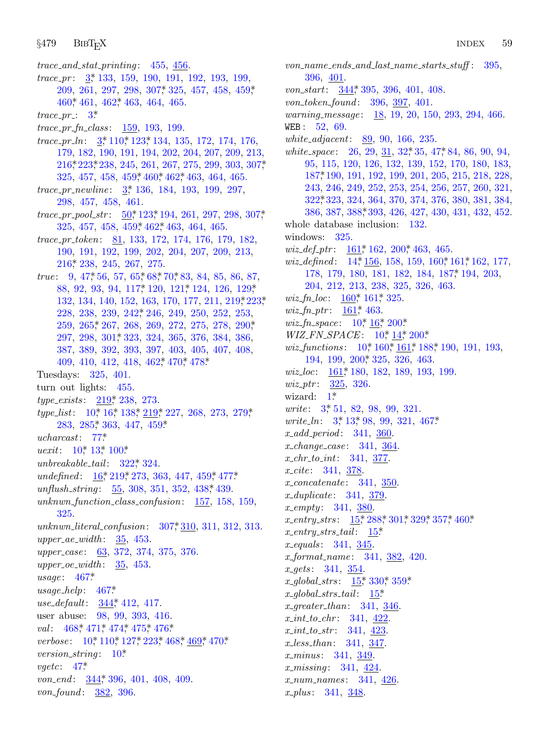*trace_and_stat_printing*: 455, <u>456</u>.
*trace_pr*: <u>3</u>* 133, 159, 190, 191, 192, 193, 199, 209, 261, 297, 298, 307* 325, 457, 458, 459* 460* 461, 462* 463, 464, 465.
*trace_pr_*: 3*
*trace_pr_fn_class*: <u>159</u>, 193, 199.
*trace_pr_ln*: <u>3</u>* 110* 123* 134, 135, 172, 174, 176, 179, 182, 190, 191, 194, 202, 204, 207, 209, 213, 216* 223* 238, 245, 261, 267, 275, 299, 303, 307* 325, 457, 458, 459* 460* 462* 463, 464, 465.
*trace_pr_newline*: <u>3</u>* 136, 184, 193, 199, 297, 298, 457, 458, 461.
*trace_pr_pool_str*: <u>50</u>* 123* 194, 261, 297, 298, 307* 325, 457, 458, 459* 462* 463, 464, 465.
*trace_pr_token*: <u>81</u>, 133, 172, 174, 176, 179, 182, 190, 191, 192, 199, 202, 204, 207, 209, 213, 216* 238, 245, 267, 275.
*true*: 9, 47* 56, 57, 65* 68* 70* 83, 84, 85, 86, 87, 88, 92, 93, 94, 117* 120, 121* 124, 126, 129* 132, 134, 140, 152, 163, 170, 177, 211, 219* 223* 228, 238, 239, 242* 246, 249, 250, 252, 253, 259, 265* 267, 268, 269, 272, 275, 278, 290* 297, 298, 301* 323, 324, 365, 376, 384, 386, 387, 389, 392, 393, 397, 403, 405, 407, 408, 409, 410, 412, 418, 462* 470* 478*
Tuesdays: 325, 401.
turn out lights: 455.
*type_exists*: <u>219</u>* 238, 273.
*type_list*: 10* 16* 138* <u>219</u>* 227, 268, 273, 279* 283, 285* 363, 447, 459*
*ucharcast*: 77*
*uexit*: 10* 13* 100*
*unbreakable_tail*: 322* 324.
*undefined*: <u>16</u>* 219* 273, 363, 447, 459* 477*
*unflush_string*: <u>55</u>, 308, 351, 352, 438* 439.
*unknwn_function_class_confusion*: <u>157</u>, 158, 159, 325.
*unknwn_literal_confusion*: 307* <u>310</u>, 311, 312, 313.
*upper_ae_width*: <u>35</u>, 453.
*upper_case*: <u>63</u>, 372, 374, 375, 376.
*upper_oe_width*: <u>35</u>, 453.
*usage*: 467*
*usage_help*: 467*
*use_default*: <u>344</u>* 412, 417.
user abuse: 98, 99, 393, 416.
*val*: 468* 471* 474* 475* 476*
*verbose*: 10* 110* 127* 223* 468* <u>469</u>* 470*
*version_string*: 10*
*vgetc*: 47*
*von_end*: <u>344</u>* 396, 401, 408, 409.
*von_found*: <u>382</u>, 396.
*von_name_ends_and_last_name_starts_stuff*: 395, 396, <u>401</u>.
*von_start*: <u>344</u>* 395, 396, 401, 408.
*von_token_found*: 396, <u>397</u>, 401.
*warning_message*: <u>18</u>, 19, 20, 150, 293, 294, 466.
WEB: 52, 69.
*white_adjacent*: <u>89</u>, 90, 166, 235.
*white_space*: 26, 29, <u>31</u>, 32* 35, 47* 84, 86, 90, 94, 95, 115, 120, 126, 132, 139, 152, 170, 180, 183, 187* 190, 191, 192, 199, 201, 205, 215, 218, 228, 243, 246, 249, 252, 253, 254, 256, 257, 260, 321, 322* 323, 324, 364, 370, 374, 376, 380, 381, 384, 386, 387, 388* 393, 426, 427, 430, 431, 432, 452.
whole database inclusion: 132.
windows: 325.
*wiz_def_ptr*: <u>161</u>* 162, 200* 463, 465.
*wiz_defined*: 14* <u>156</u>, 158, 159, 160* 161* 162, 177, 178, 179, 180, 181, 182, 184, 187* 194, 203, 204, 212, 213, 238, 325, 326, 463.
*wiz_fn_loc*: <u>160</u>* 161* 325.
*wiz_fn_ptr*: <u>161</u>* 463.
*wiz_fn_space*: 10* <u>16</u>* 200*
*WIZ_FN_SPACE*: 10* <u>14</u>* 200*
*wiz_functions*: 10* 160* <u>161</u>* 188* 190, 191, 193, 194, 199, 200* 325, 326, 463.
*wiz_loc*: <u>161</u>* 180, 182, 189, 193, 199.
*wiz_ptr*: <u>325</u>, 326.
wizard: 1*
*write*: 3* 51, 82, 98, 99, 321.
*write_ln*: 3* 13* 98, 99, 321, 467*
*x_add_period*: 341, <u>360</u>.
*x_change_case*: 341, <u>364</u>.
*x_chr_to_int*: 341, <u>377</u>.
*x_cite*: 341, <u>378</u>.
*x_concatenate*: 341, <u>350</u>.
*x_duplicate*: 341, <u>379</u>.
*x_empty*: 341, <u>380</u>.
*x_entry_strs*: <u>15</u>* 288* 301* 329* 357* 460*
*x_entry_strs_tail*: <u>15</u>*
*x_equals*: 341, <u>345</u>.
*x_format_name*: 341, <u>382</u>, 420.
*x_gets*: 341, <u>354</u>.
*x_global_strs*: <u>15</u>* 330* 359*
*x_global_strs_tail*: <u>15</u>*
*x_greater_than*: 341, <u>346</u>.
*x_int_to_chr*: 341, <u>422</u>.
*x_int_to_str*: 341, <u>423</u>.
*x_less_than*: 341, <u>347</u>.
*x_minus*: 341, <u>349</u>.
*x_missing*: 341, <u>424</u>.
*x_num_names*: 341, <u>426</u>.
*x_plus*: 341, <u>348</u>.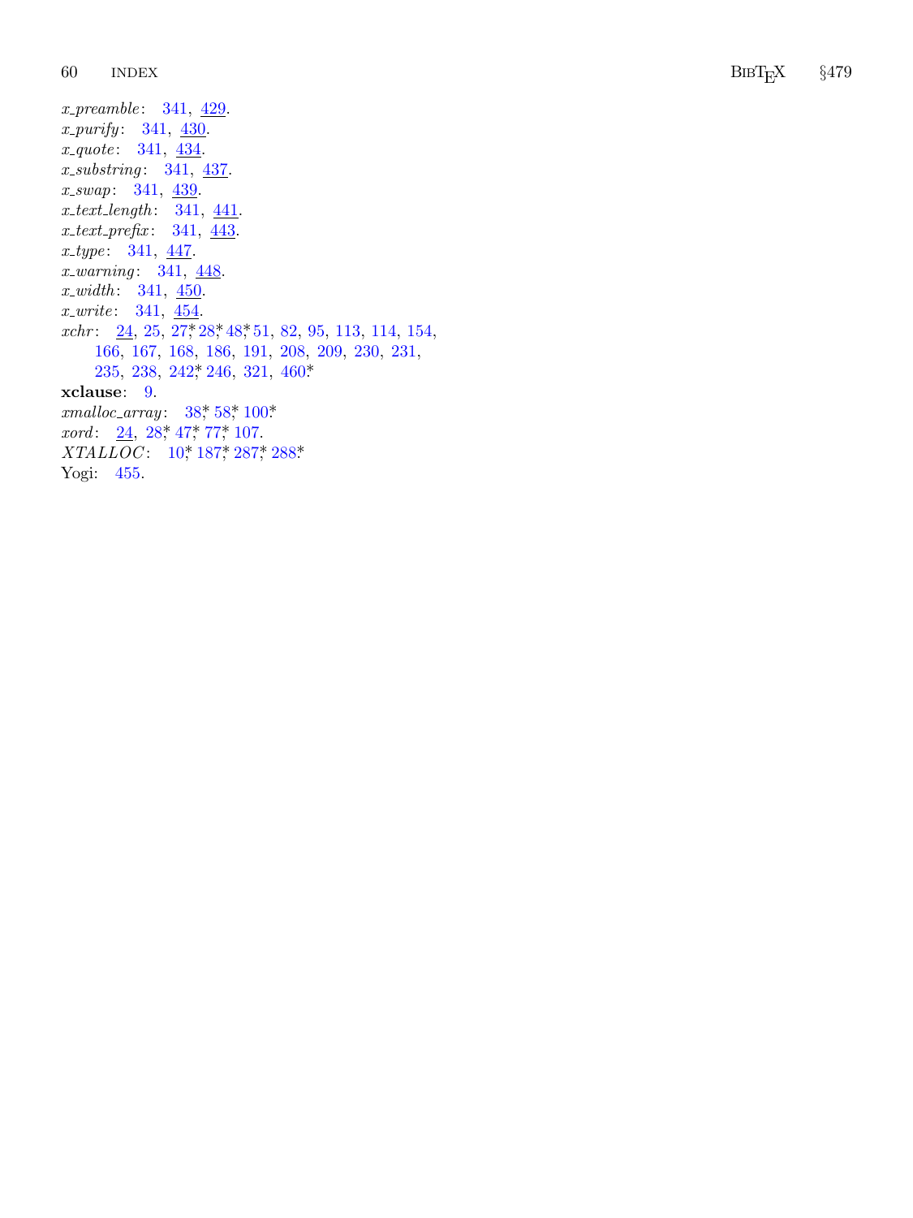*x_preamble*: 341, 429.
*x_purify*: 341, 430.
*x_quote*: 341, 434.
*x_substring*: 341, 437.
*x_swap*: 341, 439.
*x_text_length*: 341, 441.
*x_text_prefix*: 341, 443.
*x_type*: 341, 447.
*x_warning*: 341, 448.
*x_width*: 341, 450.
*x_write*: 341, 454.
*xchr*: 24, 25, 27,* 28,* 48,* 51, 82, 95, 113, 114, 154, 166, 167, 168, 186, 191, 208, 209, 230, 231, 235, 238, 242,* 246, 321, 460.*
**xclause**: 9.
*xmalloc_array*: 38,* 58,* 100.*
*xord*: 24, 28,* 47,* 77,* 107.
*XTALLOC*: 10,* 187,* 287,* 288.*
Yogi: 455.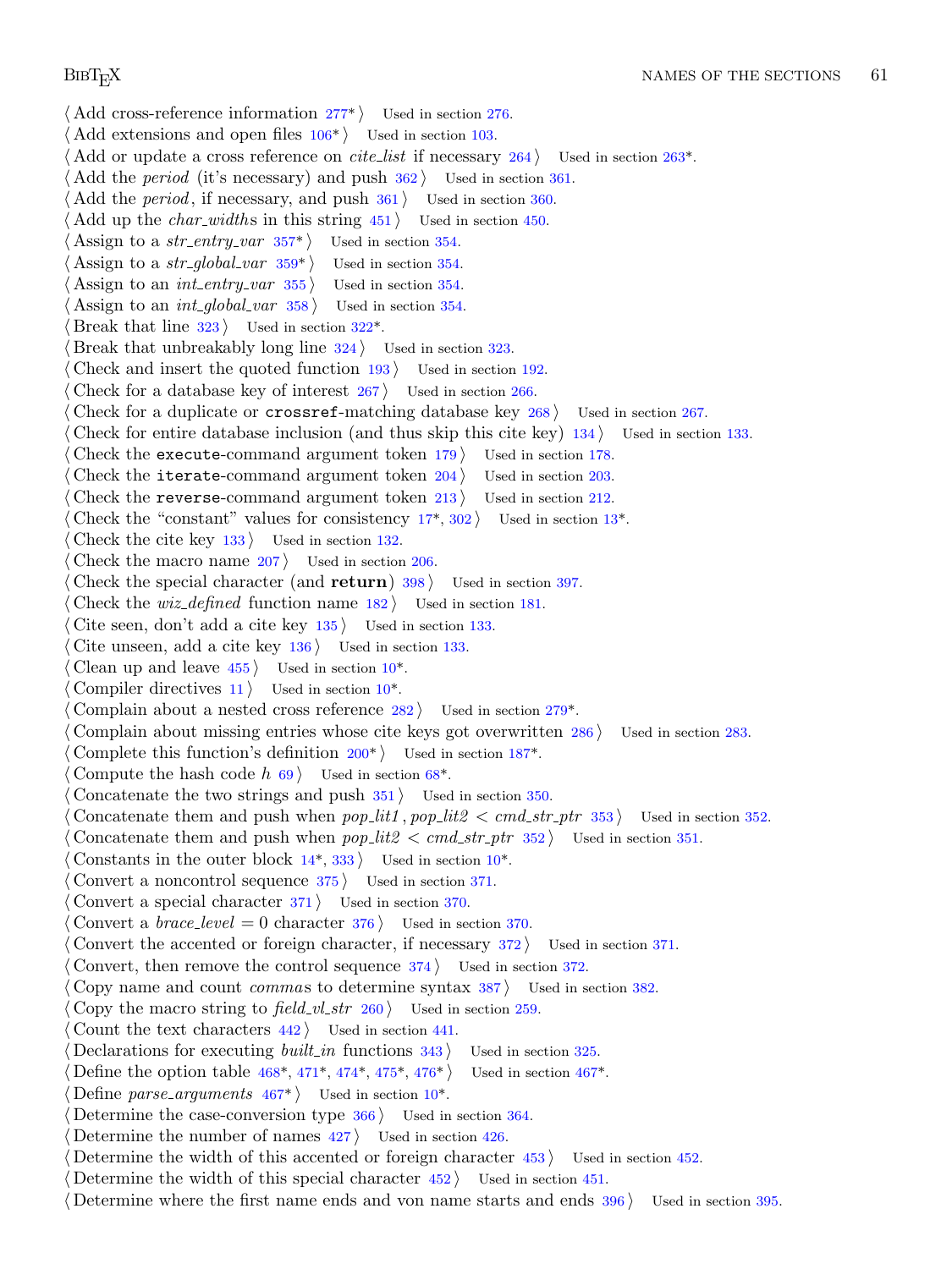⟨ Add cross-reference information 277* ⟩ Used in section 276.
⟨ Add extensions and open files 106* ⟩ Used in section 103.
⟨ Add or update a cross reference on *cite_list* if necessary 264 ⟩ Used in section 263*.
⟨ Add the *period* (it's necessary) and push 362 ⟩ Used in section 361.
⟨ Add the *period*, if necessary, and push 361 ⟩ Used in section 360.
⟨ Add up the *char_width*s in this string 451 ⟩ Used in section 450.
⟨ Assign to a *str_entry_var* 357* ⟩ Used in section 354.
⟨ Assign to a *str_global_var* 359* ⟩ Used in section 354.
⟨ Assign to an *int_entry_var* 355 ⟩ Used in section 354.
⟨ Assign to an *int_global_var* 358 ⟩ Used in section 354.
⟨ Break that line 323 ⟩ Used in section 322*.
⟨ Break that unbreakably long line 324 ⟩ Used in section 323.
⟨ Check and insert the quoted function 193 ⟩ Used in section 192.
⟨ Check for a database key of interest 267 ⟩ Used in section 266.
⟨ Check for a duplicate or `crossref`-matching database key 268 ⟩ Used in section 267.
⟨ Check for entire database inclusion (and thus skip this cite key) 134 ⟩ Used in section 133.
⟨ Check the `execute`-command argument token 179 ⟩ Used in section 178.
⟨ Check the `iterate`-command argument token 204 ⟩ Used in section 203.
⟨ Check the `reverse`-command argument token 213 ⟩ Used in section 212.
⟨ Check the "constant" values for consistency 17*, 302 ⟩ Used in section 13*.
⟨ Check the cite key 133 ⟩ Used in section 132.
⟨ Check the macro name 207 ⟩ Used in section 206.
⟨ Check the special character (and **return**) 398 ⟩ Used in section 397.
⟨ Check the *wiz_defined* function name 182 ⟩ Used in section 181.
⟨ Cite seen, don't add a cite key 135 ⟩ Used in section 133.
⟨ Cite unseen, add a cite key 136 ⟩ Used in section 133.
⟨ Clean up and leave 455 ⟩ Used in section 10*.
⟨ Compiler directives 11 ⟩ Used in section 10*.
⟨ Complain about a nested cross reference 282 ⟩ Used in section 279*.
⟨ Complain about missing entries whose cite keys got overwritten 286 ⟩ Used in section 283.
⟨ Complete this function's definition 200* ⟩ Used in section 187*.
⟨ Compute the hash code $h$ 69 ⟩ Used in section 68*.
⟨ Concatenate the two strings and push 351 ⟩ Used in section 350.
⟨ Concatenate them and push when $pop\_lit1, pop\_lit2 < cmd\_str\_ptr$ 353 ⟩ Used in section 352.
⟨ Concatenate them and push when $pop\_lit2 < cmd\_str\_ptr$ 352 ⟩ Used in section 351.
⟨ Constants in the outer block 14*, 333 ⟩ Used in section 10*.
⟨ Convert a noncontrol sequence 375 ⟩ Used in section 371.
⟨ Convert a special character 371 ⟩ Used in section 370.
⟨ Convert a $brace\_level = 0$ character 376 ⟩ Used in section 370.
⟨ Convert the accented or foreign character, if necessary 372 ⟩ Used in section 371.
⟨ Convert, then remove the control sequence 374 ⟩ Used in section 372.
⟨ Copy name and count *comma*s to determine syntax 387 ⟩ Used in section 382.
⟨ Copy the macro string to *field_vl_str* 260 ⟩ Used in section 259.
⟨ Count the text characters 442 ⟩ Used in section 441.
⟨ Declarations for executing *built_in* functions 343 ⟩ Used in section 325.
⟨ Define the option table 468*, 471*, 474*, 475*, 476* ⟩ Used in section 467*.
⟨ Define *parse_arguments* 467* ⟩ Used in section 10*.
⟨ Determine the case-conversion type 366 ⟩ Used in section 364.
⟨ Determine the number of names 427 ⟩ Used in section 426.
⟨ Determine the width of this accented or foreign character 453 ⟩ Used in section 452.
⟨ Determine the width of this special character 452 ⟩ Used in section 451.
⟨ Determine where the first name ends and von name starts and ends 396 ⟩ Used in section 395.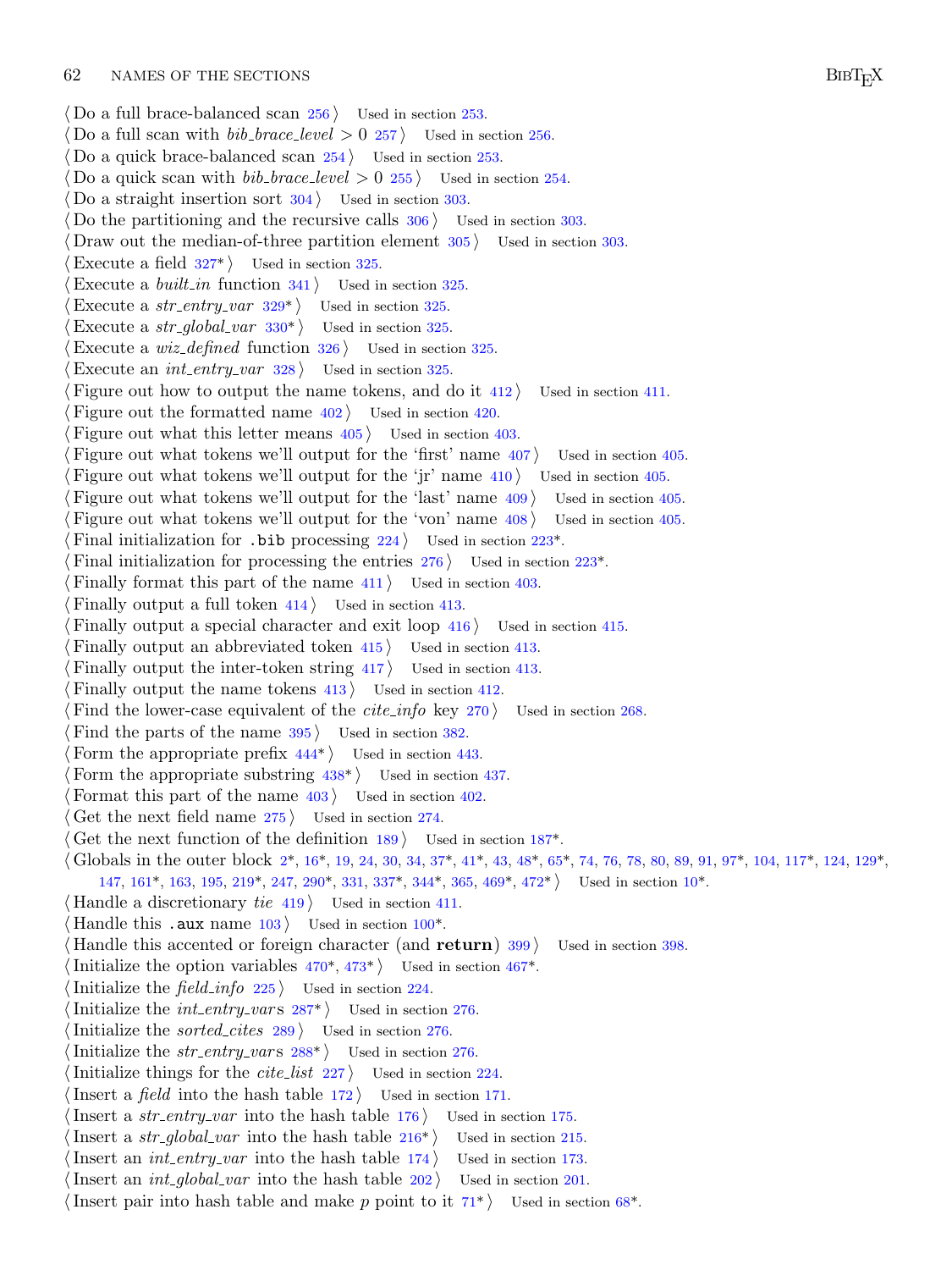⟨ Do a full brace-balanced scan 256 ⟩ Used in section 253.
⟨ Do a full scan with *bib_brace_level* $> 0$ 257 ⟩ Used in section 256.
⟨ Do a quick brace-balanced scan 254 ⟩ Used in section 253.
⟨ Do a quick scan with *bib_brace_level* $> 0$ 255 ⟩ Used in section 254.
⟨ Do a straight insertion sort 304 ⟩ Used in section 303.
⟨ Do the partitioning and the recursive calls 306 ⟩ Used in section 303.
⟨ Draw out the median-of-three partition element 305 ⟩ Used in section 303.
⟨ Execute a field 327* ⟩ Used in section 325.
⟨ Execute a *built_in* function 341 ⟩ Used in section 325.
⟨ Execute a *str_entry_var* 329* ⟩ Used in section 325.
⟨ Execute a *str_global_var* 330* ⟩ Used in section 325.
⟨ Execute a *wiz_defined* function 326 ⟩ Used in section 325.
⟨ Execute an *int_entry_var* 328 ⟩ Used in section 325.
⟨ Figure out how to output the name tokens, and do it 412 ⟩ Used in section 411.
⟨ Figure out the formatted name 402 ⟩ Used in section 420.
⟨ Figure out what this letter means 405 ⟩ Used in section 403.
⟨ Figure out what tokens we'll output for the 'first' name 407 ⟩ Used in section 405.
⟨ Figure out what tokens we'll output for the 'jr' name 410 ⟩ Used in section 405.
⟨ Figure out what tokens we'll output for the 'last' name 409 ⟩ Used in section 405.
⟨ Figure out what tokens we'll output for the 'von' name 408 ⟩ Used in section 405.
⟨ Final initialization for `.bib` processing 224 ⟩ Used in section 223*.
⟨ Final initialization for processing the entries 276 ⟩ Used in section 223*.
⟨ Finally format this part of the name 411 ⟩ Used in section 403.
⟨ Finally output a full token 414 ⟩ Used in section 413.
⟨ Finally output a special character and exit loop 416 ⟩ Used in section 415.
⟨ Finally output an abbreviated token 415 ⟩ Used in section 413.
⟨ Finally output the inter-token string 417 ⟩ Used in section 413.
⟨ Finally output the name tokens 413 ⟩ Used in section 412.
⟨ Find the lower-case equivalent of the *cite_info* key 270 ⟩ Used in section 268.
⟨ Find the parts of the name 395 ⟩ Used in section 382.
⟨ Form the appropriate prefix 444* ⟩ Used in section 443.
⟨ Form the appropriate substring 438* ⟩ Used in section 437.
⟨ Format this part of the name 403 ⟩ Used in section 402.
⟨ Get the next field name 275 ⟩ Used in section 274.
⟨ Get the next function of the definition 189 ⟩ Used in section 187*.
⟨ Globals in the outer block 2*, 16*, 19, 24, 30, 34, 37*, 41*, 43, 48*, 65*, 74, 76, 78, 80, 89, 91, 97*, 104, 117*, 124, 129*, 147, 161*, 163, 195, 219*, 247, 290*, 331, 337*, 344*, 365, 469*, 472* ⟩ Used in section 10*.
⟨ Handle a discretionary *tie* 419 ⟩ Used in section 411.
⟨ Handle this `.aux` name 103 ⟩ Used in section 100*.
⟨ Handle this accented or foreign character (and **return**) 399 ⟩ Used in section 398.
⟨ Initialize the option variables 470*, 473* ⟩ Used in section 467*.
⟨ Initialize the *field_info* 225 ⟩ Used in section 224.
⟨ Initialize the *int_entry_vars* 287* ⟩ Used in section 276.
⟨ Initialize the *sorted_cites* 289 ⟩ Used in section 276.
⟨ Initialize the *str_entry_vars* 288* ⟩ Used in section 276.
⟨ Initialize things for the *cite_list* 227 ⟩ Used in section 224.
⟨ Insert a *field* into the hash table 172 ⟩ Used in section 171.
⟨ Insert a *str_entry_var* into the hash table 176 ⟩ Used in section 175.
⟨ Insert a *str_global_var* into the hash table 216* ⟩ Used in section 215.
⟨ Insert an *int_entry_var* into the hash table 174 ⟩ Used in section 173.
⟨ Insert an *int_global_var* into the hash table 202 ⟩ Used in section 201.
⟨ Insert pair into hash table and make $p$ point to it 71* ⟩ Used in section 68*.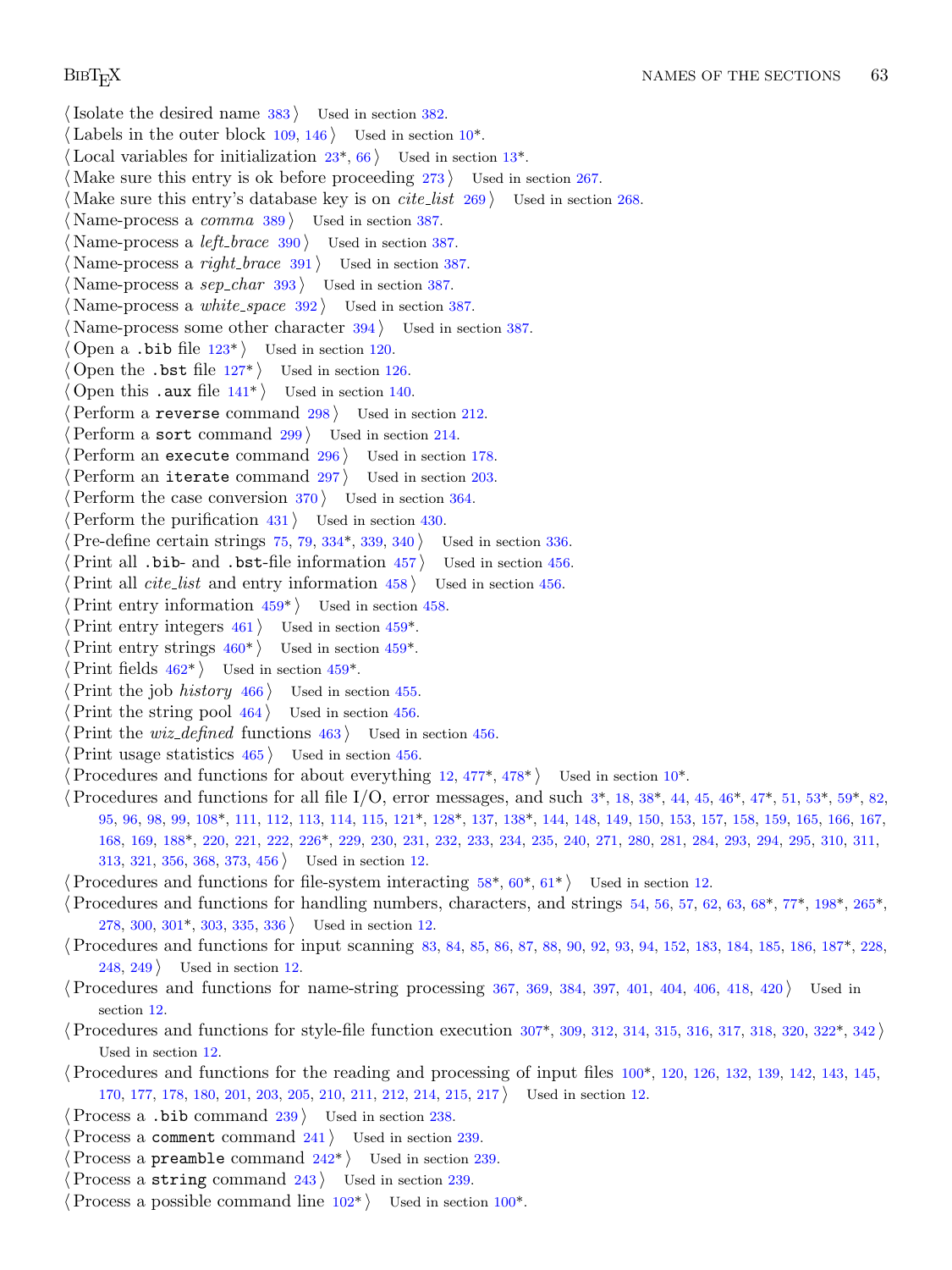⟨ Isolate the desired name 383 ⟩ Used in section 382.

⟨ Labels in the outer block 109, 146 ⟩ Used in section 10*.

⟨ Local variables for initialization 23*, 66 ⟩ Used in section 13*.

⟨ Make sure this entry is ok before proceeding 273 ⟩ Used in section 267.

⟨ Make sure this entry's database key is on *cite_list* 269 ⟩ Used in section 268.

⟨ Name-process a *comma* 389 ⟩ Used in section 387.

⟨ Name-process a *left_brace* 390 ⟩ Used in section 387.

⟨ Name-process a *right_brace* 391 ⟩ Used in section 387.

⟨ Name-process a *sep_char* 393 ⟩ Used in section 387.

⟨ Name-process a *white_space* 392 ⟩ Used in section 387.

⟨ Name-process some other character 394 ⟩ Used in section 387.

⟨ Open a `.bib` file 123* ⟩ Used in section 120.

⟨ Open the `.bst` file 127* ⟩ Used in section 126.

⟨ Open this `.aux` file 141* ⟩ Used in section 140.

⟨ Perform a `reverse` command 298 ⟩ Used in section 212.

⟨ Perform a `sort` command 299 ⟩ Used in section 214.

⟨ Perform an `execute` command 296 ⟩ Used in section 178.

⟨ Perform an `iterate` command 297 ⟩ Used in section 203.

⟨ Perform the case conversion 370 ⟩ Used in section 364.

⟨ Perform the purification 431 ⟩ Used in section 430.

⟨ Pre-define certain strings 75, 79, 334*, 339, 340 ⟩ Used in section 336.

⟨ Print all `.bib`- and `.bst`-file information 457 ⟩ Used in section 456.

⟨ Print all *cite_list* and entry information 458 ⟩ Used in section 456.

⟨ Print entry information 459* ⟩ Used in section 458.

⟨ Print entry integers 461 ⟩ Used in section 459*.

⟨ Print entry strings 460* ⟩ Used in section 459*.

⟨ Print fields 462* ⟩ Used in section 459*.

⟨ Print the job *history* 466 ⟩ Used in section 455.

⟨ Print the string pool 464 ⟩ Used in section 456.

⟨ Print the *wiz_defined* functions 463 ⟩ Used in section 456.

⟨ Print usage statistics 465 ⟩ Used in section 456.

⟨ Procedures and functions for about everything 12, 477*, 478* ⟩ Used in section 10*.

⟨ Procedures and functions for all file I/O, error messages, and such 3*, 18, 38*, 44, 45, 46*, 47*, 51, 53*, 59*, 82, 95, 96, 98, 99, 108*, 111, 112, 113, 114, 115, 121*, 128*, 137, 138*, 144, 148, 149, 150, 153, 157, 158, 159, 165, 166, 167, 168, 169, 188*, 220, 221, 222, 226*, 229, 230, 231, 232, 233, 234, 235, 240, 271, 280, 281, 284, 293, 294, 295, 310, 311, 313, 321, 356, 368, 373, 456 ⟩ Used in section 12.

⟨ Procedures and functions for file-system interacting 58*, 60*, 61* ⟩ Used in section 12.

⟨ Procedures and functions for handling numbers, characters, and strings 54, 56, 57, 62, 63, 68*, 77*, 198*, 265*, 278, 300, 301*, 303, 335, 336 ⟩ Used in section 12.

⟨ Procedures and functions for input scanning 83, 84, 85, 86, 87, 88, 90, 92, 93, 94, 152, 183, 184, 185, 186, 187*, 228, 248, 249 ⟩ Used in section 12.

⟨ Procedures and functions for name-string processing 367, 369, 384, 397, 401, 404, 406, 418, 420 ⟩ Used in section 12.

⟨ Procedures and functions for style-file function execution 307*, 309, 312, 314, 315, 316, 317, 318, 320, 322*, 342 ⟩ Used in section 12.

⟨ Procedures and functions for the reading and processing of input files 100*, 120, 126, 132, 139, 142, 143, 145, 170, 177, 178, 180, 201, 203, 205, 210, 211, 212, 214, 215, 217 ⟩ Used in section 12.

⟨ Process a `.bib` command 239 ⟩ Used in section 238.

⟨ Process a `comment` command 241 ⟩ Used in section 239.

⟨ Process a `preamble` command 242* ⟩ Used in section 239.

⟨ Process a `string` command 243 ⟩ Used in section 239.

⟨ Process a possible command line 102* ⟩ Used in section 100*.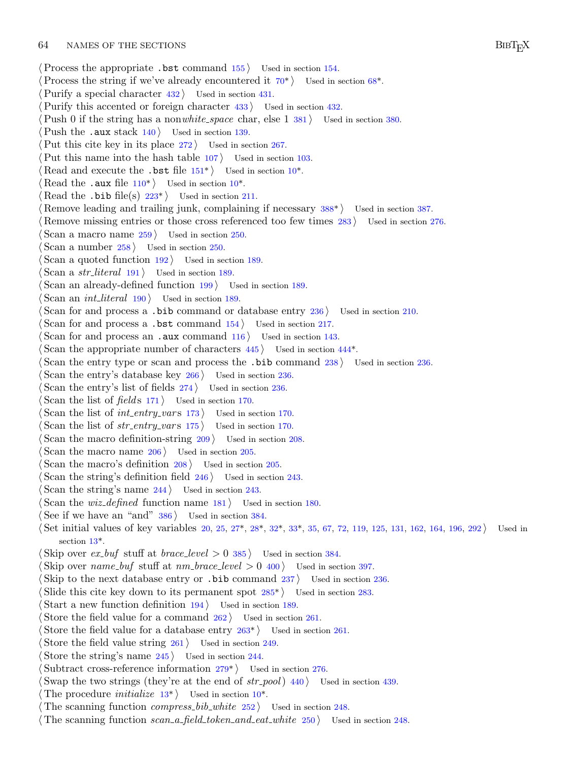⟨ Process the appropriate `.bst` command 155 ⟩ Used in section 154.
⟨ Process the string if we've already encountered it 70* ⟩ Used in section 68*.
⟨ Purify a special character 432 ⟩ Used in section 431.
⟨ Purify this accented or foreign character 433 ⟩ Used in section 432.
⟨ Push 0 if the string has a non*white_space* char, else 1 381 ⟩ Used in section 380.
⟨ Push the `.aux` stack 140 ⟩ Used in section 139.
⟨ Put this cite key in its place 272 ⟩ Used in section 267.
⟨ Put this name into the hash table 107 ⟩ Used in section 103.
⟨ Read and execute the `.bst` file 151* ⟩ Used in section 10*.
⟨ Read the `.aux` file 110* ⟩ Used in section 10*.
⟨ Read the `.bib` file(s) 223* ⟩ Used in section 211.
⟨ Remove leading and trailing junk, complaining if necessary 388* ⟩ Used in section 387.
⟨ Remove missing entries or those cross referenced too few times 283 ⟩ Used in section 276.
⟨ Scan a macro name 259 ⟩ Used in section 250.
⟨ Scan a number 258 ⟩ Used in section 250.
⟨ Scan a quoted function 192 ⟩ Used in section 189.
⟨ Scan a *str_literal* 191 ⟩ Used in section 189.
⟨ Scan an already-defined function 199 ⟩ Used in section 189.
⟨ Scan an *int_literal* 190 ⟩ Used in section 189.
⟨ Scan for and process a `.bib` command or database entry 236 ⟩ Used in section 210.
⟨ Scan for and process a `.bst` command 154 ⟩ Used in section 217.
⟨ Scan for and process an `.aux` command 116 ⟩ Used in section 143.
⟨ Scan the appropriate number of characters 445 ⟩ Used in section 444*.
⟨ Scan the entry type or scan and process the `.bib` command 238 ⟩ Used in section 236.
⟨ Scan the entry's database key 266 ⟩ Used in section 236.
⟨ Scan the entry's list of fields 274 ⟩ Used in section 236.
⟨ Scan the list of *fields* 171 ⟩ Used in section 170.
⟨ Scan the list of *int_entry_vars* 173 ⟩ Used in section 170.
⟨ Scan the list of *str_entry_vars* 175 ⟩ Used in section 170.
⟨ Scan the macro definition-string 209 ⟩ Used in section 208.
⟨ Scan the macro name 206 ⟩ Used in section 205.
⟨ Scan the macro's definition 208 ⟩ Used in section 205.
⟨ Scan the string's definition field 246 ⟩ Used in section 243.
⟨ Scan the string's name 244 ⟩ Used in section 243.
⟨ Scan the *wiz_defined* function name 181 ⟩ Used in section 180.
⟨ See if we have an "and" 386 ⟩ Used in section 384.
⟨ Set initial values of key variables 20, 25, 27*, 28*, 32*, 33*, 35, 67, 72, 119, 125, 131, 162, 164, 196, 292 ⟩ Used in section 13*.
⟨ Skip over *ex_buf* stuff at $brace\_level > 0$ 385 ⟩ Used in section 384.
⟨ Skip over *name_buf* stuff at $nm\_brace\_level > 0$ 400 ⟩ Used in section 397.
⟨ Skip to the next database entry or `.bib` command 237 ⟩ Used in section 236.
⟨ Slide this cite key down to its permanent spot 285* ⟩ Used in section 283.
⟨ Start a new function definition 194 ⟩ Used in section 189.
⟨ Store the field value for a command 262 ⟩ Used in section 261.
⟨ Store the field value for a database entry 263* ⟩ Used in section 261.
⟨ Store the field value string 261 ⟩ Used in section 249.
⟨ Store the string's name 245 ⟩ Used in section 244.
⟨ Subtract cross-reference information 279* ⟩ Used in section 276.
⟨ Swap the two strings (they're at the end of *str_pool*) 440 ⟩ Used in section 439.
⟨ The procedure *initialize* 13* ⟩ Used in section 10*.
⟨ The scanning function *compress_bib_white* 252 ⟩ Used in section 248.
⟨ The scanning function *scan_a_field_token_and_eat_white* 250 ⟩ Used in section 248.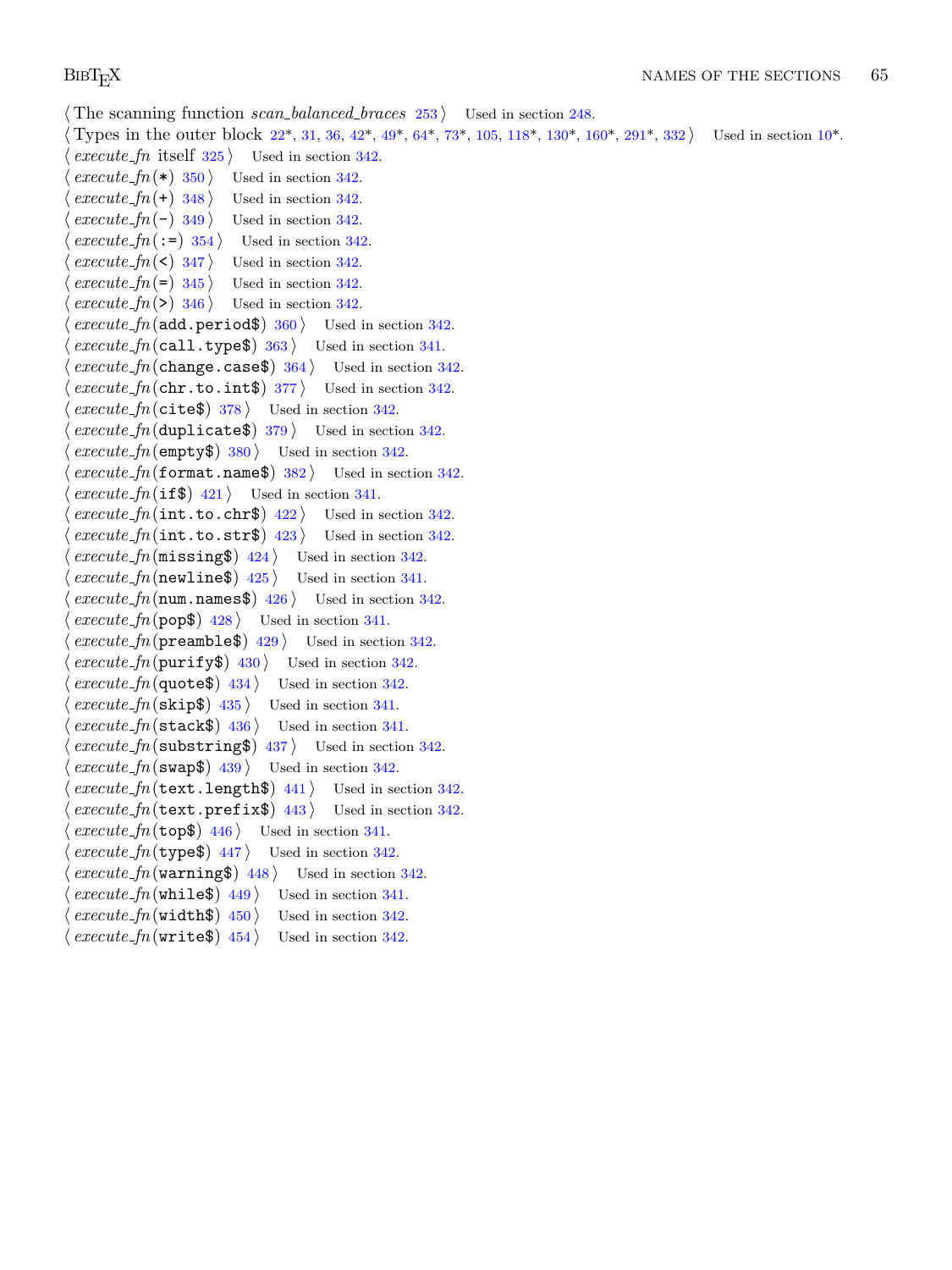⟨ The scanning function *scan_balanced_braces* 253 ⟩ Used in section 248.
⟨ Types in the outer block 22*, 31, 36, 42*, 49*, 64*, 73*, 105, 118*, 130*, 160*, 291*, 332 ⟩ Used in section 10*.
⟨ *execute_fn* itself 325 ⟩ Used in section 342.
⟨ *execute_fn*(*) 350 ⟩ Used in section 342.
⟨ *execute_fn*(+) 348 ⟩ Used in section 342.
⟨ *execute_fn*(-) 349 ⟩ Used in section 342.
⟨ *execute_fn*(:=) 354 ⟩ Used in section 342.
⟨ *execute_fn*(<) 347 ⟩ Used in section 342.
⟨ *execute_fn*(=) 345 ⟩ Used in section 342.
⟨ *execute_fn*(>) 346 ⟩ Used in section 342.
⟨ *execute_fn*(add.period$) 360 ⟩ Used in section 342.
⟨ *execute_fn*(call.type$) 363 ⟩ Used in section 341.
⟨ *execute_fn*(change.case$) 364 ⟩ Used in section 342.
⟨ *execute_fn*(chr.to.int$) 377 ⟩ Used in section 342.
⟨ *execute_fn*(cite$) 378 ⟩ Used in section 342.
⟨ *execute_fn*(duplicate$) 379 ⟩ Used in section 342.
⟨ *execute_fn*(empty$) 380 ⟩ Used in section 342.
⟨ *execute_fn*(format.name$) 382 ⟩ Used in section 342.
⟨ *execute_fn*(if$) 421 ⟩ Used in section 341.
⟨ *execute_fn*(int.to.chr$) 422 ⟩ Used in section 342.
⟨ *execute_fn*(int.to.str$) 423 ⟩ Used in section 342.
⟨ *execute_fn*(missing$) 424 ⟩ Used in section 342.
⟨ *execute_fn*(newline$) 425 ⟩ Used in section 341.
⟨ *execute_fn*(num.names$) 426 ⟩ Used in section 342.
⟨ *execute_fn*(pop$) 428 ⟩ Used in section 341.
⟨ *execute_fn*(preamble$) 429 ⟩ Used in section 342.
⟨ *execute_fn*(purify$) 430 ⟩ Used in section 342.
⟨ *execute_fn*(quote$) 434 ⟩ Used in section 342.
⟨ *execute_fn*(skip$) 435 ⟩ Used in section 341.
⟨ *execute_fn*(stack$) 436 ⟩ Used in section 341.
⟨ *execute_fn*(substring$) 437 ⟩ Used in section 342.
⟨ *execute_fn*(swap$) 439 ⟩ Used in section 342.
⟨ *execute_fn*(text.length$) 441 ⟩ Used in section 342.
⟨ *execute_fn*(text.prefix$) 443 ⟩ Used in section 342.
⟨ *execute_fn*(top$) 446 ⟩ Used in section 341.
⟨ *execute_fn*(type$) 447 ⟩ Used in section 342.
⟨ *execute_fn*(warning$) 448 ⟩ Used in section 342.
⟨ *execute_fn*(while$) 449 ⟩ Used in section 341.
⟨ *execute_fn*(width$) 450 ⟩ Used in section 342.
⟨ *execute_fn*(write$) 454 ⟩ Used in section 342.